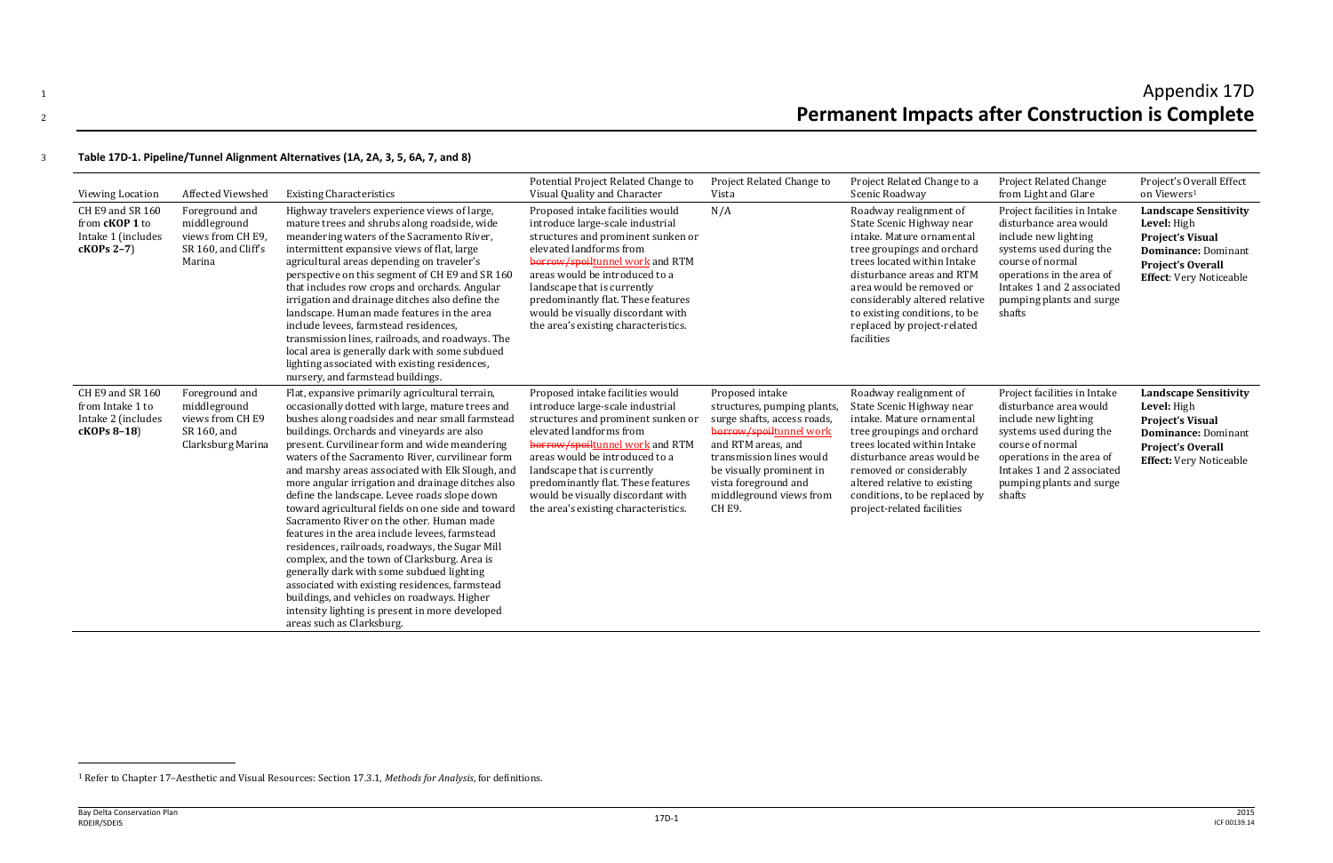# Appendix 17D
# Permanent Impacts after Construction is Complete

**Table 17D-1. Pipeline/Tunnel Alignment Alternatives (1A, 2A, 3, 5, 6A, 7, and 8)**

| Viewing Location | Affected Viewshed | Existing Characteristics | Potential Project Related Change to Visual Quality and Character | Project Related Change to Vista | Project Related Change to a Scenic Roadway | Project Related Change from Light and Glare | Project's Overall Effect on Viewers[1] |
|---|---|---|---|---|---|---|---|
| CH E9 and SR 160 from **cKOP 1** to Intake 1 (includes **cKOPs 2–7**) | Foreground and middleground views from CH E9, SR 160, and Cliff's Marina | Highway travelers experience views of large, mature trees and shrubs along roadside, wide meandering waters of the Sacramento River, intermittent expansive views of flat, large agricultural areas depending on traveler's perspective on this segment of CH E9 and SR 160 that includes row crops and orchards. Angular irrigation and drainage ditches also define the landscape. Human made features in the area include levees, farmstead residences, transmission lines, railroads, and roadways. The local area is generally dark with some subdued lighting associated with existing residences, nursery, and farmstead buildings. | Proposed intake facilities would introduce large-scale industrial structures and prominent sunken or elevated landforms from ~~borrow/spoil~~tunnel work and RTM areas would be introduced to a landscape that is currently predominantly flat. These features would be visually discordant with the area's existing characteristics. | N/A | Roadway realignment of State Scenic Highway near intake. Mature ornamental tree groupings and orchard trees located within Intake disturbance areas and RTM area would be removed or considerably altered relative to existing conditions, to be replaced by project-related facilities | Project facilities in Intake disturbance area would include new lighting systems used during the course of normal operations in the area of Intakes 1 and 2 associated pumping plants and surge shafts | **Landscape Sensitivity Level:** High **Project's Visual Dominance:** Dominant **Project's Overall Effect**: Very Noticeable |
| CH E9 and SR 160 from Intake 1 to Intake 2 (includes **cKOPs 8–18**) | Foreground and middleground views from CH E9 SR 160, and Clarksburg Marina | Flat, expansive primarily agricultural terrain, occasionally dotted with large, mature trees and bushes along roadsides and near small farmstead buildings. Orchards and vineyards are also present. Curvilinear form and wide meandering waters of the Sacramento River, curvilinear form and marshy areas associated with Elk Slough, and more angular irrigation and drainage ditches also define the landscape. Levee roads slope down toward agricultural fields on one side and toward Sacramento River on the other. Human made features in the area include levees, farmstead residences, railroads, roadways, the Sugar Mill complex, and the town of Clarksburg. Area is generally dark with some subdued lighting associated with existing residences, farmstead buildings, and vehicles on roadways. Higher intensity lighting is present in more developed areas such as Clarksburg. | Proposed intake facilities would introduce large-scale industrial structures and prominent sunken or elevated landforms from ~~borrow/spoil~~tunnel work and RTM areas would be introduced to a landscape that is currently predominantly flat. These features would be visually discordant with the area's existing characteristics. | Proposed intake structures, pumping plants, surge shafts, access roads, ~~borrow/spoil~~tunnel work and RTM areas, and transmission lines would be visually prominent in vista foreground and middleground views from CH E9. | Roadway realignment of State Scenic Highway near intake. Mature ornamental tree groupings and orchard trees located within Intake disturbance areas would be removed or considerably altered relative to existing conditions, to be replaced by project-related facilities | Project facilities in Intake disturbance area would include new lighting systems used during the course of normal operations in the area of Intakes 1 and 2 associated pumping plants and surge shafts | **Landscape Sensitivity Level:** High **Project's Visual Dominance:** Dominant **Project's Overall Effect:** Very Noticeable |

[1] Refer to Chapter 17–Aesthetic and Visual Resources: Section 17.3.1, *Methods for Analysis*, for definitions.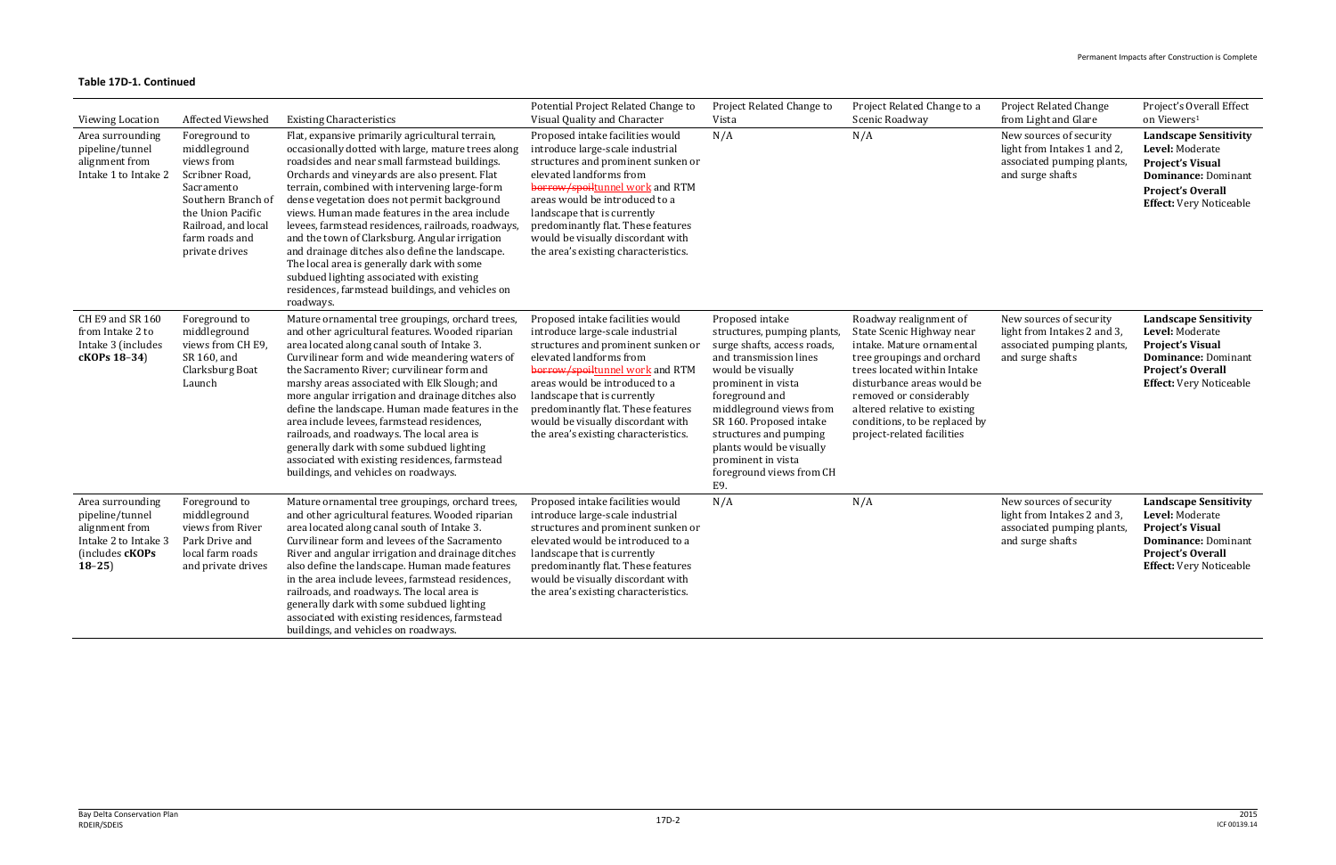**Table 17D-1. Continued**

| Viewing Location | Affected Viewshed | Existing Characteristics | Potential Project Related Change to Visual Quality and Character | Project Related Change to Vista | Project Related Change to a Scenic Roadway | Project Related Change from Light and Glare | Project's Overall Effect on Viewers[1] |
|---|---|---|---|---|---|---|---|
| Area surrounding pipeline/tunnel alignment from Intake 1 to Intake 2 | Foreground to middleground views from Scribner Road, Sacramento Southern Branch of the Union Pacific Railroad, and local farm roads and private drives | Flat, expansive primarily agricultural terrain, occasionally dotted with large, mature trees along roadsides and near small farmstead buildings. Orchards and vineyards are also present. Flat terrain, combined with intervening large-form dense vegetation does not permit background views. Human made features in the area include levees, farmstead residences, railroads, roadways, and the town of Clarksburg. Angular irrigation and drainage ditches also define the landscape. The local area is generally dark with some subdued lighting associated with existing residences, farmstead buildings, and vehicles on roadways. | Proposed intake facilities would introduce large-scale industrial structures and prominent sunken or elevated landforms from ~~borrow/spoil~~tunnel work and RTM areas would be introduced to a landscape that is currently predominantly flat. These features would be visually discordant with the area's existing characteristics. | N/A | N/A | New sources of security light from Intakes 1 and 2, associated pumping plants, and surge shafts | **Landscape Sensitivity Level:** Moderate **Project's Visual Dominance:** Dominant **Project's Overall Effect:** Very Noticeable |
| CH E9 and SR 160 from Intake 2 to Intake 3 (includes **cKOPs 18–34**) | Foreground to middleground views from CH E9, SR 160, and Clarksburg Boat Launch | Mature ornamental tree groupings, orchard trees, and other agricultural features. Wooded riparian area located along canal south of Intake 3. Curvilinear form and wide meandering waters of the Sacramento River; curvilinear form and marshy areas associated with Elk Slough; and more angular irrigation and drainage ditches also define the landscape. Human made features in the area include levees, farmstead residences, railroads, and roadways. The local area is generally dark with some subdued lighting associated with existing residences, farmstead buildings, and vehicles on roadways. | Proposed intake facilities would introduce large-scale industrial structures and prominent sunken or elevated landforms from ~~borrow/spoil~~tunnel work and RTM areas would be introduced to a landscape that is currently predominantly flat. These features would be visually discordant with the area's existing characteristics. | Proposed intake structures, pumping plants, surge shafts, access roads, and transmission lines would be visually prominent in vista foreground and middleground views from SR 160. Proposed intake structures and pumping plants would be visually prominent in vista foreground views from CH E9. | Roadway realignment of State Scenic Highway near intake. Mature ornamental tree groupings and orchard trees located within Intake disturbance areas would be removed or considerably altered relative to existing conditions, to be replaced by project-related facilities | New sources of security light from Intakes 2 and 3, associated pumping plants, and surge shafts | **Landscape Sensitivity Level:** Moderate **Project's Visual Dominance:** Dominant **Project's Overall Effect:** Very Noticeable |
| Area surrounding pipeline/tunnel alignment from Intake 2 to Intake 3 (includes **cKOPs 18–25**) | Foreground to middleground views from River Park Drive and local farm roads and private drives | Mature ornamental tree groupings, orchard trees, and other agricultural features. Wooded riparian area located along canal south of Intake 3. Curvilinear form and levees of the Sacramento River and angular irrigation and drainage ditches also define the landscape. Human made features in the area include levees, farmstead residences, railroads, and roadways. The local area is generally dark with some subdued lighting associated with existing residences, farmstead buildings, and vehicles on roadways. | Proposed intake facilities would introduce large-scale industrial structures and prominent sunken or elevated would be introduced to a landscape that is currently predominantly flat. These features would be visually discordant with the area's existing characteristics. | N/A | N/A | New sources of security light from Intakes 2 and 3, associated pumping plants, and surge shafts | **Landscape Sensitivity Level:** Moderate **Project's Visual Dominance:** Dominant **Project's Overall Effect:** Very Noticeable |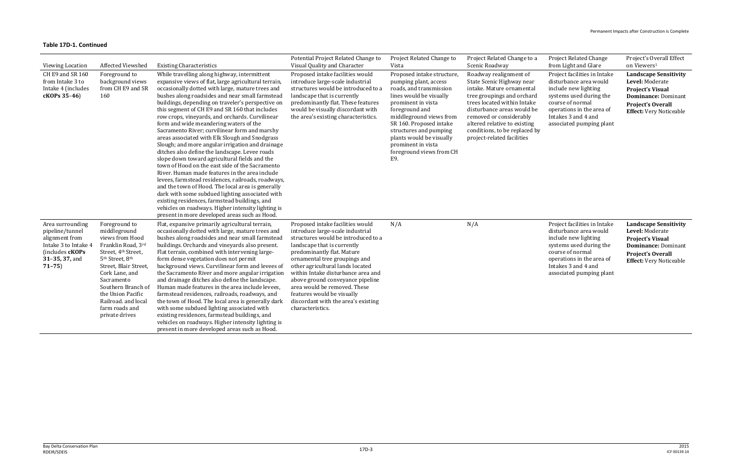**Table 17D-1. Continued**

| Viewing Location | Affected Viewshed | Existing Characteristics | Potential Project Related Change to Visual Quality and Character | Project Related Change to Vista | Project Related Change to a Scenic Roadway | Project Related Change from Light and Glare | Project's Overall Effect on Viewers[1] |
|---|---|---|---|---|---|---|---|
| CH E9 and SR 160 from Intake 3 to Intake 4 (includes **cKOPs 35–46**) | Foreground to background views from CH E9 and SR 160 | While travelling along highway, intermittent expansive views of flat, large agricultural terrain, occasionally dotted with large, mature trees and bushes along roadsides and near small farmstead buildings, depending on traveler's perspective on this segment of CH E9 and SR 160 that includes row crops, vineyards, and orchards. Curvilinear form and wide meandering waters of the Sacramento River; curvilinear form and marshy areas associated with Elk Slough and Snodgrass Slough; and more angular irrigation and drainage ditches also define the landscape. Levee roads slope down toward agricultural fields and the town of Hood on the east side of the Sacramento River. Human made features in the area include levees, farmstead residences, railroads, roadways, and the town of Hood. The local area is generally dark with some subdued lighting associated with existing residences, farmstead buildings, and vehicles on roadways. Higher intensity lighting is present in more developed areas such as Hood. | Proposed intake facilities would introduce large-scale industrial structures would be introduced to a landscape that is currently predominantly flat. These features would be visually discordant with the area's existing characteristics. | Proposed intake structure, pumping plant, access roads, and transmission lines would be visually prominent in vista foreground and middleground views from SR 160. Proposed intake structures and pumping plants would be visually prominent in vista foreground views from CH E9. | Roadway realignment of State Scenic Highway near intake. Mature ornamental tree groupings and orchard trees located within Intake disturbance areas would be removed or considerably altered relative to existing conditions, to be replaced by project-related facilities | Project facilities in Intake disturbance area would include new lighting systems used during the course of normal operations in the area of Intakes 3 and 4 and associated pumping plant | **Landscape Sensitivity Level:** Moderate **Project's Visual Dominance:** Dominant **Project's Overall Effect:** Very Noticeable |
| Area surrounding pipeline/tunnel alignment from Intake 3 to Intake 4 (includes **cKOPs 31–35, 37,** and **71–75**) | Foreground to middleground views from Hood Franklin Road, 3rd Street, 4th Street, 5th Street, 8th Street, Blair Street, Cork Lane, and Sacramento Southern Branch of the Union Pacific Railroad. and local farm roads and private drives | Flat, expansive primarily agricultural terrain, occasionally dotted with large, mature trees and bushes along roadsides and near small farmstead buildings. Orchards and vineyards also present. Flat terrain, combined with intervening large-form dense vegetation does not permit background views. Curvilinear form and levees of the Sacramento River and more angular irrigation and drainage ditches also define the landscape. Human made features in the area include levees, farmstead residences, railroads, roadways, and the town of Hood. The local area is generally dark with some subdued lighting associated with existing residences, farmstead buildings, and vehicles on roadways. Higher intensity lighting is present in more developed areas such as Hood. | Proposed intake facilities would introduce large-scale industrial structures would be introduced to a landscape that is currently predominantly flat. Mature ornamental tree groupings and other agricultural lands located within Intake disturbance area and above ground conveyance pipeline area would be removed. These features would be visually discordant with the area's existing characteristics. | N/A | N/A | Project facilities in Intake disturbance area would include new lighting systems used during the course of normal operations in the area of Intakes 3 and 4 and associated pumping plant | **Landscape Sensitivity Level:** Moderate **Project's Visual Dominance:** Dominant **Project's Overall Effect:** Very Noticeable |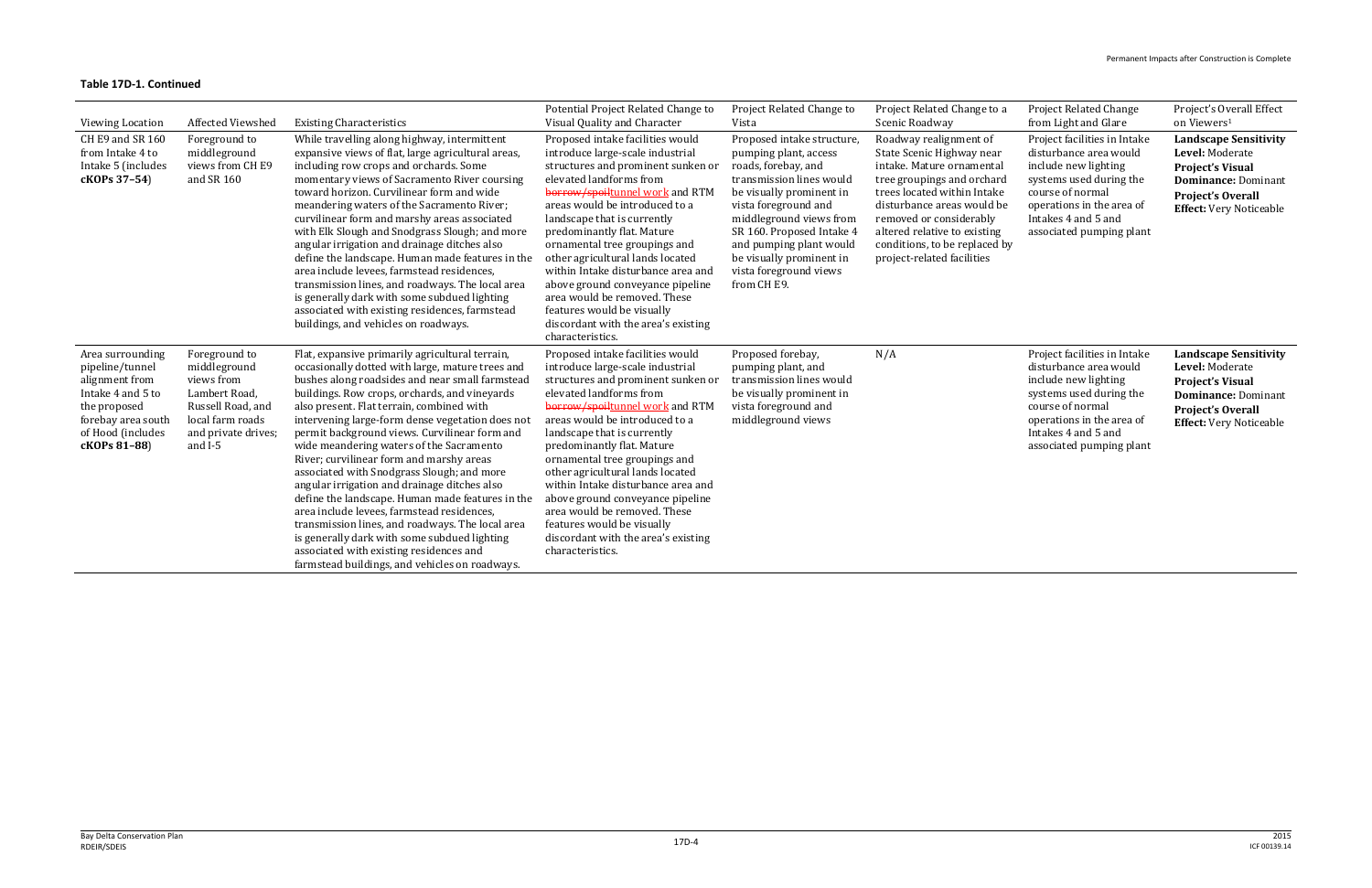**Table 17D-1. Continued**

| Viewing Location | Affected Viewshed | Existing Characteristics | Potential Project Related Change to Visual Quality and Character | Project Related Change to Vista | Project Related Change to a Scenic Roadway | Project Related Change from Light and Glare | Project's Overall Effect on Viewers[1] |
|---|---|---|---|---|---|---|---|
| CH E9 and SR 160 from Intake 4 to Intake 5 (includes **cKOPs 37–54**) | Foreground to middleground views from CH E9 and SR 160 | While travelling along highway, intermittent expansive views of flat, large agricultural areas, including row crops and orchards. Some momentary views of Sacramento River coursing toward horizon. Curvilinear form and wide meandering waters of the Sacramento River; curvilinear form and marshy areas associated with Elk Slough and Snodgrass Slough; and more angular irrigation and drainage ditches also define the landscape. Human made features in the area include levees, farmstead residences, transmission lines, and roadways. The local area is generally dark with some subdued lighting associated with existing residences, farmstead buildings, and vehicles on roadways. | Proposed intake facilities would introduce large-scale industrial structures and prominent sunken or elevated landforms from ~~borrow/spoil~~tunnel work and RTM areas would be introduced to a landscape that is currently predominantly flat. Mature ornamental tree groupings and other agricultural lands located within Intake disturbance area and above ground conveyance pipeline area would be removed. These features would be visually discordant with the area's existing characteristics. | Proposed intake structure, pumping plant, access roads, forebay, and transmission lines would be visually prominent in vista foreground and middleground views from SR 160. Proposed Intake 4 and pumping plant would be visually prominent in vista foreground views from CH E9. | Roadway realignment of State Scenic Highway near intake. Mature ornamental tree groupings and orchard trees located within Intake disturbance areas would be removed or considerably altered relative to existing conditions, to be replaced by project-related facilities | Project facilities in Intake disturbance area would include new lighting systems used during the course of normal operations in the area of Intakes 4 and 5 and associated pumping plant | **Landscape Sensitivity Level:** Moderate **Project's Visual Dominance:** Dominant **Project's Overall Effect:** Very Noticeable |
| Area surrounding pipeline/tunnel alignment from Intake 4 and 5 to the proposed forebay area south of Hood (includes **cKOPs 81–88**) | Foreground to middleground views from Lambert Road, Russell Road, and local farm roads and private drives; and I-5 | Flat, expansive primarily agricultural terrain, occasionally dotted with large, mature trees and bushes along roadsides and near small farmstead buildings. Row crops, orchards, and vineyards also present. Flat terrain, combined with intervening large-form dense vegetation does not permit background views. Curvilinear form and wide meandering waters of the Sacramento River; curvilinear form and marshy areas associated with Snodgrass Slough; and more angular irrigation and drainage ditches also define the landscape. Human made features in the area include levees, farmstead residences, transmission lines, and roadways. The local area is generally dark with some subdued lighting associated with existing residences and farmstead buildings, and vehicles on roadways. | Proposed intake facilities would introduce large-scale industrial structures and prominent sunken or elevated landforms from ~~borrow/spoil~~tunnel work and RTM areas would be introduced to a landscape that is currently predominantly flat. Mature ornamental tree groupings and other agricultural lands located within Intake disturbance area and above ground conveyance pipeline area would be removed. These features would be visually discordant with the area's existing characteristics. | Proposed forebay, pumping plant, and transmission lines would be visually prominent in vista foreground and middleground views | N/A | Project facilities in Intake disturbance area would include new lighting systems used during the course of normal operations in the area of Intakes 4 and 5 and associated pumping plant | **Landscape Sensitivity Level:** Moderate **Project's Visual Dominance:** Dominant **Project's Overall Effect:** Very Noticeable |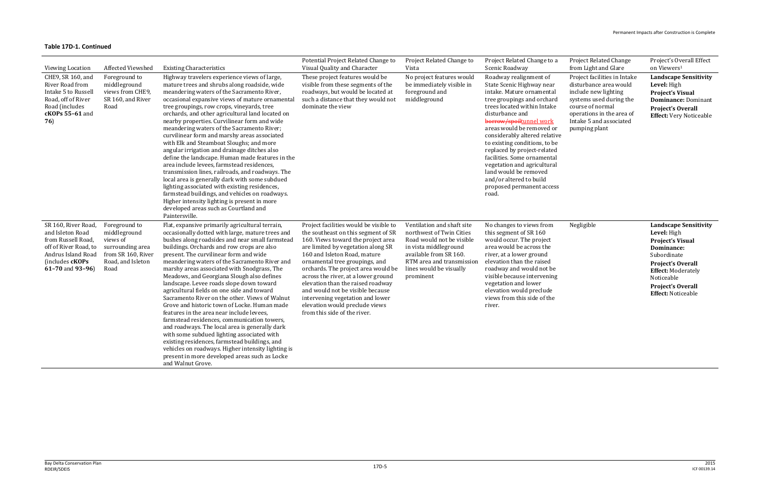**Table 17D-1. Continued**

| Viewing Location | Affected Viewshed | Existing Characteristics | Potential Project Related Change to Visual Quality and Character | Project Related Change to Vista | Project Related Change to a Scenic Roadway | Project Related Change from Light and Glare | Project's Overall Effect on Viewers[1] |
|---|---|---|---|---|---|---|---|
| CHE9, SR 160, and River Road from Intake 5 to Russell Road, off of River Road (includes **cKOPs 55–61** and **76**) | Foreground to middleground views from CHE9, SR 160, and River Road | Highway travelers experience views of large, mature trees and shrubs along roadside, wide meandering waters of the Sacramento River, occasional expansive views of mature ornamental tree groupings, row crops, vineyards, tree orchards, and other agricultural land located on nearby properties. Curvilinear form and wide meandering waters of the Sacramento River; curvilinear form and marshy areas associated with Elk and Steamboat Sloughs; and more angular irrigation and drainage ditches also define the landscape. Human made features in the area include levees, farmstead residences, transmission lines, railroads, and roadways. The local area is generally dark with some subdued lighting associated with existing residences, farmstead buildings, and vehicles on roadways. Higher intensity lighting is present in more developed areas such as Courtland and Paintersville. | These project features would be visible from these segments of the roadways, but would be located at such a distance that they would not dominate the view | No project features would be immediately visible in foreground and middleground | Roadway realignment of State Scenic Highway near intake. Mature ornamental tree groupings and orchard trees located within Intake disturbance and ~~borrow/spoil~~tunnel work areas would be removed or considerably altered relative to existing conditions, to be replaced by project-related facilities. Some ornamental vegetation and agricultural land would be removed and/or altered to build proposed permanent access road. | Project facilities in Intake disturbance area would include new lighting systems used during the course of normal operations in the area of Intake 5 and associated pumping plant | **Landscape Sensitivity Level:** High **Project's Visual Dominance:** Dominant **Project's Overall Effect:** Very Noticeable |
| SR 160, River Road, and Isleton Road from Russell Road, off of River Road, to Andrus Island Road (includes **cKOPs 61–70** and **93–96**) | Foreground to middleground views of surrounding area from SR 160, River Road, and Isleton Road | Flat, expansive primarily agricultural terrain, occasionally dotted with large, mature trees and bushes along roadsides and near small farmstead buildings. Orchards and row crops are also present. The curvilinear form and wide meandering waters of the Sacramento River and marshy areas associated with Snodgrass, The Meadows, and Georgiana Slough also defines landscape. Levee roads slope down toward agricultural fields on one side and toward Sacramento River on the other. Views of Walnut Grove and historic town of Locke. Human made features in the area near include levees, farmstead residences, communication towers, and roadways. The local area is generally dark with some subdued lighting associated with existing residences, farmstead buildings, and vehicles on roadways. Higher intensity lighting is present in more developed areas such as Locke and Walnut Grove. | Project facilities would be visible to the southeast on this segment of SR 160. Views toward the project area are limited by vegetation along SR 160 and Isleton Road, mature ornamental tree groupings, and orchards. The project area would be across the river, at a lower ground elevation than the raised roadway and would not be visible because intervening vegetation and lower elevation would preclude views from this side of the river. | Ventilation and shaft site northwest of Twin Cities Road would not be visible in vista middleground available from SR 160. RTM area and transmission lines would be visually prominent | No changes to views from this segment of SR 160 would occur. The project area would be across the river, at a lower ground elevation than the raised roadway and would not be visible because intervening vegetation and lower elevation would preclude views from this side of the river. | Negligible | **Landscape Sensitivity Level:** High **Project's Visual Dominance:** Subordinate **Project's Overall Effect:** Moderately Noticeable **Project's Overall Effect:** Noticeable |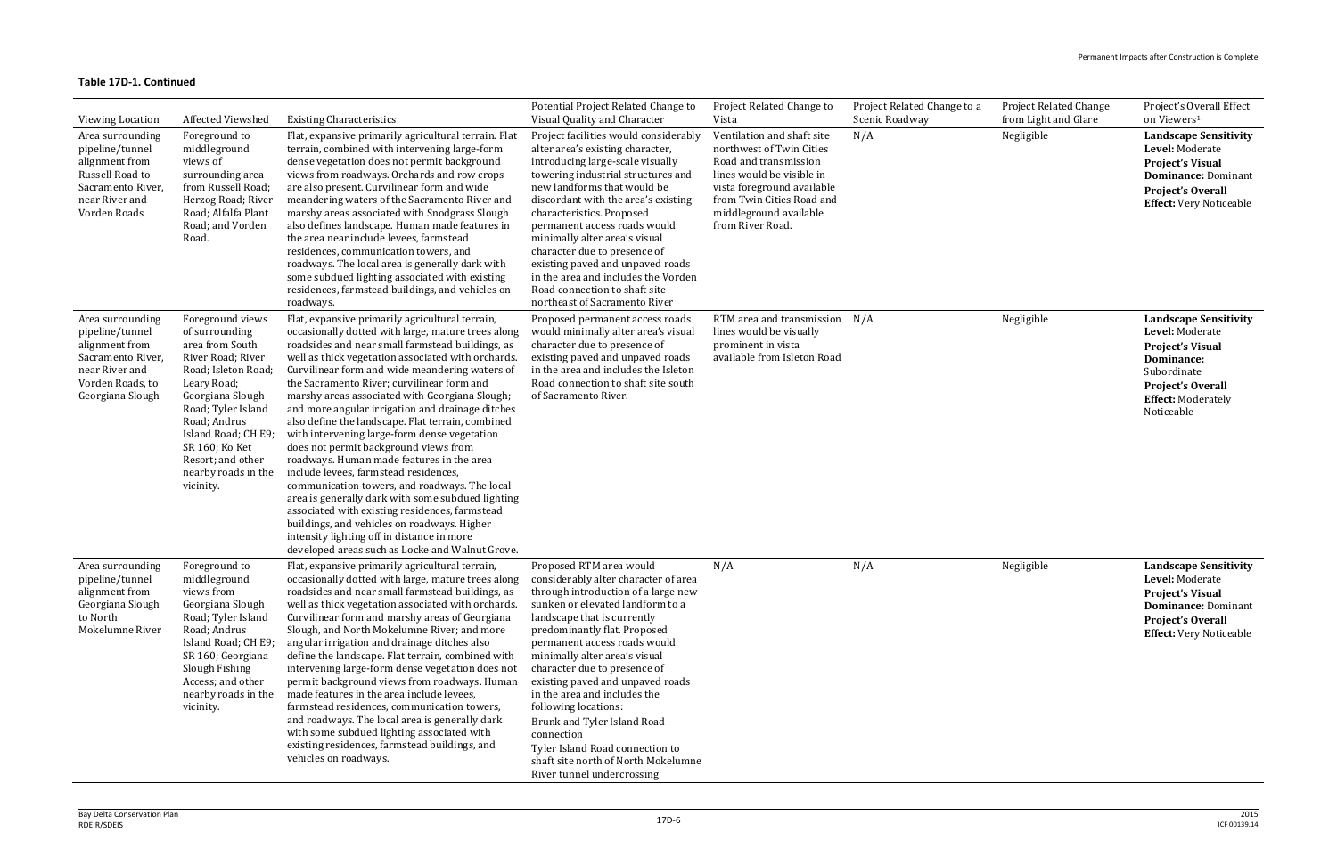**Table 17D-1. Continued**

| Viewing Location | Affected Viewshed | Existing Characteristics | Potential Project Related Change to Visual Quality and Character | Project Related Change to Vista | Project Related Change to a Scenic Roadway | Project Related Change from Light and Glare | Project's Overall Effect on Viewers[1] |
|---|---|---|---|---|---|---|---|
| Area surrounding pipeline/tunnel alignment from Russell Road to Sacramento River, near River and Vorden Roads | Foreground to middleground views of surrounding area from Russell Road; Herzog Road; River Road; Alfalfa Plant Road; and Vorden Road. | Flat, expansive primarily agricultural terrain. Flat terrain, combined with intervening large-form dense vegetation does not permit background views from roadways. Orchards and row crops are also present. Curvilinear form and wide meandering waters of the Sacramento River and marshy areas associated with Snodgrass Slough also defines landscape. Human made features in the area near include levees, farmstead residences, communication towers, and roadways. The local area is generally dark with some subdued lighting associated with existing residences, farmstead buildings, and vehicles on roadways. | Project facilities would considerably alter area's existing character, introducing large-scale visually towering industrial structures and new landforms that would be discordant with the area's existing characteristics. Proposed permanent access roads would minimally alter area's visual character due to presence of existing paved and unpaved roads in the area and includes the Vorden Road connection to shaft site northeast of Sacramento River | Ventilation and shaft site northwest of Twin Cities Road and transmission lines would be visible in vista foreground available from Twin Cities Road and middleground available from River Road. | N/A | Negligible | **Landscape Sensitivity Level:** Moderate **Project's Visual Dominance:** Dominant **Project's Overall Effect:** Very Noticeable |
| Area surrounding pipeline/tunnel alignment from Sacramento River, near River and Vorden Roads, to Georgiana Slough | Foreground views of surrounding area from South River Road; River Road; Isleton Road; Leary Road; Georgiana Slough Road; Tyler Island Road; Andrus Island Road; CH E9; SR 160; Ko Ket Resort; and other nearby roads in the vicinity. | Flat, expansive primarily agricultural terrain, occasionally dotted with large, mature trees along roadsides and near small farmstead buildings, as well as thick vegetation associated with orchards. Curvilinear form and wide meandering waters of the Sacramento River; curvilinear form and marshy areas associated with Georgiana Slough; and more angular irrigation and drainage ditches also define the landscape. Flat terrain, combined with intervening large-form dense vegetation does not permit background views from roadways. Human made features in the area include levees, farmstead residences, communication towers, and roadways. The local area is generally dark with some subdued lighting associated with existing residences, farmstead buildings, and vehicles on roadways. Higher intensity lighting off in distance in more developed areas such as Locke and Walnut Grove. | Proposed permanent access roads would minimally alter area's visual character due to presence of existing paved and unpaved roads in the area and includes the Isleton Road connection to shaft site south of Sacramento River. | RTM area and transmission lines would be visually prominent in vista available from Isleton Road | N/A | Negligible | **Landscape Sensitivity Level:** Moderate **Project's Visual Dominance:** Subordinate **Project's Overall Effect:** Moderately Noticeable |
| Area surrounding pipeline/tunnel alignment from Georgiana Slough to North Mokelumne River | Foreground to middleground views from Georgiana Slough Road; Tyler Island Road; Andrus Island Road; CH E9; SR 160; Georgiana Slough Fishing Access; and other nearby roads in the vicinity. | Flat, expansive primarily agricultural terrain, occasionally dotted with large, mature trees along roadsides and near small farmstead buildings, as well as thick vegetation associated with orchards. Curvilinear form and marshy areas of Georgiana Slough, and North Mokelumne River; and more angular irrigation and drainage ditches also define the landscape. Flat terrain, combined with intervening large-form dense vegetation does not permit background views from roadways. Human made features in the area include levees, farmstead residences, communication towers, and roadways. The local area is generally dark with some subdued lighting associated with existing residences, farmstead buildings, and vehicles on roadways. | Proposed RTM area would considerably alter character of area through introduction of a large new sunken or elevated landform to a landscape that is currently predominantly flat. Proposed permanent access roads would minimally alter area's visual character due to presence of existing paved and unpaved roads in the area and includes the following locations: Brunk and Tyler Island Road connection; Tyler Island Road connection to shaft site north of North Mokelumne River tunnel undercrossing | N/A | N/A | Negligible | **Landscape Sensitivity Level:** Moderate **Project's Visual Dominance:** Dominant **Project's Overall Effect:** Very Noticeable |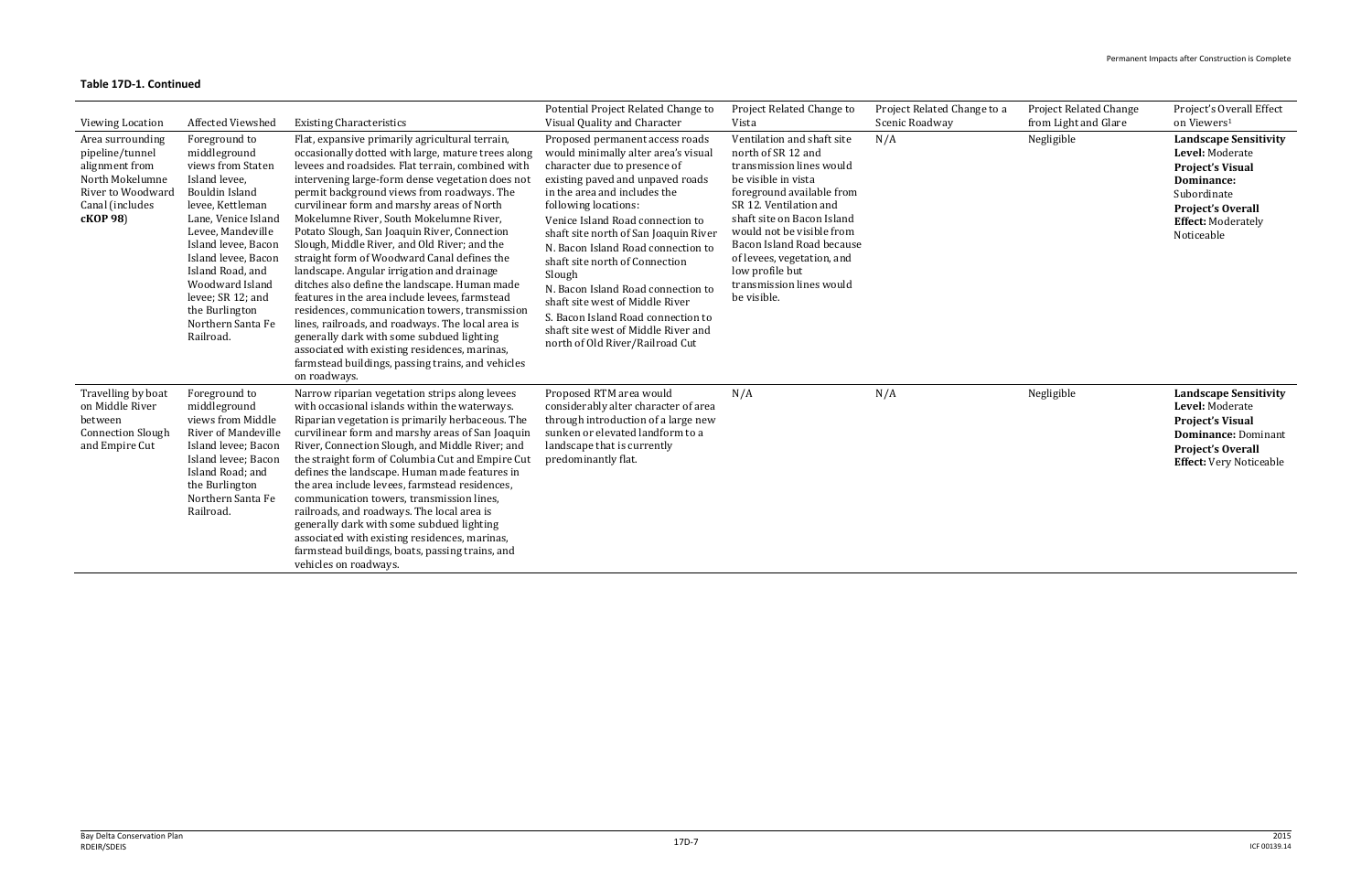**Table 17D-1. Continued**

| Viewing Location | Affected Viewshed | Existing Characteristics | Potential Project Related Change to Visual Quality and Character | Project Related Change to Vista | Project Related Change to a Scenic Roadway | Project Related Change from Light and Glare | Project's Overall Effect on Viewers[1] |
|---|---|---|---|---|---|---|---|
| Area surrounding pipeline/tunnel alignment from North Mokelumne River to Woodward Canal (includes **cKOP 98**) | Foreground to middleground views from Staten Island levee, Bouldin Island levee, Kettleman Lane, Venice Island Levee, Mandeville Island levee, Bacon Island levee, Bacon Island Road, and Woodward Island levee; SR 12; and the Burlington Northern Santa Fe Railroad. | Flat, expansive primarily agricultural terrain, occasionally dotted with large, mature trees along levees and roadsides. Flat terrain, combined with intervening large-form dense vegetation does not permit background views from roadways. The curvilinear form and marshy areas of North Mokelumne River, South Mokelumne River, Potato Slough, San Joaquin River, Connection Slough, Middle River, and Old River; and the straight form of Woodward Canal defines the landscape. Angular irrigation and drainage ditches also define the landscape. Human made features in the area include levees, farmstead residences, communication towers, transmission lines, railroads, and roadways. The local area is generally dark with some subdued lighting associated with existing residences, marinas, farmstead buildings, passing trains, and vehicles on roadways. | Proposed permanent access roads would minimally alter area's visual character due to presence of existing paved and unpaved roads in the area and includes the following locations:<br>Venice Island Road connection to shaft site north of San Joaquin River<br>N. Bacon Island Road connection to shaft site north of Connection Slough<br>N. Bacon Island Road connection to shaft site west of Middle River<br>S. Bacon Island Road connection to shaft site west of Middle River and north of Old River/Railroad Cut | Ventilation and shaft site north of SR 12 and transmission lines would be visible in vista foreground available from SR 12. Ventilation and shaft site on Bacon Island would not be visible from Bacon Island Road because of levees, vegetation, and low profile but transmission lines would be visible. | N/A | Negligible | **Landscape Sensitivity Level:** Moderate<br>**Project's Visual Dominance:** Subordinate<br>**Project's Overall Effect:** Moderately Noticeable |
| Travelling by boat on Middle River between Connection Slough and Empire Cut | Foreground to middleground views from Middle River of Mandeville Island levee; Bacon Island levee; Bacon Island Road; and the Burlington Northern Santa Fe Railroad. | Narrow riparian vegetation strips along levees with occasional islands within the waterways. Riparian vegetation is primarily herbaceous. The curvilinear form and marshy areas of San Joaquin River, Connection Slough, and Middle River; and the straight form of Columbia Cut and Empire Cut defines the landscape. Human made features in the area include levees, farmstead residences, communication towers, transmission lines, railroads, and roadways. The local area is generally dark with some subdued lighting associated with existing residences, marinas, farmstead buildings, boats, passing trains, and vehicles on roadways. | Proposed RTM area would considerably alter character of area through introduction of a large new sunken or elevated landform to a landscape that is currently predominantly flat. | N/A | N/A | Negligible | **Landscape Sensitivity Level:** Moderate<br>**Project's Visual Dominance:** Dominant<br>**Project's Overall Effect:** Very Noticeable |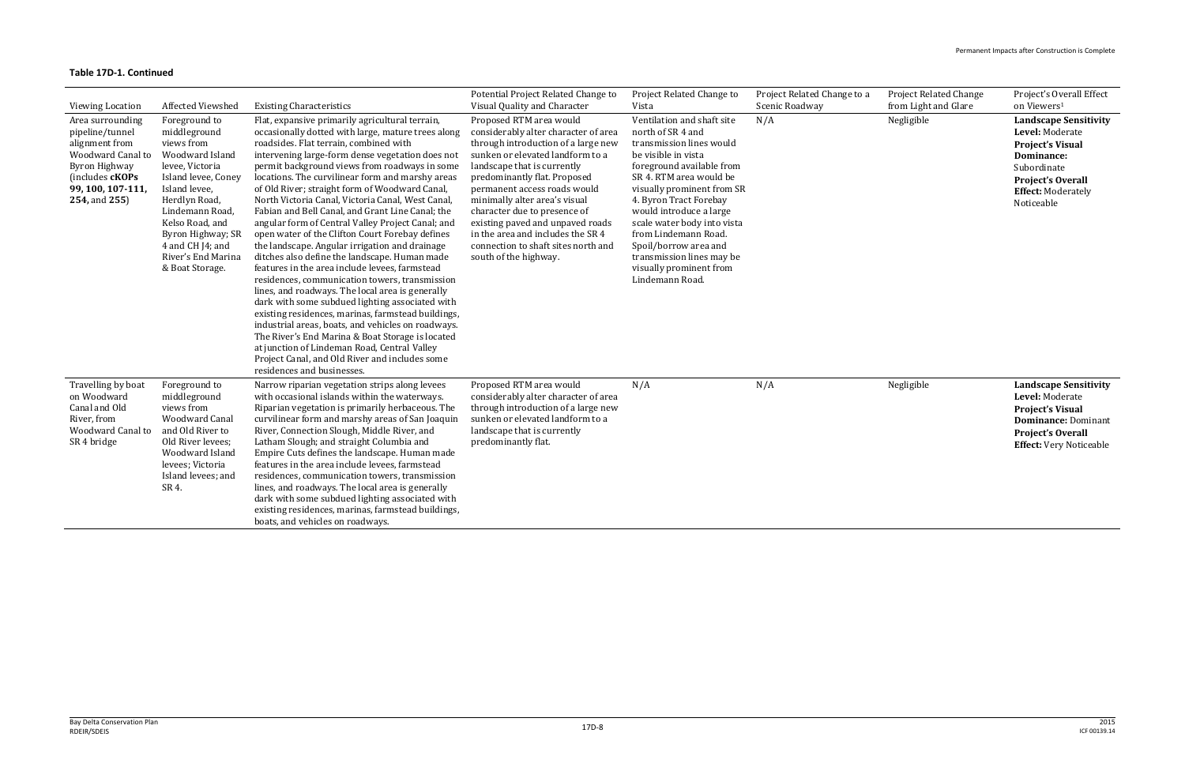**Table 17D-1. Continued**

| Viewing Location | Affected Viewshed | Existing Characteristics | Potential Project Related Change to Visual Quality and Character | Project Related Change to Vista | Project Related Change to a Scenic Roadway | Project Related Change from Light and Glare | Project's Overall Effect on Viewers[1] |
|---|---|---|---|---|---|---|---|
| Area surrounding pipeline/tunnel alignment from Woodward Canal to Byron Highway (includes **cKOPs 99, 100, 107-111, 254,** and **255**) | Foreground to middleground views from Woodward Island levee, Victoria Island levee, Coney Island levee, Herdlyn Road, Lindemann Road, Kelso Road, and Byron Highway; SR 4 and CH J4; and River's End Marina & Boat Storage. | Flat, expansive primarily agricultural terrain, occasionally dotted with large, mature trees along roadsides. Flat terrain, combined with intervening large-form dense vegetation does not permit background views from roadways in some locations. The curvilinear form and marshy areas of Old River; straight form of Woodward Canal, North Victoria Canal, Victoria Canal, West Canal, Fabian and Bell Canal, and Grant Line Canal; the angular form of Central Valley Project Canal; and open water of the Clifton Court Forebay defines the landscape. Angular irrigation and drainage ditches also define the landscape. Human made features in the area include levees, farmstead residences, communication towers, transmission lines, and roadways. The local area is generally dark with some subdued lighting associated with existing residences, marinas, farmstead buildings, industrial areas, boats, and vehicles on roadways. The River's End Marina & Boat Storage is located at junction of Lindeman Road, Central Valley Project Canal, and Old River and includes some residences and businesses. | Proposed RTM area would considerably alter character of area through introduction of a large new sunken or elevated landform to a landscape that is currently predominantly flat. Proposed permanent access roads would minimally alter area's visual character due to presence of existing paved and unpaved roads in the area and includes the SR 4 connection to shaft sites north and south of the highway. | Ventilation and shaft site north of SR 4 and transmission lines would be visible in vista foreground available from SR 4. RTM area would be visually prominent from SR 4. Byron Tract Forebay would introduce a large scale water body into vista from Lindemann Road. Spoil/borrow area and transmission lines may be visually prominent from Lindemann Road. | N/A | Negligible | **Landscape Sensitivity Level:** Moderate **Project's Visual Dominance:** Subordinate **Project's Overall Effect:** Moderately Noticeable |
| Travelling by boat on Woodward Canal and Old River, from Woodward Canal to SR 4 bridge | Foreground to middleground views from Woodward Canal and Old River to Old River levees; Woodward Island levees; Victoria Island levees; and SR 4. | Narrow riparian vegetation strips along levees with occasional islands within the waterways. Riparian vegetation is primarily herbaceous. The curvilinear form and marshy areas of San Joaquin River, Connection Slough, Middle River, and Latham Slough; and straight Columbia and Empire Cuts defines the landscape. Human made features in the area include levees, farmstead residences, communication towers, transmission lines, and roadways. The local area is generally dark with some subdued lighting associated with existing residences, marinas, farmstead buildings, boats, and vehicles on roadways. | Proposed RTM area would considerably alter character of area through introduction of a large new sunken or elevated landform to a landscape that is currently predominantly flat. | N/A | N/A | Negligible | **Landscape Sensitivity Level:** Moderate **Project's Visual Dominance:** Dominant **Project's Overall Effect:** Very Noticeable |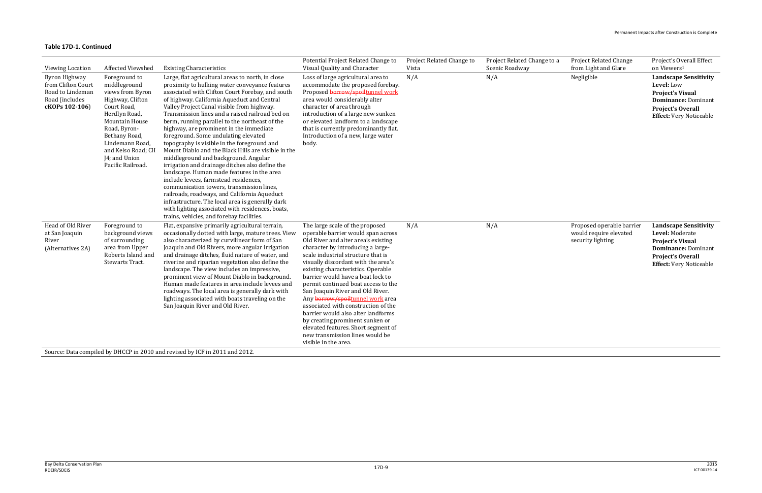**Table 17D-1. Continued**

| Viewing Location | Affected Viewshed | Existing Characteristics | Potential Project Related Change to Visual Quality and Character | Project Related Change to Vista | Project Related Change to a Scenic Roadway | Project Related Change from Light and Glare | Project's Overall Effect on Viewers[1] |
|---|---|---|---|---|---|---|---|
| Byron Highway from Clifton Court Road to Lindeman Road (includes **cKOPs 102-106**) | Foreground to middleground views from Byron Highway, Clifton Court Road, Herdlyn Road, Mountain House Road, Byron-Bethany Road, Lindemann Road, and Kelso Road; CH J4; and Union Pacific Railroad. | Large, flat agricultural areas to north, in close proximity to hulking water conveyance features associated with Clifton Court Forebay, and south of highway. California Aqueduct and Central Valley Project Canal visible from highway. Transmission lines and a raised railroad bed on berm, running parallel to the northeast of the highway, are prominent in the immediate foreground. Some undulating elevated topography is visible in the foreground and Mount Diablo and the Black Hills are visible in the middleground and background. Angular irrigation and drainage ditches also define the landscape. Human made features in the area include levees, farmstead residences, communication towers, transmission lines, railroads, roadways, and California Aqueduct infrastructure. The local area is generally dark with lighting associated with residences, boats, trains, vehicles, and forebay facilities. | Loss of large agricultural area to accommodate the proposed forebay. Proposed ~~borrow/spoil~~tunnel work area would considerably alter character of area through introduction of a large new sunken or elevated landform to a landscape that is currently predominantly flat. Introduction of a new, large water body. | N/A | N/A | Negligible | **Landscape Sensitivity Level:** Low<br>**Project's Visual Dominance:** Dominant<br>**Project's Overall Effect:** Very Noticeable |
| Head of Old River at San Joaquin River (Alternatives 2A) | Foreground to background views of surrounding area from Upper Roberts Island and Stewarts Tract. | Flat, expansive primarily agricultural terrain, occasionally dotted with large, mature trees. View also characterized by curvilinear form of San Joaquin and Old Rivers, more angular irrigation and drainage ditches, fluid nature of water, and riverine and riparian vegetation also define the landscape. The view includes an impressive, prominent view of Mount Diablo in background. Human made features in area include levees and roadways. The local area is generally dark with lighting associated with boats traveling on the San Joaquin River and Old River. | The large scale of the proposed operable barrier would span across Old River and alter area's existing character by introducing a large-scale industrial structure that is visually discordant with the area's existing characteristics. Operable barrier would have a boat lock to permit continued boat access to the San Joaquin River and Old River. Any ~~borrow/spoil~~tunnel work area associated with construction of the barrier would also alter landforms by creating prominent sunken or elevated features. Short segment of new transmission lines would be visible in the area. | N/A | N/A | Proposed operable barrier would require elevated security lighting | **Landscape Sensitivity Level:** Moderate<br>**Project's Visual Dominance:** Dominant<br>**Project's Overall Effect:** Very Noticeable |

Source: Data compiled by DHCCP in 2010 and revised by ICF in 2011 and 2012.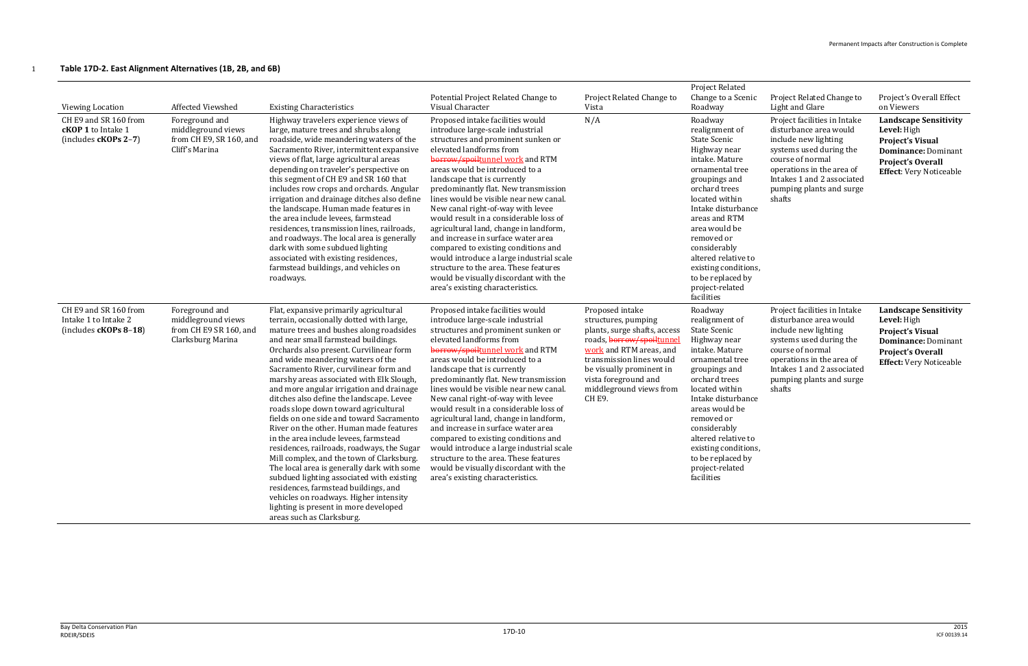**Table 17D-2. East Alignment Alternatives (1B, 2B, and 6B)**

| Viewing Location | Affected Viewshed | Existing Characteristics | Potential Project Related Change to Visual Character | Project Related Change to Vista | Project Related Change to a Scenic Roadway | Project Related Change to Light and Glare | Project's Overall Effect on Viewers |
|---|---|---|---|---|---|---|---|
| CH E9 and SR 160 from **cKOP 1** to Intake 1 (includes **cKOPs 2–7**) | Foreground and middleground views from CH E9, SR 160, and Cliff's Marina | Highway travelers experience views of large, mature trees and shrubs along roadside, wide meandering waters of the Sacramento River, intermittent expansive views of flat, large agricultural areas depending on traveler's perspective on this segment of CH E9 and SR 160 that includes row crops and orchards. Angular irrigation and drainage ditches also define the landscape. Human made features in the area include levees, farmstead residences, transmission lines, railroads, and roadways. The local area is generally dark with some subdued lighting associated with existing residences, farmstead buildings, and vehicles on roadways. | Proposed intake facilities would introduce large-scale industrial structures and prominent sunken or elevated landforms from ~~borrow/spoil~~tunnel work and RTM areas would be introduced to a landscape that is currently predominantly flat. New transmission lines would be visible near new canal. New canal right-of-way with levee would result in a considerable loss of agricultural land, change in landform, and increase in surface water area compared to existing conditions and would introduce a large industrial scale structure to the area. These features would be visually discordant with the area's existing characteristics. | N/A | Roadway realignment of State Scenic Highway near intake. Mature ornamental tree groupings and orchard trees located within Intake disturbance areas and RTM area would be removed or considerably altered relative to existing conditions, to be replaced by project-related facilities | Project facilities in Intake disturbance area would include new lighting systems used during the course of normal operations in the area of Intakes 1 and 2 associated pumping plants and surge shafts | **Landscape Sensitivity Level:** High **Project's Visual Dominance:** Dominant **Project's Overall Effect:** Very Noticeable |
| CH E9 and SR 160 from Intake 1 to Intake 2 (includes **cKOPs 8–18**) | Foreground and middleground views from CH E9 SR 160, and Clarksburg Marina | Flat, expansive primarily agricultural terrain, occasionally dotted with large, mature trees and bushes along roadsides and near small farmstead buildings. Orchards also present. Curvilinear form and wide meandering waters of the Sacramento River, curvilinear form and marshy areas associated with Elk Slough, and more angular irrigation and drainage ditches also define the landscape. Levee roads slope down toward agricultural fields on one side and toward Sacramento River on the other. Human made features in the area include levees, farmstead residences, railroads, roadways, the Sugar Mill complex, and the town of Clarksburg. The local area is generally dark with some subdued lighting associated with existing residences, farmstead buildings, and vehicles on roadways. Higher intensity lighting is present in more developed areas such as Clarksburg. | Proposed intake facilities would introduce large-scale industrial structures and prominent sunken or elevated landforms from ~~borrow/spoil~~tunnel work and RTM areas would be introduced to a landscape that is currently predominantly flat. New transmission lines would be visible near new canal. New canal right-of-way with levee would result in a considerable loss of agricultural land, change in landform, and increase in surface water area compared to existing conditions and would introduce a large industrial scale structure to the area. These features would be visually discordant with the area's existing characteristics. | Proposed intake structures, pumping plants, surge shafts, access roads, ~~borrow/spoil~~tunnel work and RTM areas, and transmission lines would be visually prominent in vista foreground and middleground views from CH E9. | Roadway realignment of State Scenic Highway near intake. Mature ornamental tree groupings and orchard trees located within Intake disturbance areas would be removed or considerably altered relative to existing conditions, to be replaced by project-related facilities | Project facilities in Intake disturbance area would include new lighting systems used during the course of normal operations in the area of Intakes 1 and 2 associated pumping plants and surge shafts | **Landscape Sensitivity Level:** High **Project's Visual Dominance:** Dominant **Project's Overall Effect:** Very Noticeable |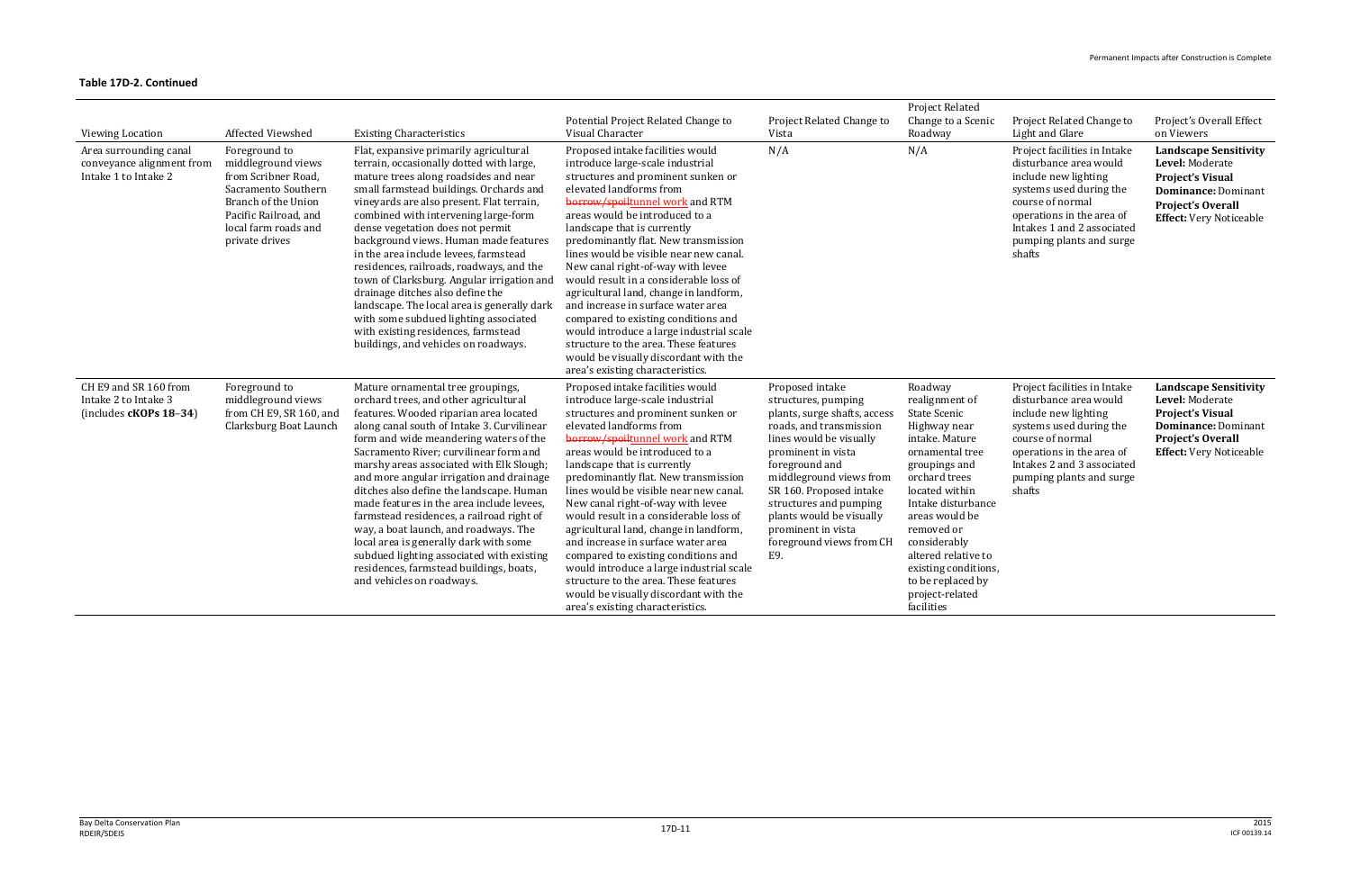**Table 17D-2. Continued**

| Viewing Location | Affected Viewshed | Existing Characteristics | Potential Project Related Change to Visual Character | Project Related Change to Vista | Project Related Change to a Scenic Roadway | Project Related Change to Light and Glare | Project's Overall Effect on Viewers |
|---|---|---|---|---|---|---|---|
| Area surrounding canal conveyance alignment from Intake 1 to Intake 2 | Foreground to middleground views from Scribner Road, Sacramento Southern Branch of the Union Pacific Railroad, and local farm roads and private drives | Flat, expansive primarily agricultural terrain, occasionally dotted with large, mature trees along roadsides and near small farmstead buildings. Orchards and vineyards are also present. Flat terrain, combined with intervening large-form dense vegetation does not permit background views. Human made features in the area include levees, farmstead residences, railroads, roadways, and the town of Clarksburg. Angular irrigation and drainage ditches also define the landscape. The local area is generally dark with some subdued lighting associated with existing residences, farmstead buildings, and vehicles on roadways. | Proposed intake facilities would introduce large-scale industrial structures and prominent sunken or elevated landforms from ~~borrow/spoil~~tunnel work and RTM areas would be introduced to a landscape that is currently predominantly flat. New transmission lines would be visible near new canal. New canal right-of-way with levee would result in a considerable loss of agricultural land, change in landform, and increase in surface water area compared to existing conditions and would introduce a large industrial scale structure to the area. These features would be visually discordant with the area's existing characteristics. | N/A | N/A | Project facilities in Intake disturbance area would include new lighting systems used during the course of normal operations in the area of Intakes 1 and 2 associated pumping plants and surge shafts | **Landscape Sensitivity Level:** Moderate **Project's Visual Dominance:** Dominant **Project's Overall Effect:** Very Noticeable |
| CH E9 and SR 160 from Intake 2 to Intake 3 (includes **cKOPs 18–34**) | Foreground to middleground views from CH E9, SR 160, and Clarksburg Boat Launch | Mature ornamental tree groupings, orchard trees, and other agricultural features. Wooded riparian area located along canal south of Intake 3. Curvilinear form and wide meandering waters of the Sacramento River; curvilinear form and marshy areas associated with Elk Slough; and more angular irrigation and drainage ditches also define the landscape. Human made features in the area include levees, farmstead residences, a railroad right of way, a boat launch, and roadways. The local area is generally dark with some subdued lighting associated with existing residences, farmstead buildings, boats, and vehicles on roadways. | Proposed intake facilities would introduce large-scale industrial structures and prominent sunken or elevated landforms from ~~borrow/spoil~~tunnel work and RTM areas would be introduced to a landscape that is currently predominantly flat. New transmission lines would be visible near new canal. New canal right-of-way with levee would result in a considerable loss of agricultural land, change in landform, and increase in surface water area compared to existing conditions and would introduce a large industrial scale structure to the area. These features would be visually discordant with the area's existing characteristics. | Proposed intake structures, pumping plants, surge shafts, access roads, and transmission lines would be visually prominent in vista foreground and middleground views from SR 160. Proposed intake structures and pumping plants would be visually prominent in vista foreground views from CH E9. | Roadway realignment of State Scenic Highway near intake. Mature ornamental tree groupings and orchard trees located within Intake disturbance areas would be removed or considerably altered relative to existing conditions, to be replaced by project-related facilities | Project facilities in Intake disturbance area would include new lighting systems used during the course of normal operations in the area of Intakes 2 and 3 associated pumping plants and surge shafts | **Landscape Sensitivity Level:** Moderate **Project's Visual Dominance:** Dominant **Project's Overall Effect:** Very Noticeable |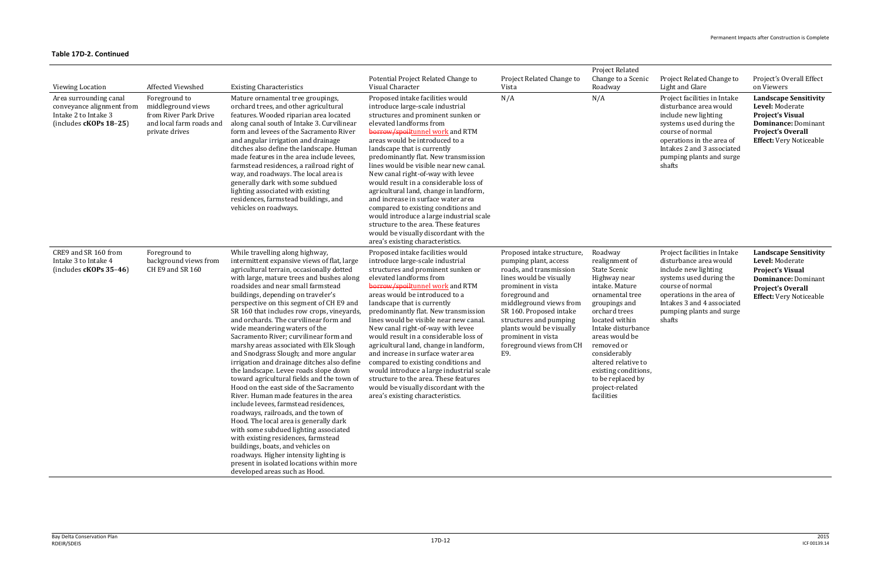**Table 17D-2. Continued**

| Viewing Location | Affected Viewshed | Existing Characteristics | Potential Project Related Change to Visual Character | Project Related Change to Vista | Project Related Change to a Scenic Roadway | Project Related Change to Light and Glare | Project's Overall Effect on Viewers |
|---|---|---|---|---|---|---|---|
| Area surrounding canal conveyance alignment from Intake 2 to Intake 3 (includes **cKOPs 18–25**) | Foreground to middleground views from River Park Drive and local farm roads and private drives | Mature ornamental tree groupings, orchard trees, and other agricultural features. Wooded riparian area located along canal south of Intake 3. Curvilinear form and levees of the Sacramento River and angular irrigation and drainage ditches also define the landscape. Human made features in the area include levees, farmstead residences, a railroad right of way, and roadways. The local area is generally dark with some subdued lighting associated with existing residences, farmstead buildings, and vehicles on roadways. | Proposed intake facilities would introduce large-scale industrial structures and prominent sunken or elevated landforms from ~~borrow/spoil~~tunnel work and RTM areas would be introduced to a landscape that is currently predominantly flat. New transmission lines would be visible near new canal. New canal right-of-way with levee would result in a considerable loss of agricultural land, change in landform, and increase in surface water area compared to existing conditions and would introduce a large industrial scale structure to the area. These features would be visually discordant with the area's existing characteristics. | N/A | N/A | Project facilities in Intake disturbance area would include new lighting systems used during the course of normal operations in the area of Intakes 2 and 3 associated pumping plants and surge shafts | **Landscape Sensitivity Level:** Moderate **Project's Visual Dominance:** Dominant **Project's Overall Effect:** Very Noticeable |
| CRE9 and SR 160 from Intake 3 to Intake 4 (includes **cKOPs 35–46**) | Foreground to background views from CH E9 and SR 160 | While travelling along highway, intermittent expansive views of flat, large agricultural terrain, occasionally dotted with large, mature trees and bushes along roadsides and near small farmstead buildings, depending on traveler's perspective on this segment of CH E9 and SR 160 that includes row crops, vineyards, and orchards. The curvilinear form and wide meandering waters of the Sacramento River; curvilinear form and marshy areas associated with Elk Slough and Snodgrass Slough; and more angular irrigation and drainage ditches also define the landscape. Levee roads slope down toward agricultural fields and the town of Hood on the east side of the Sacramento River. Human made features in the area include levees, farmstead residences, roadways, railroads, and the town of Hood. The local area is generally dark with some subdued lighting associated with existing residences, farmstead buildings, boats, and vehicles on roadways. Higher intensity lighting is present in isolated locations within more developed areas such as Hood. | Proposed intake facilities would introduce large-scale industrial structures and prominent sunken or elevated landforms from ~~borrow/spoil~~tunnel work and RTM areas would be introduced to a landscape that is currently predominantly flat. New transmission lines would be visible near new canal. New canal right-of-way with levee would result in a considerable loss of agricultural land, change in landform, and increase in surface water area compared to existing conditions and would introduce a large industrial scale structure to the area. These features would be visually discordant with the area's existing characteristics. | Proposed intake structure, pumping plant, access roads, and transmission lines would be visually prominent in vista foreground and middleground views from SR 160. Proposed intake structures and pumping plants would be visually prominent in vista foreground views from CH E9. | Roadway realignment of State Scenic Highway near intake. Mature ornamental tree groupings and orchard trees located within Intake disturbance areas would be removed or considerably altered relative to existing conditions, to be replaced by project-related facilities | Project facilities in Intake disturbance area would include new lighting systems used during the course of normal operations in the area of Intakes 3 and 4 associated pumping plants and surge shafts | **Landscape Sensitivity Level:** Moderate **Project's Visual Dominance:** Dominant **Project's Overall Effect:** Very Noticeable |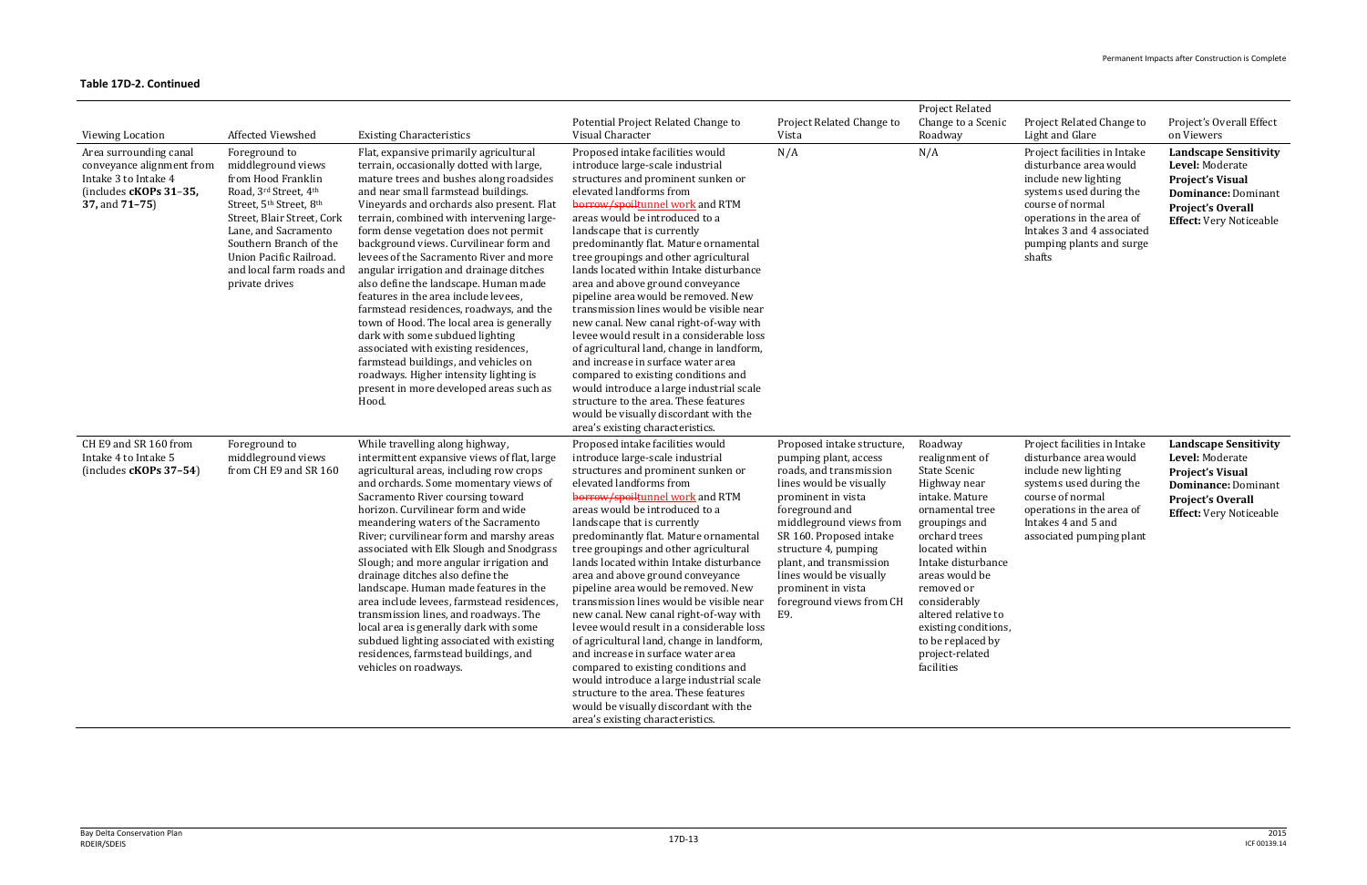**Table 17D-2. Continued**

| Viewing Location | Affected Viewshed | Existing Characteristics | Potential Project Related Change to Visual Character | Project Related Change to Vista | Project Related Change to a Scenic Roadway | Project Related Change to Light and Glare | Project's Overall Effect on Viewers |
|---|---|---|---|---|---|---|---|
| Area surrounding canal conveyance alignment from Intake 3 to Intake 4 (includes **cKOPs 31–35, 37,** and **71–75**) | Foreground to middleground views from Hood Franklin Road, 3rd Street, 4th Street, 5th Street, 8th Street, Blair Street, Cork Lane, and Sacramento Southern Branch of the Union Pacific Railroad. and local farm roads and private drives | Flat, expansive primarily agricultural terrain, occasionally dotted with large, mature trees and bushes along roadsides and near small farmstead buildings. Vineyards and orchards also present. Flat terrain, combined with intervening large-form dense vegetation does not permit background views. Curvilinear form and levees of the Sacramento River and more angular irrigation and drainage ditches also define the landscape. Human made features in the area include levees, farmstead residences, roadways, and the town of Hood. The local area is generally dark with some subdued lighting associated with existing residences, farmstead buildings, and vehicles on roadways. Higher intensity lighting is present in more developed areas such as Hood. | Proposed intake facilities would introduce large-scale industrial structures and prominent sunken or elevated landforms from ~~borrow/spoil~~tunnel work and RTM areas would be introduced to a landscape that is currently predominantly flat. Mature ornamental tree groupings and other agricultural lands located within Intake disturbance area and above ground conveyance pipeline area would be removed. New transmission lines would be visible near new canal. New canal right-of-way with levee would result in a considerable loss of agricultural land, change in landform, and increase in surface water area compared to existing conditions and would introduce a large industrial scale structure to the area. These features would be visually discordant with the area's existing characteristics. | N/A | N/A | Project facilities in Intake disturbance area would include new lighting systems used during the course of normal operations in the area of Intakes 3 and 4 associated pumping plants and surge shafts | **Landscape Sensitivity Level:** Moderate **Project's Visual Dominance:** Dominant **Project's Overall Effect:** Very Noticeable |
| CH E9 and SR 160 from Intake 4 to Intake 5 (includes **cKOPs 37–54**) | Foreground to middleground views from CH E9 and SR 160 | While travelling along highway, intermittent expansive views of flat, large agricultural areas, including row crops and orchards. Some momentary views of Sacramento River coursing toward horizon. Curvilinear form and wide meandering waters of the Sacramento River; curvilinear form and marshy areas associated with Elk Slough and Snodgrass Slough; and more angular irrigation and drainage ditches also define the landscape. Human made features in the area include levees, farmstead residences, transmission lines, and roadways. The local area is generally dark with some subdued lighting associated with existing residences, farmstead buildings, and vehicles on roadways. | Proposed intake facilities would introduce large-scale industrial structures and prominent sunken or elevated landforms from ~~borrow/spoil~~tunnel work and RTM areas would be introduced to a landscape that is currently predominantly flat. Mature ornamental tree groupings and other agricultural lands located within Intake disturbance area and above ground conveyance pipeline area would be removed. New transmission lines would be visible near new canal. New canal right-of-way with levee would result in a considerable loss of agricultural land, change in landform, and increase in surface water area compared to existing conditions and would introduce a large industrial scale structure to the area. These features would be visually discordant with the area's existing characteristics. | Proposed intake structure, pumping plant, access roads, and transmission lines would be visually prominent in vista foreground and middleground views from SR 160. Proposed intake structure 4, pumping plant, and transmission lines would be visually prominent in vista foreground views from CH E9. | Roadway realignment of State Scenic Highway near intake. Mature ornamental tree groupings and orchard trees located within Intake disturbance areas would be removed or considerably altered relative to existing conditions, to be replaced by project-related facilities | Project facilities in Intake disturbance area would include new lighting systems used during the course of normal operations in the area of Intakes 4 and 5 and associated pumping plant | **Landscape Sensitivity Level:** Moderate **Project's Visual Dominance:** Dominant **Project's Overall Effect:** Very Noticeable |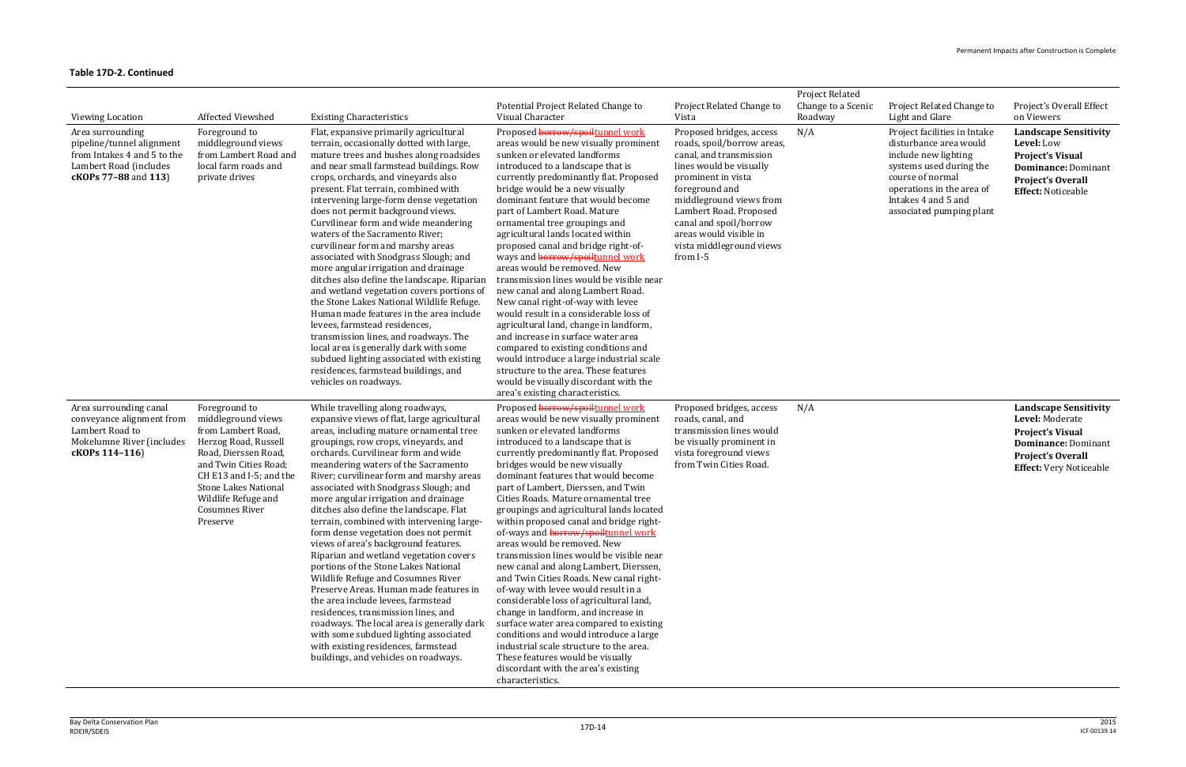**Table 17D-2. Continued**

| Viewing Location | Affected Viewshed | Existing Characteristics | Potential Project Related Change to Visual Character | Project Related Change to Vista | Project Related Change to a Scenic Roadway | Project Related Change to Light and Glare | Project's Overall Effect on Viewers |
|---|---|---|---|---|---|---|---|
| Area surrounding pipeline/tunnel alignment from Intakes 4 and 5 to the Lambert Road (includes **cKOPs 77–88** and **113**) | Foreground to middleground views from Lambert Road and local farm roads and private drives | Flat, expansive primarily agricultural terrain, occasionally dotted with large, mature trees and bushes along roadsides and near small farmstead buildings. Row crops, orchards, and vineyards also present. Flat terrain, combined with intervening large-form dense vegetation does not permit background views. Curvilinear form and wide meandering waters of the Sacramento River; curvilinear form and marshy areas associated with Snodgrass Slough; and more angular irrigation and drainage ditches also define the landscape. Riparian and wetland vegetation covers portions of the Stone Lakes National Wildlife Refuge. Human made features in the area include levees, farmstead residences, transmission lines, and roadways. The local area is generally dark with some subdued lighting associated with existing residences, farmstead buildings, and vehicles on roadways. | Proposed ~~borrow/spoil~~tunnel work areas would be new visually prominent sunken or elevated landforms introduced to a landscape that is currently predominantly flat. Proposed bridge would be a new visually dominant feature that would become part of Lambert Road. Mature ornamental tree groupings and agricultural lands located within proposed canal and bridge right-of-ways and ~~borrow/spoil~~tunnel work areas would be removed. New transmission lines would be visible near new canal and along Lambert Road. New canal right-of-way with levee would result in a considerable loss of agricultural land, change in landform, and increase in surface water area compared to existing conditions and would introduce a large industrial scale structure to the area. These features would be visually discordant with the area's existing characteristics. | Proposed bridges, access roads, spoil/borrow areas, canal, and transmission lines would be visually prominent in vista foreground and middleground views from Lambert Road. Proposed canal and spoil/borrow areas would visible in vista middleground views from I-5 | N/A | Project facilities in Intake disturbance area would include new lighting systems used during the course of normal operations in the area of Intakes 4 and 5 and associated pumping plant | **Landscape Sensitivity Level:** Low<br>**Project's Visual Dominance:** Dominant<br>**Project's Overall Effect:** Noticeable |
| Area surrounding canal conveyance alignment from Lambert Road to Mokelumne River (includes **cKOPs 114–116**) | Foreground to middleground views from Lambert Road, Herzog Road, Russell Road, Dierssen Road, and Twin Cities Road; CH E13 and I-5; and the Stone Lakes National Wildlife Refuge and Cosumnes River Preserve | While travelling along roadways, expansive views of flat, large agricultural areas, including mature ornamental tree groupings, row crops, vineyards, and orchards. Curvilinear form and wide meandering waters of the Sacramento River; curvilinear form and marshy areas associated with Snodgrass Slough; and more angular irrigation and drainage ditches also define the landscape. Flat terrain, combined with intervening large-form dense vegetation does not permit views of area's background features. Riparian and wetland vegetation covers portions of the Stone Lakes National Wildlife Refuge and Cosumnes River Preserve Areas. Human made features in the area include levees, farmstead residences, transmission lines, and roadways. The local area is generally dark with some subdued lighting associated with existing residences, farmstead buildings, and vehicles on roadways. | Proposed ~~borrow/spoil~~tunnel work areas would be new visually prominent sunken or elevated landforms introduced to a landscape that is currently predominantly flat. Proposed bridges would be new visually dominant features that would become part of Lambert, Dierssen, and Twin Cities Roads. Mature ornamental tree groupings and agricultural lands located within proposed canal and bridge right-of-ways and ~~borrow/spoil~~tunnel work areas would be removed. New transmission lines would be visible near new canal and along Lambert, Dierssen, and Twin Cities Roads. New canal right-of-way with levee would result in a considerable loss of agricultural land, change in landform, and increase in surface water area compared to existing conditions and would introduce a large industrial scale structure to the area. These features would be visually discordant with the area's existing characteristics. | Proposed bridges, access roads, canal, and transmission lines would be visually prominent in vista foreground views from Twin Cities Road. | N/A | | **Landscape Sensitivity Level:** Moderate<br>**Project's Visual Dominance:** Dominant<br>**Project's Overall Effect:** Very Noticeable |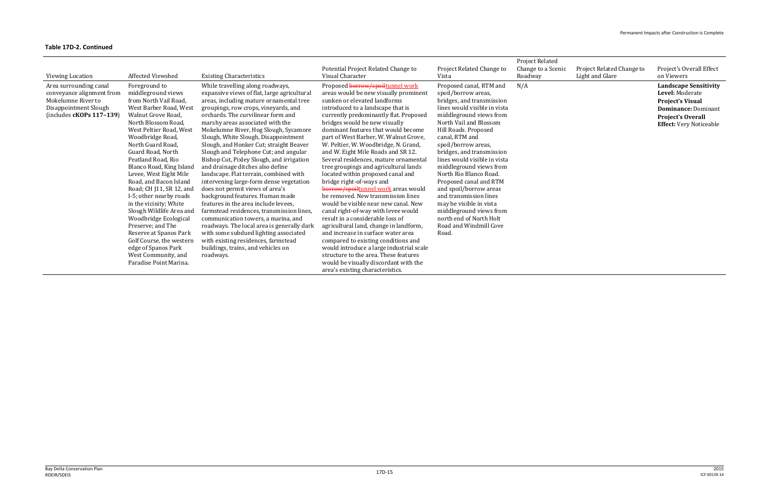**Table 17D-2. Continued**

| Viewing Location | Affected Viewshed | Existing Characteristics | Potential Project Related Change to Visual Character | Project Related Change to Vista | Project Related Change to a Scenic Roadway | Project Related Change to Light and Glare | Project's Overall Effect on Viewers |
|---|---|---|---|---|---|---|---|
| Area surrounding canal conveyance alignment from Mokelumne River to Disappointment Slough (includes **cKOPs 117–139**) | Foreground to middleground views from North Vail Road, West Barber Road, West Walnut Grove Road, North Blossom Road, West Peltier Road, West Woodbridge Road, North Guard Road, Guard Road, North Peatland Road, Rio Blanco Road, King Island Levee, West Eight Mile Road, and Bacon Island Road; CH J11, SR 12, and I-5; other nearby roads in the vicinity; White Slough Wildlife Area and Woodbridge Ecological Preserve; and The Reserve at Spanos Park Golf Course, the western edge of Spanos Park West Community, and Paradise Point Marina. | While travelling along roadways, expansive views of flat, large agricultural areas, including mature ornamental tree groupings, row crops, vineyards, and orchards. The curvilinear form and marshy areas associated with the Mokelumne River, Hog Slough, Sycamore Slough, White Slough, Disappointment Slough and Telephone Cut; and angular Bishop Cut, Pixley Slough, and irrigation and drainage ditches also define landscape. Flat terrain, combined with intervening large-form dense vegetation does not permit views of area's background features. Human made features in the area include levees, farmstead residences, transmission lines, communication towers, a marina, and roadways. The local area is generally dark with some subdued lighting associated with existing residences, farmstead buildings, trains, and vehicles on roadways. | Proposed ~~borrow/spoil~~tunnel work areas would be new visually prominent sunken or elevated landforms introduced to a landscape that is currently predominantly flat. Proposed bridges would be new visually dominant features that would become part of West Barber, W. Walnut Grove, W. Peltier, W. Woodbridge, N. Grand, and W. Eight Mile Roads and SR 12. Several residences, mature ornamental tree groupings and agricultural lands located within proposed canal and bridge right-of-ways and ~~borrow/spoil~~tunnel work areas would be removed. New transmission lines would be visible near new canal. New canal right-of-way with levee would result in a considerable loss of agricultural land, change in landform, and increase in surface water area compared to existing conditions and would introduce a large industrial scale structure to the area. These features would be visually discordant with the area's existing characteristics. | Proposed canal, RTM and spoil/borrow areas, bridges, and transmission lines would visible in vista middleground views from North Vail and Blossom Hill Roads. Proposed canal, RTM and spoil/borrow areas, bridges, and transmission lines would visible in vista middleground views from North Rio Blanco Road. Proposed canal and RTM and spoil/borrow areas and transmission lines may be visible in vista middleground views from north end of North Holt Road and Windmill Cove Road. | N/A | | **Landscape Sensitivity Level:** Moderate **Project's Visual Dominance:** Dominant **Project's Overall Effect:** Very Noticeable |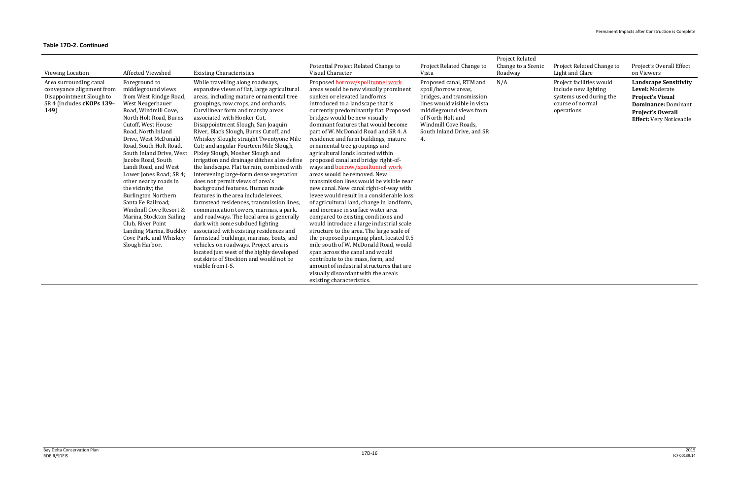**Table 17D-2. Continued**

| Viewing Location | Affected Viewshed | Existing Characteristics | Potential Project Related Change to Visual Character | Project Related Change to Vista | Project Related Change to a Scenic Roadway | Project Related Change to Light and Glare | Project's Overall Effect on Viewers |
|---|---|---|---|---|---|---|---|
| Area surrounding canal conveyance alignment from Disappointment Slough to SR 4 (includes **cKOPs 139–149**) | Foreground to middleground views from West Rindge Road, West Neugerbauer Road, North Holt Road, Burns Cutoff, West House Road, North Inland Drive, West McDonald Road, South Holt Road, South Inland Drive, West Jacobs Road, South Landi Road, and West Lower Jones Road; SR 4; other nearby roads in the vicinity; the Burlington Northern Santa Fe Railroad; Windmill Cove Resort & Marina, Stockton Sailing Club, River Point Landing Marina, Buckley Cove Park, and Whiskey Slough Harbor. | While travelling along roadways, expansive views of flat, large agricultural areas, including mature ornamental tree groupings, row crops, and orchards. Curvilinear form and marshy areas associated with Honker Cut, Disappointment Slough, San Joaquin River, Black Slough, Burns Cutoff, and Whiskey Slough; straight Twentyone Mile Cut; and angular Fourteen Mile Slough, Pixley Slough, Mosher Slough and irrigation and drainage ditches also define the landscape. Flat terrain, combined with intervening large-form dense vegetation does not permit views of area's background features. Human made features in the area include levees, farmstead residences, transmission lines, communication towers, marinas, a park, and roadways. The local area is generally dark with some subdued lighting associated with existing residences and farmstead buildings, marinas, boats, and vehicles on roadways. Project area is located just west of the highly developed outskirts of Stockton and would not be visible from I-5. | Proposed ~~borrow/spoil~~tunnel work areas would be new visually prominent sunken or elevated landforms introduced to a landscape that is currently predominantly flat. Proposed bridges would be new visually dominant features that would become part of W. McDonald Road and SR 4. A residence and farm buildings, mature ornamental tree groupings and agricultural lands located within proposed canal and bridge right-of-ways and ~~borrow/spoil~~tunnel work areas would be removed. New transmission lines would be visible near new canal. New canal right-of-way with levee would result in a considerable loss of agricultural land, change in landform, and increase in surface water area compared to existing conditions and would introduce a large industrial scale structure to the area. The large scale of the proposed pumping plant, located 0.5 mile south of W. McDonald Road, would span across the canal and would contribute to the mass, form, and amount of industrial structures that are visually discordant with the area's existing characteristics. | Proposed canal, RTM and spoil/borrow areas, bridges, and transmission lines would visible in vista middleground views from of North Holt and Windmill Cove Roads, South Inland Drive, and SR 4. | N/A | Project facilities would include new lighting systems used during the course of normal operations | **Landscape Sensitivity Level:** Moderate **Project's Visual Dominance:** Dominant **Project's Overall Effect:** Very Noticeable |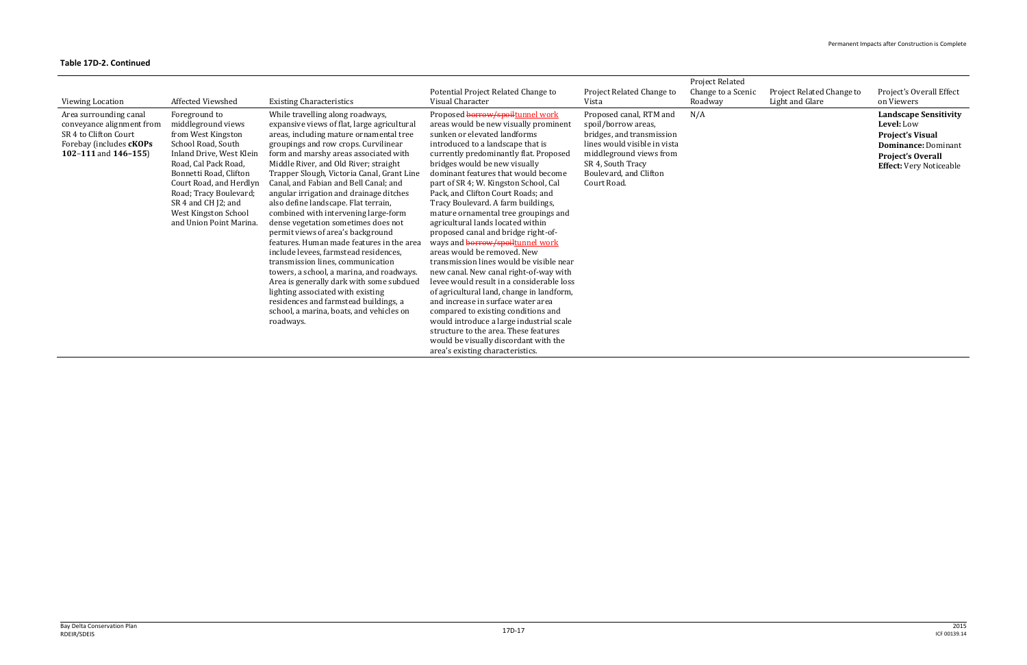**Table 17D-2. Continued**

| Viewing Location | Affected Viewshed | Existing Characteristics | Potential Project Related Change to Visual Character | Project Related Change to Vista | Project Related Change to a Scenic Roadway | Project Related Change to Light and Glare | Project's Overall Effect on Viewers |
|---|---|---|---|---|---|---|---|
| Area surrounding canal conveyance alignment from SR 4 to Clifton Court Forebay (includes **cKOPs 102–111** and **146–155**) | Foreground to middleground views from West Kingston School Road, South Inland Drive, West Klein Road, Cal Pack Road, Bonnetti Road, Clifton Court Road, and Herdlyn Road; Tracy Boulevard; SR 4 and CH J2; and West Kingston School and Union Point Marina. | While travelling along roadways, expansive views of flat, large agricultural areas, including mature ornamental tree groupings and row crops. Curvilinear form and marshy areas associated with Middle River, and Old River; straight Trapper Slough, Victoria Canal, Grant Line Canal, and Fabian and Bell Canal; and angular irrigation and drainage ditches also define landscape. Flat terrain, combined with intervening large-form dense vegetation sometimes does not permit views of area's background features. Human made features in the area include levees, farmstead residences, transmission lines, communication towers, a school, a marina, and roadways. Area is generally dark with some subdued lighting associated with existing residences and farmstead buildings, a school, a marina, boats, and vehicles on roadways. | Proposed ~~borrow/spoil~~tunnel work areas would be new visually prominent sunken or elevated landforms introduced to a landscape that is currently predominantly flat. Proposed bridges would be new visually dominant features that would become part of SR 4; W. Kingston School, Cal Pack, and Clifton Court Roads; and Tracy Boulevard. A farm buildings, mature ornamental tree groupings and agricultural lands located within proposed canal and bridge right-of-ways and ~~borrow/spoil~~tunnel work areas would be removed. New transmission lines would be visible near new canal. New canal right-of-way with levee would result in a considerable loss of agricultural land, change in landform, and increase in surface water area compared to existing conditions and would introduce a large industrial scale structure to the area. These features would be visually discordant with the area's existing characteristics. | Proposed canal, RTM and spoil/borrow areas, bridges, and transmission lines would visible in vista middleground views from SR 4, South Tracy Boulevard, and Clifton Court Road. | N/A | | **Landscape Sensitivity Level:** Low<br>**Project's Visual Dominance:** Dominant<br>**Project's Overall Effect:** Very Noticeable |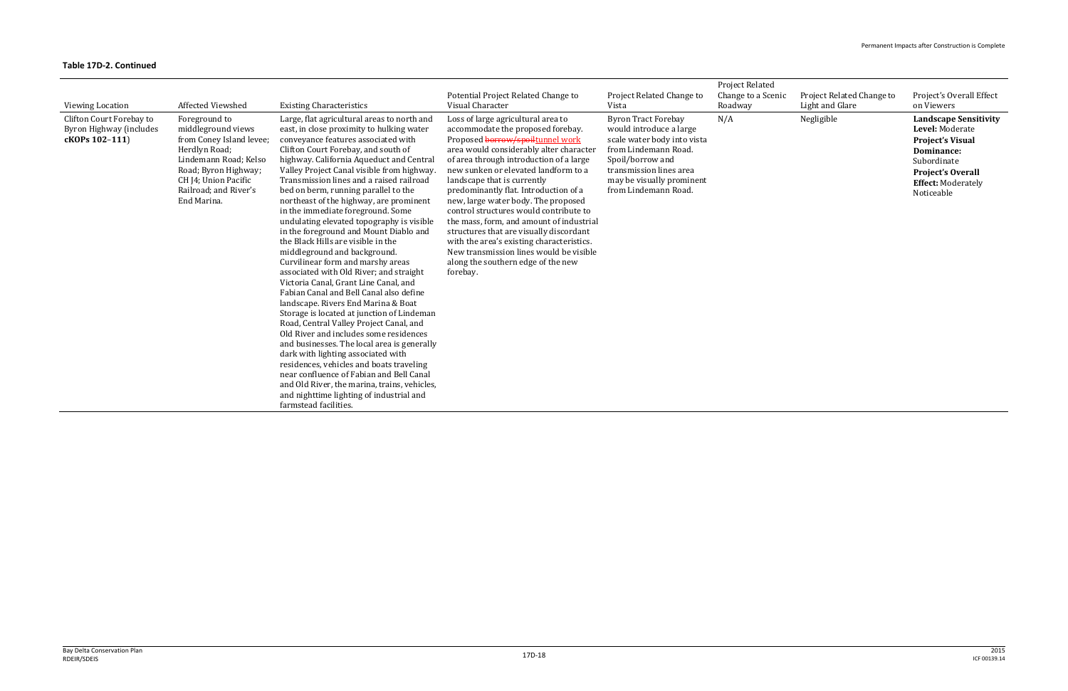**Table 17D-2. Continued**

| Viewing Location | Affected Viewshed | Existing Characteristics | Potential Project Related Change to Visual Character | Project Related Change to Vista | Project Related Change to a Scenic Roadway | Project Related Change to Light and Glare | Project's Overall Effect on Viewers |
|---|---|---|---|---|---|---|---|
| Clifton Court Forebay to Byron Highway (includes **cKOPs 102–111**) | Foreground to middleground views from Coney Island levee; Herdlyn Road; Lindemann Road; Kelso Road; Byron Highway; CH J4; Union Pacific Railroad; and River's End Marina. | Large, flat agricultural areas to north and east, in close proximity to hulking water conveyance features associated with Clifton Court Forebay, and south of highway. California Aqueduct and Central Valley Project Canal visible from highway. Transmission lines and a raised railroad bed on berm, running parallel to the northeast of the highway, are prominent in the immediate foreground. Some undulating elevated topography is visible in the foreground and Mount Diablo and the Black Hills are visible in the middleground and background. Curvilinear form and marshy areas associated with Old River; and straight Victoria Canal, Grant Line Canal, and Fabian Canal and Bell Canal also define landscape. Rivers End Marina & Boat Storage is located at junction of Lindeman Road, Central Valley Project Canal, and Old River and includes some residences and businesses. The local area is generally dark with lighting associated with residences, vehicles and boats traveling near confluence of Fabian and Bell Canal and Old River, the marina, trains, vehicles, and nighttime lighting of industrial and farmstead facilities. | Loss of large agricultural area to accommodate the proposed forebay. Proposed ~~borrow/spoil~~tunnel work area would considerably alter character of area through introduction of a large new sunken or elevated landform to a landscape that is currently predominantly flat. Introduction of a new, large water body. The proposed control structures would contribute to the mass, form, and amount of industrial structures that are visually discordant with the area's existing characteristics. New transmission lines would be visible along the southern edge of the new forebay. | Byron Tract Forebay would introduce a large scale water body into vista from Lindemann Road. Spoil/borrow and transmission lines area may be visually prominent from Lindemann Road. | N/A | Negligible | **Landscape Sensitivity Level:** Moderate **Project's Visual Dominance:** Subordinate **Project's Overall Effect:** Moderately Noticeable |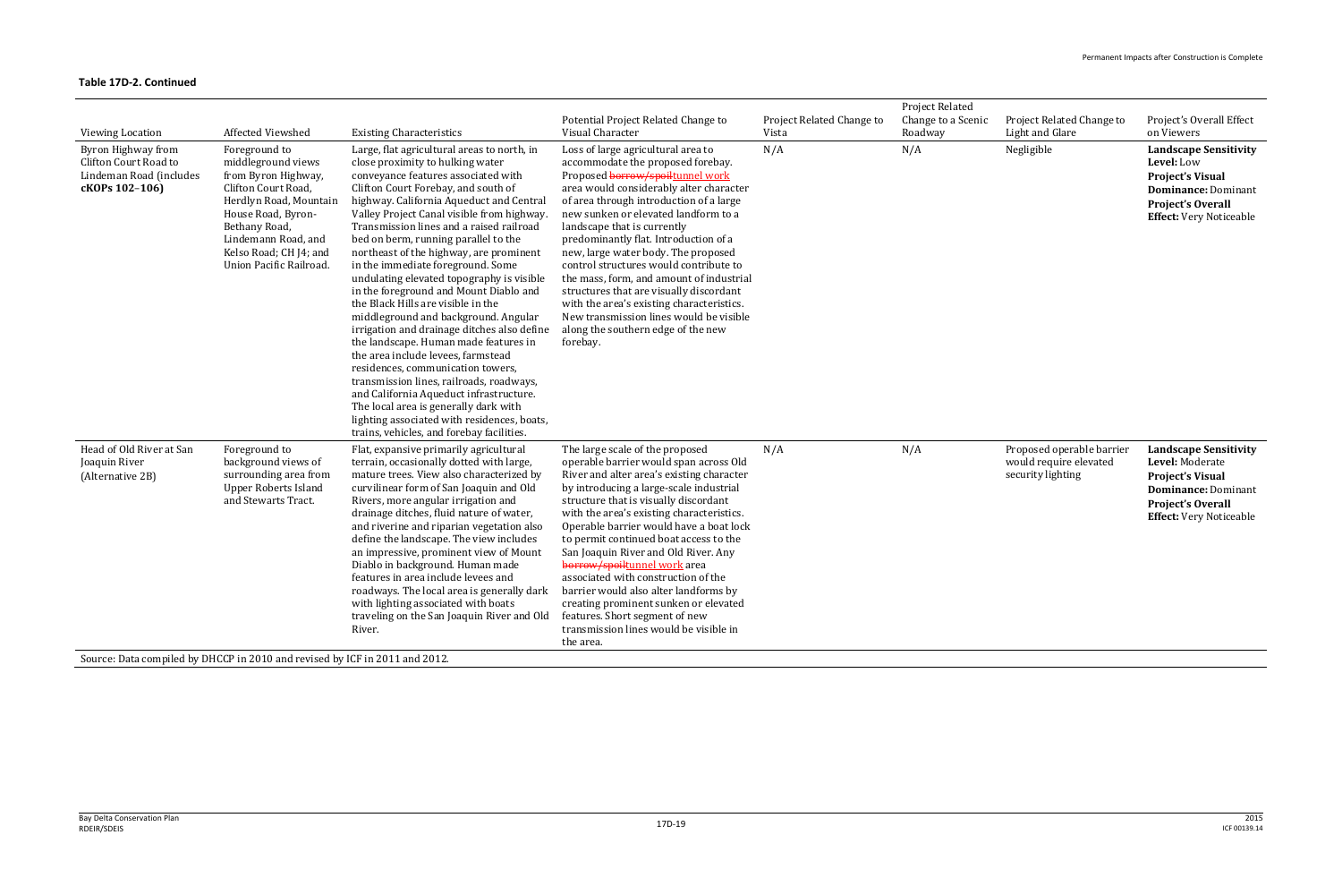**Table 17D-2. Continued**

| Viewing Location | Affected Viewshed | Existing Characteristics | Potential Project Related Change to Visual Character | Project Related Change to Vista | Project Related Change to a Scenic Roadway | Project Related Change to Light and Glare | Project's Overall Effect on Viewers |
|---|---|---|---|---|---|---|---|
| Byron Highway from Clifton Court Road to Lindeman Road (includes **cKOPs 102–106)** | Foreground to middleground views from Byron Highway, Clifton Court Road, Herdlyn Road, Mountain House Road, Byron-Bethany Road, Lindemann Road, and Kelso Road; CH J4; and Union Pacific Railroad. | Large, flat agricultural areas to north, in close proximity to hulking water conveyance features associated with Clifton Court Forebay, and south of highway. California Aqueduct and Central Valley Project Canal visible from highway. Transmission lines and a raised railroad bed on berm, running parallel to the northeast of the highway, are prominent in the immediate foreground. Some undulating elevated topography is visible in the foreground and Mount Diablo and the Black Hills are visible in the middleground and background. Angular irrigation and drainage ditches also define the landscape. Human made features in the area include levees, farmstead residences, communication towers, transmission lines, railroads, roadways, and California Aqueduct infrastructure. The local area is generally dark with lighting associated with residences, boats, trains, vehicles, and forebay facilities. | Loss of large agricultural area to accommodate the proposed forebay. Proposed ~~borrow/spoil~~tunnel work area would considerably alter character of area through introduction of a large new sunken or elevated landform to a landscape that is currently predominantly flat. Introduction of a new, large water body. The proposed control structures would contribute to the mass, form, and amount of industrial structures that are visually discordant with the area's existing characteristics. New transmission lines would be visible along the southern edge of the new forebay. | N/A | N/A | Negligible | **Landscape Sensitivity Level:** Low **Project's Visual Dominance:** Dominant **Project's Overall Effect:** Very Noticeable |
| Head of Old River at San Joaquin River (Alternative 2B) | Foreground to background views of surrounding area from Upper Roberts Island and Stewarts Tract. | Flat, expansive primarily agricultural terrain, occasionally dotted with large, mature trees. View also characterized by curvilinear form of San Joaquin and Old Rivers, more angular irrigation and drainage ditches, fluid nature of water, and riverine and riparian vegetation also define the landscape. The view includes an impressive, prominent view of Mount Diablo in background. Human made features in area include levees and roadways. The local area is generally dark with lighting associated with boats traveling on the San Joaquin River and Old River. | The large scale of the proposed operable barrier would span across Old River and alter area's existing character by introducing a large-scale industrial structure that is visually discordant with the area's existing characteristics. Operable barrier would have a boat lock to permit continued boat access to the San Joaquin River and Old River. Any ~~borrow/spoil~~tunnel work area associated with construction of the barrier would also alter landforms by creating prominent sunken or elevated features. Short segment of new transmission lines would be visible in the area. | N/A | N/A | Proposed operable barrier would require elevated security lighting | **Landscape Sensitivity Level:** Moderate **Project's Visual Dominance:** Dominant **Project's Overall Effect:** Very Noticeable |

Source: Data compiled by DHCCP in 2010 and revised by ICF in 2011 and 2012.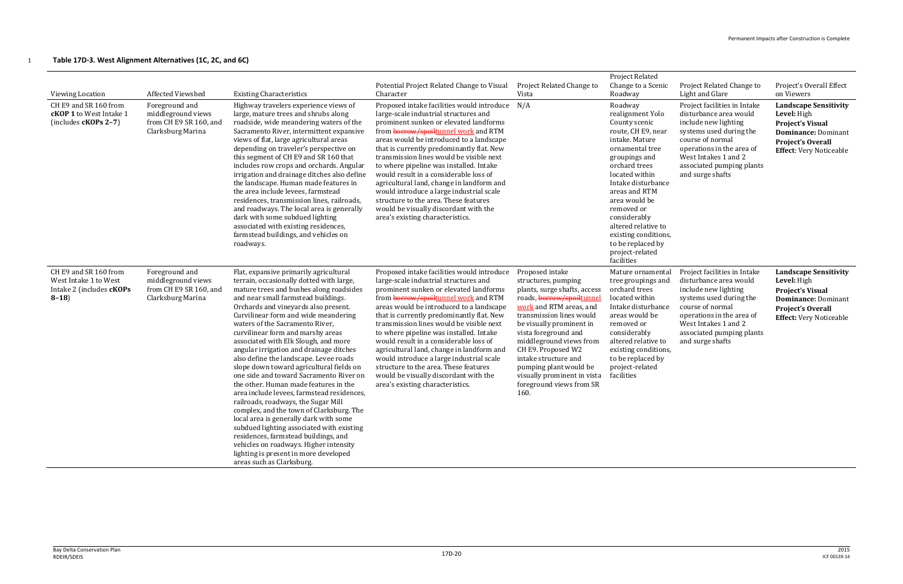**Table 17D-3. West Alignment Alternatives (1C, 2C, and 6C)**

| Viewing Location | Affected Viewshed | Existing Characteristics | Potential Project Related Change to Visual Character | Project Related Change to Vista | Project Related Change to a Scenic Roadway | Project Related Change to Light and Glare | Project's Overall Effect on Viewers |
|---|---|---|---|---|---|---|---|
| CH E9 and SR 160 from **cKOP 1** to West Intake 1 (includes **cKOPs 2–7**) | Foreground and middleground views from CH E9 SR 160, and Clarksburg Marina | Highway travelers experience views of large, mature trees and shrubs along roadside, wide meandering waters of the Sacramento River, intermittent expansive views of flat, large agricultural areas depending on traveler's perspective on this segment of CH E9 and SR 160 that includes row crops and orchards. Angular irrigation and drainage ditches also define the landscape. Human made features in the area include levees, farmstead residences, transmission lines, railroads, and roadways. The local area is generally dark with some subdued lighting associated with existing residences, farmstead buildings, and vehicles on roadways. | Proposed intake facilities would introduce large-scale industrial structures and prominent sunken or elevated landforms from ~~borrow/spoil~~tunnel work and RTM areas would be introduced to a landscape that is currently predominantly flat. New transmission lines would be visible next to where pipeline was installed. Intake would result in a considerable loss of agricultural land, change in landform and would introduce a large industrial scale structure to the area. These features would be visually discordant with the area's existing characteristics. | N/A | Roadway realignment Yolo County scenic route, CH E9, near intake. Mature ornamental tree groupings and orchard trees located within Intake disturbance areas and RTM area would be removed or considerably altered relative to existing conditions, to be replaced by project-related facilities | Project facilities in Intake disturbance area would include new lighting systems used during the course of normal operations in the area of West Intakes 1 and 2 associated pumping plants and surge shafts | **Landscape Sensitivity Level:** High **Project's Visual Dominance:** Dominant **Project's Overall Effect**: Very Noticeable |
| CH E9 and SR 160 from West Intake 1 to West Intake 2 (includes **cKOPs 8–18**) | Foreground and middleground views from CH E9 SR 160, and Clarksburg Marina | Flat, expansive primarily agricultural terrain, occasionally dotted with large, mature trees and bushes along roadsides and near small farmstead buildings. Orchards and vineyards also present. Curvilinear form and wide meandering waters of the Sacramento River, curvilinear form and marshy areas associated with Elk Slough, and more angular irrigation and drainage ditches also define the landscape. Levee roads slope down toward agricultural fields on one side and toward Sacramento River on the other. Human made features in the area include levees, farmstead residences, railroads, roadways, the Sugar Mill complex, and the town of Clarksburg. The local area is generally dark with some subdued lighting associated with existing residences, farmstead buildings, and vehicles on roadways. Higher intensity lighting is present in more developed areas such as Clarksburg. | Proposed intake facilities would introduce large-scale industrial structures and prominent sunken or elevated landforms from ~~borrow/spoil~~tunnel work and RTM areas would be introduced to a landscape that is currently predominantly flat. New transmission lines would be visible next to where pipeline was installed. Intake would result in a considerable loss of agricultural land, change in landform and would introduce a large industrial scale structure to the area. These features would be visually discordant with the area's existing characteristics. | Proposed intake structures, pumping plants, surge shafts, access roads, ~~borrow/spoil~~tunnel work and RTM areas, and transmission lines would be visually prominent in vista foreground and middleground views from CH E9. Proposed W2 intake structure and pumping plant would be visually prominent in vista foreground views from SR 160. | Mature ornamental tree groupings and orchard trees located within Intake disturbance areas would be removed or considerably altered relative to existing conditions, to be replaced by project-related facilities | Project facilities in Intake disturbance area would include new lighting systems used during the course of normal operations in the area of West Intakes 1 and 2 associated pumping plants and surge shafts | **Landscape Sensitivity Level:** High **Project's Visual Dominance:** Dominant **Project's Overall Effect:** Very Noticeable |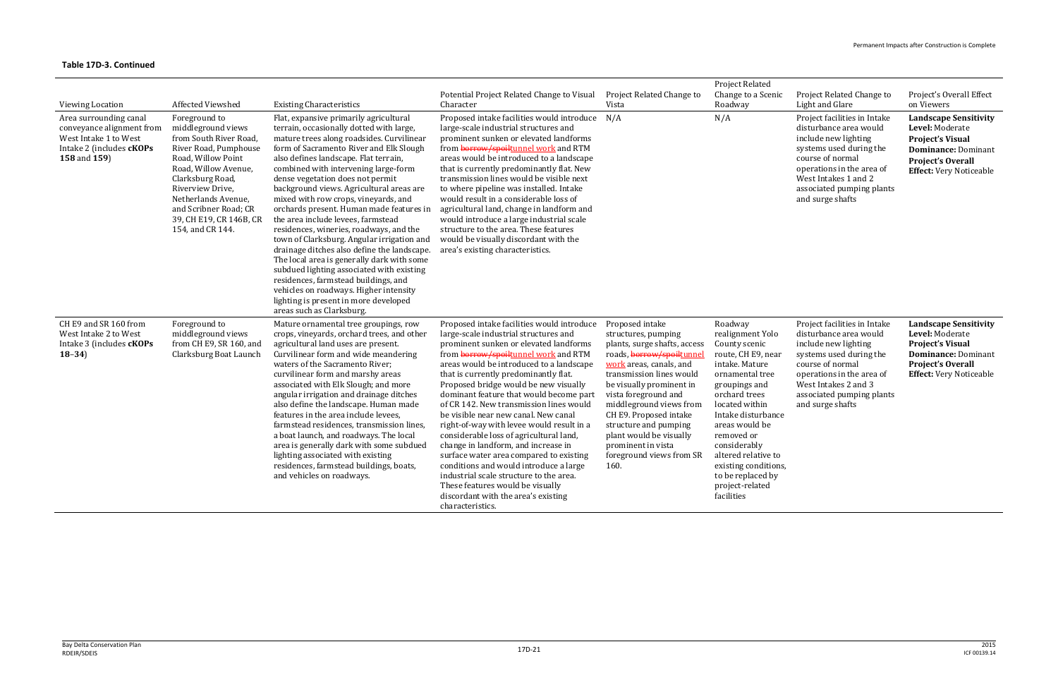**Table 17D-3. Continued**

| Viewing Location | Affected Viewshed | Existing Characteristics | Potential Project Related Change to Visual Character | Project Related Change to Vista | Project Related Change to a Scenic Roadway | Project Related Change to Light and Glare | Project's Overall Effect on Viewers |
|---|---|---|---|---|---|---|---|
| Area surrounding canal conveyance alignment from West Intake 1 to West Intake 2 (includes **cKOPs 158** and **159**) | Foreground to middleground views from South River Road, River Road, Pumphouse Road, Willow Point Road, Willow Avenue, Clarksburg Road, Riverview Drive, Netherlands Avenue, and Scribner Road; CR 39, CH E19, CR 146B, CR 154, and CR 144. | Flat, expansive primarily agricultural terrain, occasionally dotted with large, mature trees along roadsides. Curvilinear form of Sacramento River and Elk Slough also defines landscape. Flat terrain, combined with intervening large-form dense vegetation does not permit background views. Agricultural areas are mixed with row crops, vineyards, and orchards present. Human made features in the area include levees, farmstead residences, wineries, roadways, and the town of Clarksburg. Angular irrigation and drainage ditches also define the landscape. The local area is generally dark with some subdued lighting associated with existing residences, farmstead buildings, and vehicles on roadways. Higher intensity lighting is present in more developed areas such as Clarksburg. | Proposed intake facilities would introduce large-scale industrial structures and prominent sunken or elevated landforms from ~~borrow/spoil~~tunnel work and RTM areas would be introduced to a landscape that is currently predominantly flat. New transmission lines would be visible next to where pipeline was installed. Intake would result in a considerable loss of agricultural land, change in landform and would introduce a large industrial scale structure to the area. These features would be visually discordant with the area's existing characteristics. | N/A | N/A | Project facilities in Intake disturbance area would include new lighting systems used during the course of normal operations in the area of West Intakes 1 and 2 associated pumping plants and surge shafts | **Landscape Sensitivity Level:** Moderate **Project's Visual Dominance:** Dominant **Project's Overall Effect:** Very Noticeable |
| CH E9 and SR 160 from West Intake 2 to West Intake 3 (includes **cKOPs 18–34**) | Foreground to middleground views from CH E9, SR 160, and Clarksburg Boat Launch | Mature ornamental tree groupings, row crops, vineyards, orchard trees, and other agricultural land uses are present. Curvilinear form and wide meandering waters of the Sacramento River; curvilinear form and marshy areas associated with Elk Slough; and more angular irrigation and drainage ditches also define the landscape. Human made features in the area include levees, farmstead residences, transmission lines, a boat launch, and roadways. The local area is generally dark with some subdued lighting associated with existing residences, farmstead buildings, boats, and vehicles on roadways. | Proposed intake facilities would introduce large-scale industrial structures and prominent sunken or elevated landforms from ~~borrow/spoil~~tunnel work and RTM areas would be introduced to a landscape that is currently predominantly flat. Proposed bridge would be new visually dominant feature that would become part of CR 142. New transmission lines would be visible near new canal. New canal right-of-way with levee would result in a considerable loss of agricultural land, change in landform, and increase in surface water area compared to existing conditions and would introduce a large industrial scale structure to the area. These features would be visually discordant with the area's existing characteristics. | Proposed intake structures, pumping plants, surge shafts, access roads, ~~borrow/spoil~~tunnel work areas, canals, and transmission lines would be visually prominent in vista foreground and middleground views from CH E9. Proposed intake structure and pumping plant would be visually prominent in vista foreground views from SR 160. | Roadway realignment Yolo County scenic route, CH E9, near intake. Mature ornamental tree groupings and orchard trees located within Intake disturbance areas would be removed or considerably altered relative to existing conditions, to be replaced by project-related facilities | Project facilities in Intake disturbance area would include new lighting systems used during the course of normal operations in the area of West Intakes 2 and 3 associated pumping plants and surge shafts | **Landscape Sensitivity Level:** Moderate **Project's Visual Dominance:** Dominant **Project's Overall Effect:** Very Noticeable |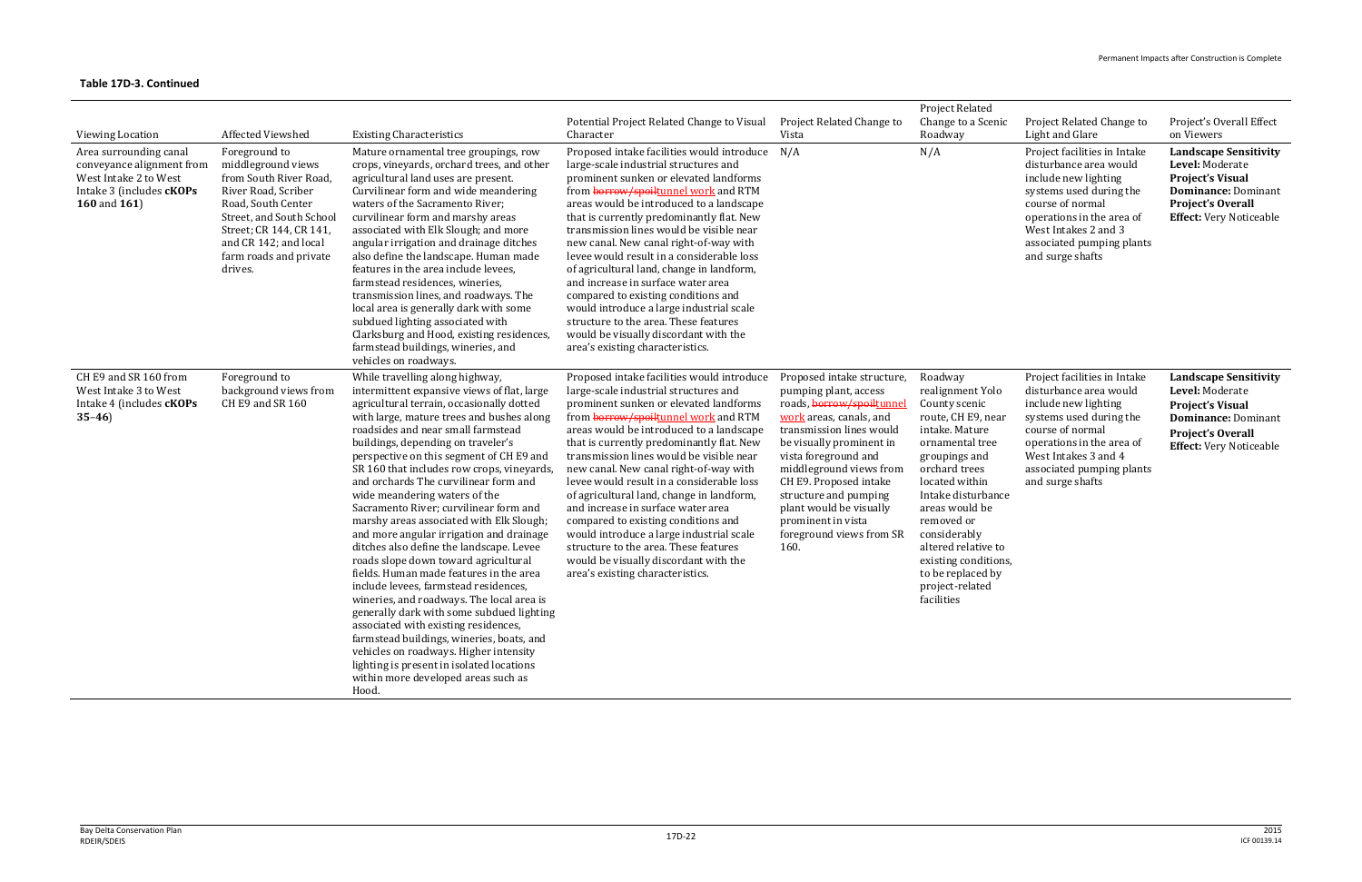**Table 17D-3. Continued**

| Viewing Location | Affected Viewshed | Existing Characteristics | Potential Project Related Change to Visual Character | Project Related Change to Vista | Project Related Change to a Scenic Roadway | Project Related Change to Light and Glare | Project's Overall Effect on Viewers |
|---|---|---|---|---|---|---|---|
| Area surrounding canal conveyance alignment from West Intake 2 to West Intake 3 (includes **cKOPs 160** and **161**) | Foreground to middleground views from South River Road, River Road, Scriber Road, South Center Street, and South School Street; CR 144, CR 141, and CR 142; and local farm roads and private drives. | Mature ornamental tree groupings, row crops, vineyards, orchard trees, and other agricultural land uses are present. Curvilinear form and wide meandering waters of the Sacramento River; curvilinear form and marshy areas associated with Elk Slough; and more angular irrigation and drainage ditches also define the landscape. Human made features in the area include levees, farmstead residences, wineries, transmission lines, and roadways. The local area is generally dark with some subdued lighting associated with Clarksburg and Hood, existing residences, farmstead buildings, wineries, and vehicles on roadways. | Proposed intake facilities would introduce large-scale industrial structures and prominent sunken or elevated landforms from ~~borrow/spoil~~tunnel work and RTM areas would be introduced to a landscape that is currently predominantly flat. New transmission lines would be visible near new canal. New canal right-of-way with levee would result in a considerable loss of agricultural land, change in landform, and increase in surface water area compared to existing conditions and would introduce a large industrial scale structure to the area. These features would be visually discordant with the area's existing characteristics. | N/A | N/A | Project facilities in Intake disturbance area would include new lighting systems used during the course of normal operations in the area of West Intakes 2 and 3 associated pumping plants and surge shafts | **Landscape Sensitivity Level:** Moderate **Project's Visual Dominance:** Dominant **Project's Overall Effect:** Very Noticeable |
| CH E9 and SR 160 from West Intake 3 to West Intake 4 (includes **cKOPs 35–46**) | Foreground to background views from CH E9 and SR 160 | While travelling along highway, intermittent expansive views of flat, large agricultural terrain, occasionally dotted with large, mature trees and bushes along roadsides and near small farmstead buildings, depending on traveler's perspective on this segment of CH E9 and SR 160 that includes row crops, vineyards, and orchards The curvilinear form and wide meandering waters of the Sacramento River; curvilinear form and marshy areas associated with Elk Slough; and more angular irrigation and drainage ditches also define the landscape. Levee roads slope down toward agricultural fields. Human made features in the area include levees, farmstead residences, wineries, and roadways. The local area is generally dark with some subdued lighting associated with existing residences, farmstead buildings, wineries, boats, and vehicles on roadways. Higher intensity lighting is present in isolated locations within more developed areas such as Hood. | Proposed intake facilities would introduce large-scale industrial structures and prominent sunken or elevated landforms from ~~borrow/spoil~~tunnel work and RTM areas would be introduced to a landscape that is currently predominantly flat. New transmission lines would be visible near new canal. New canal right-of-way with levee would result in a considerable loss of agricultural land, change in landform, and increase in surface water area compared to existing conditions and would introduce a large industrial scale structure to the area. These features would be visually discordant with the area's existing characteristics. | Proposed intake structure, pumping plant, access roads, ~~borrow/spoil~~tunnel work areas, canals, and transmission lines would be visually prominent in vista foreground and middleground views from CH E9. Proposed intake structure and pumping plant would be visually prominent in vista foreground views from SR 160. | Roadway realignment Yolo County scenic route, CH E9, near intake. Mature ornamental tree groupings and orchard trees located within Intake disturbance areas would be removed or considerably altered relative to existing conditions, to be replaced by project-related facilities | Project facilities in Intake disturbance area would include new lighting systems used during the course of normal operations in the area of West Intakes 3 and 4 associated pumping plants and surge shafts | **Landscape Sensitivity Level:** Moderate **Project's Visual Dominance:** Dominant **Project's Overall Effect:** Very Noticeable |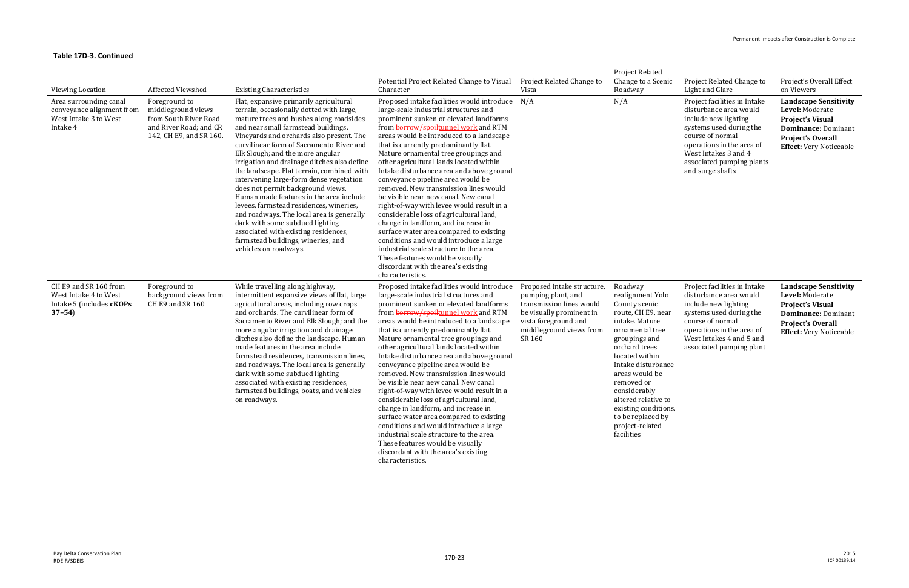**Table 17D-3. Continued**

| Viewing Location | Affected Viewshed | Existing Characteristics | Potential Project Related Change to Visual Character | Project Related Change to Vista | Project Related Change to a Scenic Roadway | Project Related Change to Light and Glare | Project's Overall Effect on Viewers |
|---|---|---|---|---|---|---|---|
| Area surrounding canal conveyance alignment from West Intake 3 to West Intake 4 | Foreground to middleground views from South River Road and River Road; and CR 142, CH E9, and SR 160. | Flat, expansive primarily agricultural terrain, occasionally dotted with large, mature trees and bushes along roadsides and near small farmstead buildings. Vineyards and orchards also present. The curvilinear form of Sacramento River and Elk Slough; and the more angular irrigation and drainage ditches also define the landscape. Flat terrain, combined with intervening large-form dense vegetation does not permit background views. Human made features in the area include levees, farmstead residences, wineries, and roadways. The local area is generally dark with some subdued lighting associated with existing residences, farmstead buildings, wineries, and vehicles on roadways. | Proposed intake facilities would introduce large-scale industrial structures and prominent sunken or elevated landforms from ~~borrow/spoil~~tunnel work and RTM areas would be introduced to a landscape that is currently predominantly flat. Mature ornamental tree groupings and other agricultural lands located within Intake disturbance area and above ground conveyance pipeline area would be removed. New transmission lines would be visible near new canal. New canal right-of-way with levee would result in a considerable loss of agricultural land, change in landform, and increase in surface water area compared to existing conditions and would introduce a large industrial scale structure to the area. These features would be visually discordant with the area's existing characteristics. | N/A | N/A | Project facilities in Intake disturbance area would include new lighting systems used during the course of normal operations in the area of West Intakes 3 and 4 associated pumping plants and surge shafts | **Landscape Sensitivity Level:** Moderate **Project's Visual Dominance:** Dominant **Project's Overall Effect:** Very Noticeable |
| CH E9 and SR 160 from West Intake 4 to West Intake 5 (includes **cKOPs 37–54**) | Foreground to background views from CH E9 and SR 160 | While travelling along highway, intermittent expansive views of flat, large agricultural areas, including row crops and orchards. The curvilinear form of Sacramento River and Elk Slough; and the more angular irrigation and drainage ditches also define the landscape. Human made features in the area include farmstead residences, transmission lines, and roadways. The local area is generally dark with some subdued lighting associated with existing residences, farmstead buildings, boats, and vehicles on roadways. | Proposed intake facilities would introduce large-scale industrial structures and prominent sunken or elevated landforms from ~~borrow/spoil~~tunnel work and RTM areas would be introduced to a landscape that is currently predominantly flat. Mature ornamental tree groupings and other agricultural lands located within Intake disturbance area and above ground conveyance pipeline area would be removed. New transmission lines would be visible near new canal. New canal right-of-way with levee would result in a considerable loss of agricultural land, change in landform, and increase in surface water area compared to existing conditions and would introduce a large industrial scale structure to the area. These features would be visually discordant with the area's existing characteristics. | Proposed intake structure, pumping plant, and transmission lines would be visually prominent in vista foreground and middleground views from SR 160 | Roadway realignment Yolo County scenic route, CH E9, near intake. Mature ornamental tree groupings and orchard trees located within Intake disturbance areas would be removed or considerably altered relative to existing conditions, to be replaced by project-related facilities | Project facilities in Intake disturbance area would include new lighting systems used during the course of normal operations in the area of West Intakes 4 and 5 and associated pumping plant | **Landscape Sensitivity Level:** Moderate **Project's Visual Dominance:** Dominant **Project's Overall Effect:** Very Noticeable |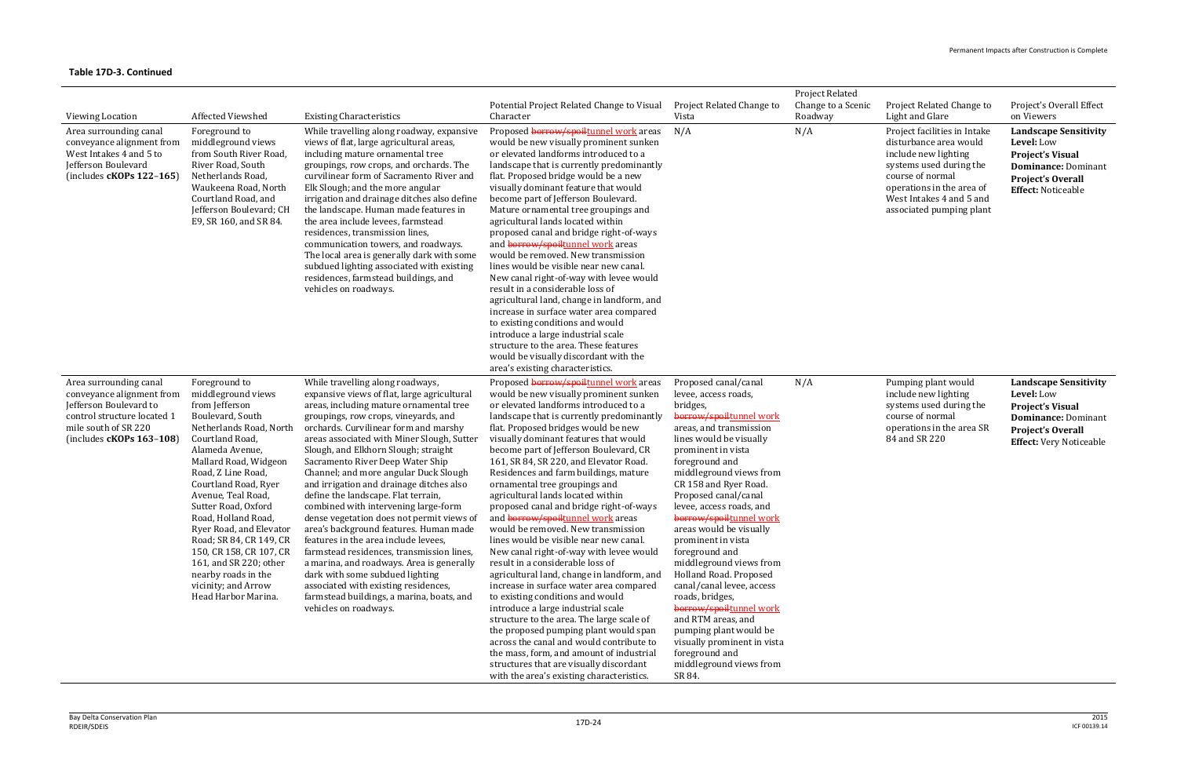**Table 17D-3. Continued**

| Viewing Location | Affected Viewshed | Existing Characteristics | Potential Project Related Change to Visual Character | Project Related Change to Vista | Project Related Change to a Scenic Roadway | Project Related Change to Light and Glare | Project's Overall Effect on Viewers |
|---|---|---|---|---|---|---|---|
| Area surrounding canal conveyance alignment from West Intakes 4 and 5 to Jefferson Boulevard (includes **cKOPs 122–165**) | Foreground to middleground views from South River Road, River Road, South Netherlands Road, Waukeena Road, North Courtland Road, and Jefferson Boulevard; CH E9, SR 160, and SR 84. | While travelling along roadway, expansive views of flat, large agricultural areas, including mature ornamental tree groupings, row crops, and orchards. The curvilinear form of Sacramento River and Elk Slough; and the more angular irrigation and drainage ditches also define the landscape. Human made features in the area include levees, farmstead residences, transmission lines, communication towers, and roadways. The local area is generally dark with some subdued lighting associated with existing residences, farmstead buildings, and vehicles on roadways. | Proposed ~~borrow/spoil~~tunnel work areas would be new visually prominent sunken or elevated landforms introduced to a landscape that is currently predominantly flat. Proposed bridge would be a new visually dominant feature that would become part of Jefferson Boulevard. Mature ornamental tree groupings and agricultural lands located within proposed canal and bridge right-of-ways and ~~borrow/spoil~~tunnel work areas would be removed. New transmission lines would be visible near new canal. New canal right-of-way with levee would result in a considerable loss of agricultural land, change in landform, and increase in surface water area compared to existing conditions and would introduce a large industrial scale structure to the area. These features would be visually discordant with the area's existing characteristics. | N/A | N/A | Project facilities in Intake disturbance area would include new lighting systems used during the course of normal operations in the area of West Intakes 4 and 5 and associated pumping plant | **Landscape Sensitivity Level:** Low **Project's Visual Dominance:** Dominant **Project's Overall Effect:** Noticeable |
| Area surrounding canal conveyance alignment from Jefferson Boulevard to control structure located 1 mile south of SR 220 (includes **cKOPs 163–108**) | Foreground to middleground views from Jefferson Boulevard, South Netherlands Road, North Courtland Road, Alameda Avenue, Mallard Road, Widgeon Road, Z Line Road, Courtland Road, Ryer Avenue, Teal Road, Sutter Road, Oxford Road, Holland Road, Ryer Road, and Elevator Road; SR 84, CR 149, CR 150, CR 158, CR 107, CR 161, and SR 220; other nearby roads in the vicinity; and Arrow Head Harbor Marina. | While travelling along roadways, expansive views of flat, large agricultural areas, including mature ornamental tree groupings, row crops, vineyards, and orchards. Curvilinear form and marshy areas associated with Miner Slough, Sutter Slough, and Elkhorn Slough; straight Sacramento River Deep Water Ship Channel; and more angular Duck Slough and irrigation and drainage ditches also define the landscape. Flat terrain, combined with intervening large-form dense vegetation does not permit views of area's background features. Human made features in the area include levees, farmstead residences, transmission lines, a marina, and roadways. Area is generally dark with some subdued lighting associated with existing residences, farmstead buildings, a marina, boats, and vehicles on roadways. | Proposed ~~borrow/spoil~~tunnel work areas would be new visually prominent sunken or elevated landforms introduced to a landscape that is currently predominantly flat. Proposed bridges would be new visually dominant features that would become part of Jefferson Boulevard, CR 161, SR 84, SR 220, and Elevator Road. Residences and farm buildings, mature ornamental tree groupings and agricultural lands located within proposed canal and bridge right-of-ways and ~~borrow/spoil~~tunnel work areas would be removed. New transmission lines would be visible near new canal. New canal right-of-way with levee would result in a considerable loss of agricultural land, change in landform, and increase in surface water area compared to existing conditions and would introduce a large industrial scale structure to the area. The large scale of the proposed pumping plant would span across the canal and would contribute to the mass, form, and amount of industrial structures that are visually discordant with the area's existing characteristics. | Proposed canal/canal levee, access roads, bridges, ~~borrow/spoil~~tunnel work areas, and transmission lines would be visually prominent in vista foreground and middleground views from CR 158 and Ryer Road. Proposed canal/canal levee, access roads, and ~~borrow/spoil~~tunnel work areas would be visually prominent in vista foreground and middleground views from Holland Road. Proposed canal/canal levee, access roads, bridges, ~~borrow/spoil~~tunnel work and RTM areas, and pumping plant would be visually prominent in vista foreground and middleground views from SR 84. | N/A | Pumping plant would include new lighting systems used during the course of normal operations in the area SR 84 and SR 220 | **Landscape Sensitivity Level:** Low **Project's Visual Dominance:** Dominant **Project's Overall Effect:** Very Noticeable |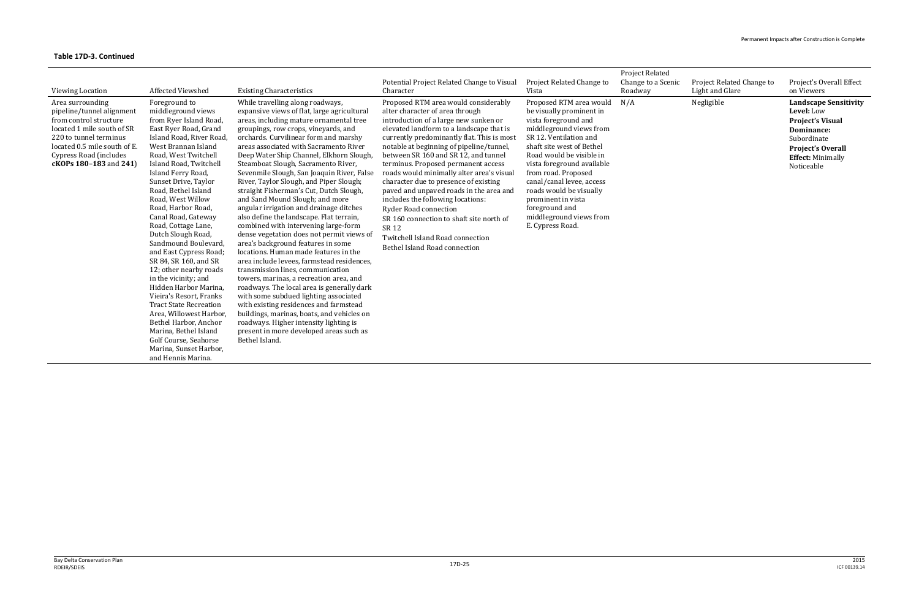**Table 17D-3. Continued**

| Viewing Location | Affected Viewshed | Existing Characteristics | Potential Project Related Change to Visual Character | Project Related Change to Vista | Project Related Change to a Scenic Roadway | Project Related Change to Light and Glare | Project's Overall Effect on Viewers |
|---|---|---|---|---|---|---|---|
| Area surrounding pipeline/tunnel alignment from control structure located 1 mile south of SR 220 to tunnel terminus located 0.5 mile south of E. Cypress Road (includes **cKOPs 180–183** and **241**) | Foreground to middleground views from Ryer Island Road, East Ryer Road, Grand Island Road, River Road, West Brannan Island Road, West Twitchell Island Road, Twitchell Island Ferry Road, Sunset Drive, Taylor Road, Bethel Island Road, West Willow Road, Harbor Road, Canal Road, Gateway Road, Cottage Lane, Dutch Slough Road, Sandmound Boulevard, and East Cypress Road; SR 84, SR 160, and SR 12; other nearby roads in the vicinity; and Hidden Harbor Marina, Vieira's Resort, Franks Tract State Recreation Area, Willowest Harbor, Bethel Harbor, Anchor Marina, Bethel Island Golf Course, Seahorse Marina, Sunset Harbor, and Hennis Marina. | While travelling along roadways, expansive views of flat, large agricultural areas, including mature ornamental tree groupings, row crops, vineyards, and orchards. Curvilinear form and marshy areas associated with Sacramento River Deep Water Ship Channel, Elkhorn Slough, Steamboat Slough, Sacramento River, Sevenmile Slough, San Joaquin River, False River, Taylor Slough, and Piper Slough; straight Fisherman's Cut, Dutch Slough, and Sand Mound Slough; and more angular irrigation and drainage ditches also define the landscape. Flat terrain, combined with intervening large-form dense vegetation does not permit views of area's background features in some locations. Human made features in the area include levees, farmstead residences, transmission lines, communication towers, marinas, a recreation area, and roadways. The local area is generally dark with some subdued lighting associated with existing residences and farmstead buildings, marinas, boats, and vehicles on roadways. Higher intensity lighting is present in more developed areas such as Bethel Island. | Proposed RTM area would considerably alter character of area through introduction of a large new sunken or elevated landform to a landscape that is currently predominantly flat. This is most notable at beginning of pipeline/tunnel, between SR 160 and SR 12, and tunnel terminus. Proposed permanent access roads would minimally alter area's visual character due to presence of existing paved and unpaved roads in the area and includes the following locations:<br>Ryder Road connection<br>SR 160 connection to shaft site north of SR 12<br>Twitchell Island Road connection<br>Bethel Island Road connection | Proposed RTM area would be visually prominent in vista foreground and middleground views from SR 12. Ventilation and shaft site west of Bethel Road would be visible in vista foreground available from road. Proposed canal/canal levee, access roads would be visually prominent in vista foreground and middleground views from E. Cypress Road. | N/A | Negligible | **Landscape Sensitivity Level:** Low<br>**Project's Visual Dominance:** Subordinate<br>**Project's Overall Effect:** Minimally Noticeable |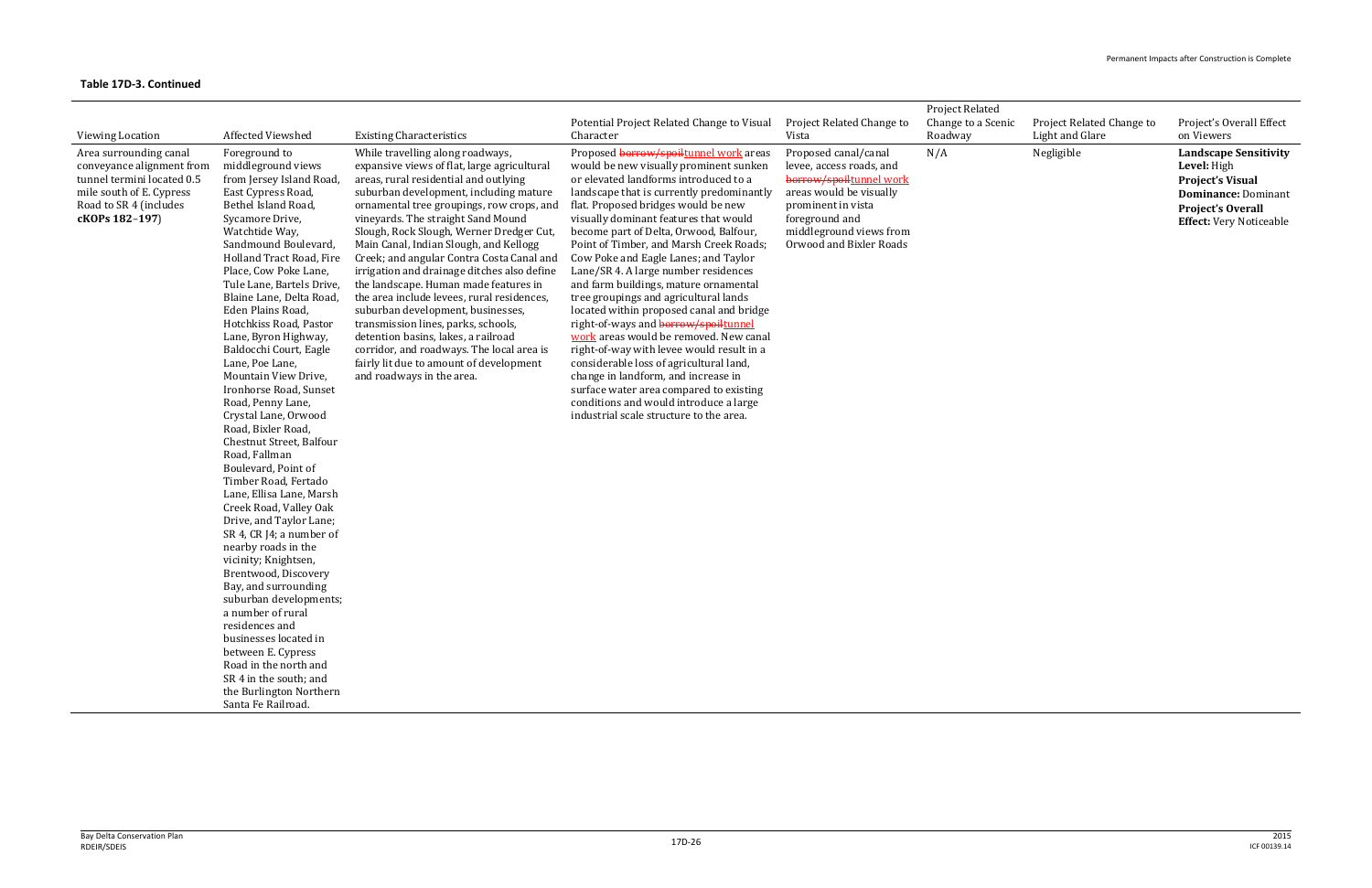**Table 17D-3. Continued**

| Viewing Location | Affected Viewshed | Existing Characteristics | Potential Project Related Change to Visual Character | Project Related Change to Vista | Project Related Change to a Scenic Roadway | Project Related Change to Light and Glare | Project's Overall Effect on Viewers |
|---|---|---|---|---|---|---|---|
| Area surrounding canal conveyance alignment from tunnel termini located 0.5 mile south of E. Cypress Road to SR 4 (includes **cKOPs 182–197**) | Foreground to middleground views from Jersey Island Road, East Cypress Road, Bethel Island Road, Sycamore Drive, Watchtide Way, Sandmound Boulevard, Holland Tract Road, Fire Place, Cow Poke Lane, Tule Lane, Bartels Drive, Blaine Lane, Delta Road, Eden Plains Road, Hotchkiss Road, Pastor Lane, Byron Highway, Baldocchi Court, Eagle Lane, Poe Lane, Mountain View Drive, Ironhorse Road, Sunset Road, Penny Lane, Crystal Lane, Orwood Road, Bixler Road, Chestnut Street, Balfour Road, Fallman Boulevard, Point of Timber Road, Fertado Lane, Ellisa Lane, Marsh Creek Road, Valley Oak Drive, and Taylor Lane; SR 4, CR J4; a number of nearby roads in the vicinity; Knightsen, Brentwood, Discovery Bay, and surrounding suburban developments; a number of rural residences and businesses located in between E. Cypress Road in the north and SR 4 in the south; and the Burlington Northern Santa Fe Railroad. | While travelling along roadways, expansive views of flat, large agricultural areas, rural residential and outlying suburban development, including mature ornamental tree groupings, row crops, and vineyards. The straight Sand Mound Slough, Rock Slough, Werner Dredger Cut, Main Canal, Indian Slough, and Kellogg Creek; and angular Contra Costa Canal and irrigation and drainage ditches also define the landscape. Human made features in the area include levees, rural residences, suburban development, businesses, transmission lines, parks, schools, detention basins, lakes, a railroad corridor, and roadways in the area. The local area is fairly lit due to amount of development and roadways in the area. | Proposed ~~borrow/spoil~~tunnel work areas would be new visually prominent sunken or elevated landforms introduced to a landscape that is currently predominantly flat. Proposed bridges would be new visually dominant features that would become part of Delta, Orwood, Balfour, Point of Timber, and Marsh Creek Roads; Cow Poke and Eagle Lanes; and Taylor Lane/SR 4. A large number residences and farm buildings, mature ornamental tree groupings and agricultural lands located within proposed canal and bridge right-of-ways and ~~borrow/spoil~~tunnel work areas would be removed. New canal right-of-way with levee would result in a considerable loss of agricultural land, change in landform, and increase in surface water area compared to existing conditions and would introduce a large industrial scale structure to the area. | Proposed canal/canal levee, access roads, and ~~borrow/spoil~~tunnel work areas would be visually prominent in vista foreground and middleground views from Orwood and Bixler Roads | N/A | Negligible | **Landscape Sensitivity Level:** High<br>**Project's Visual Dominance:** Dominant<br>**Project's Overall Effect:** Very Noticeable |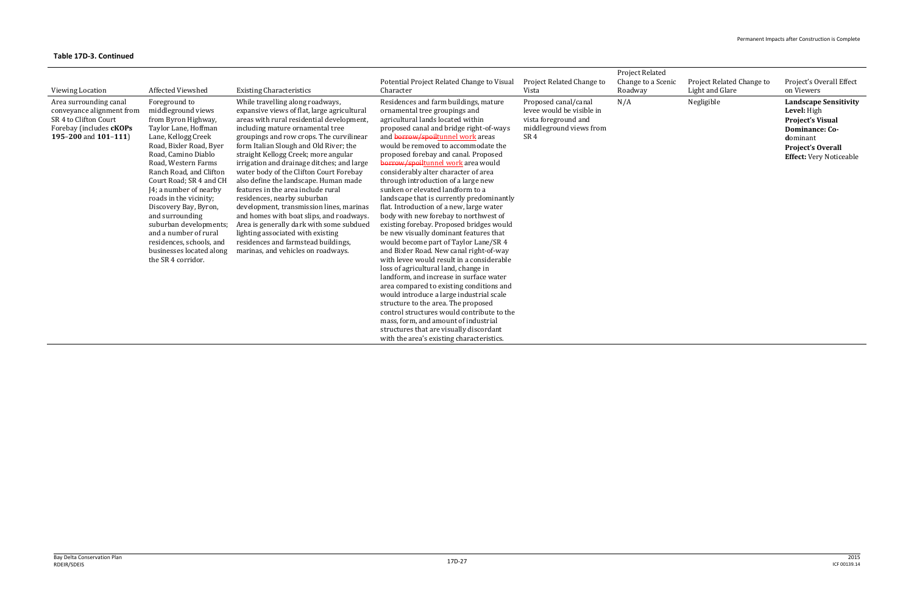**Table 17D-3. Continued**

| Viewing Location | Affected Viewshed | Existing Characteristics | Potential Project Related Change to Visual Character | Project Related Change to Vista | Project Related Change to a Scenic Roadway | Project Related Change to Light and Glare | Project's Overall Effect on Viewers |
|---|---|---|---|---|---|---|---|
| Area surrounding canal conveyance alignment from SR 4 to Clifton Court Forebay (includes **cKOPs 195–200** and **101–111**) | Foreground to middleground views from Byron Highway, Taylor Lane, Hoffman Lane, Kellogg Creek Road, Bixler Road, Byer Road, Camino Diablo Road, Western Farms Ranch Road, and Clifton Court Road; SR 4 and CH J4; a number of nearby roads in the vicinity; Discovery Bay, Byron, and surrounding suburban developments; and a number of rural residences, schools, and businesses located along the SR 4 corridor. | While travelling along roadways, expansive views of flat, large agricultural areas with rural residential development, including mature ornamental tree groupings and row crops. The curvilinear form Italian Slough and Old River; the straight Kellogg Creek; more angular irrigation and drainage ditches; and large water body of the Clifton Court Forebay also define the landscape. Human made features in the area include rural residences, nearby suburban development, transmission lines, marinas and homes with boat slips, and roadways. Area is generally dark with some subdued lighting associated with existing residences and farmstead buildings, marinas, and vehicles on roadways. | Residences and farm buildings, mature ornamental tree groupings and agricultural lands located within proposed canal and bridge right-of-ways and ~~borrow/spoil~~tunnel work areas would be removed to accommodate the proposed forebay and canal. Proposed ~~borrow/spoil~~tunnel work area would considerably alter character of area through introduction of a large new sunken or elevated landform to a landscape that is currently predominantly flat. Introduction of a new, large water body with new forebay to northwest of existing forebay. Proposed bridges would be new visually dominant features that would become part of Taylor Lane/SR 4 and Bixler Road. New canal right-of-way with levee would result in a considerable loss of agricultural land, change in landform, and increase in surface water area compared to existing conditions and would introduce a large industrial scale structure to the area. The proposed control structures would contribute to the mass, form, and amount of industrial structures that are visually discordant with the area's existing characteristics. | Proposed canal/canal levee would be visible in vista foreground and middleground views from SR 4 | N/A | Negligible | **Landscape Sensitivity Level:** High<br>**Project's Visual Dominance: Co-d**ominant<br>**Project's Overall Effect:** Very Noticeable |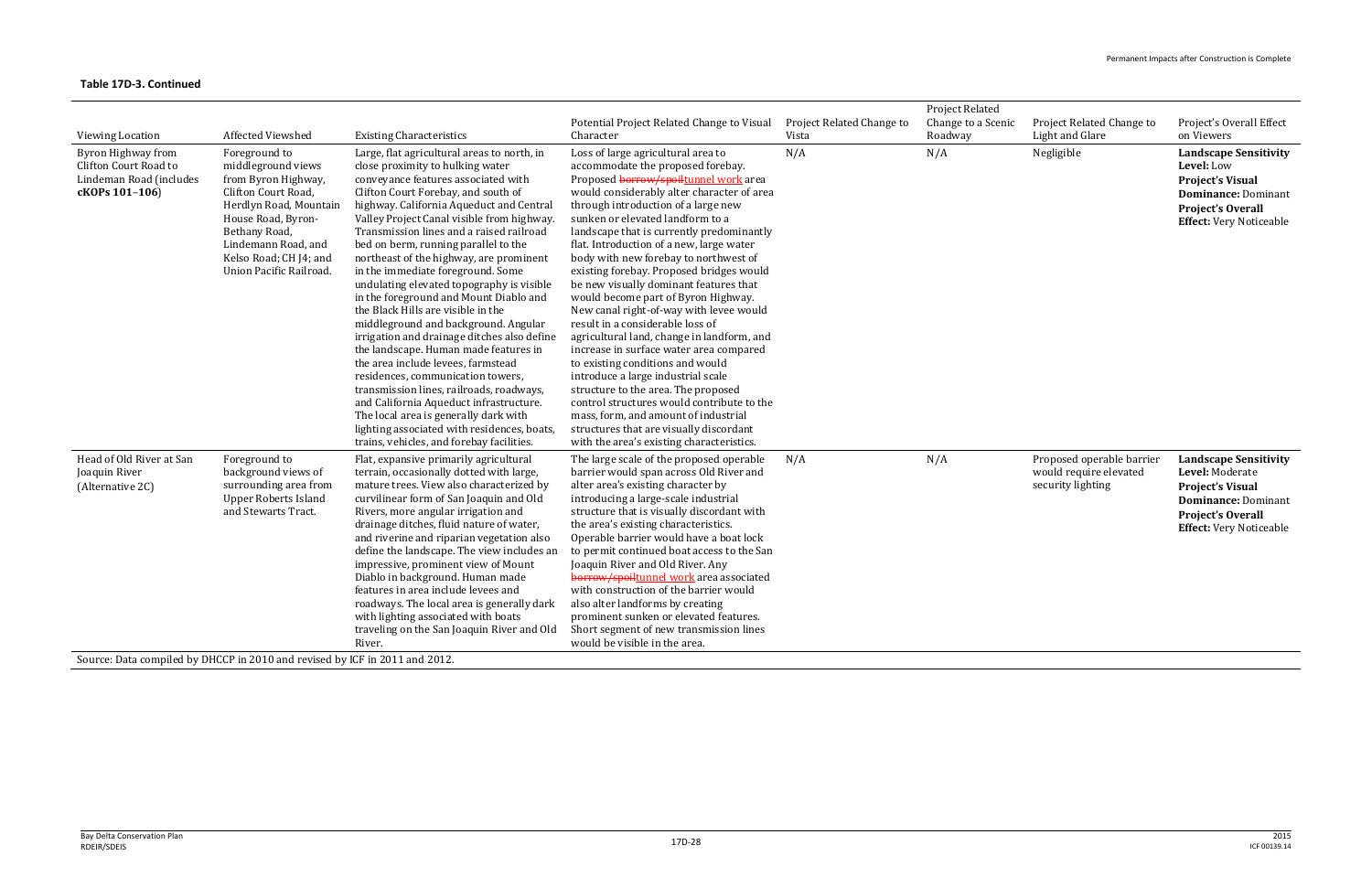**Table 17D-3. Continued**

| Viewing Location | Affected Viewshed | Existing Characteristics | Potential Project Related Change to Visual Character | Project Related Change to Vista | Project Related Change to a Scenic Roadway | Project Related Change to Light and Glare | Project's Overall Effect on Viewers |
|---|---|---|---|---|---|---|---|
| Byron Highway from Clifton Court Road to Lindeman Road (includes **cKOPs 101–106**) | Foreground to middleground views from Byron Highway, Clifton Court Road, Herdlyn Road, Mountain House Road, Byron-Bethany Road, Lindemann Road, and Kelso Road; CH J4; and Union Pacific Railroad. | Large, flat agricultural areas to north, in close proximity to hulking water conveyance features associated with Clifton Court Forebay, and south of highway. California Aqueduct and Central Valley Project Canal visible from highway. Transmission lines and a raised railroad bed on berm, running parallel to the northeast of the highway, are prominent in the immediate foreground. Some undulating elevated topography is visible in the foreground and Mount Diablo and the Black Hills are visible in the middleground and background. Angular irrigation and drainage ditches also define the landscape. Human made features in the area include levees, farmstead residences, communication towers, transmission lines, railroads, roadways, and California Aqueduct infrastructure. The local area is generally dark with lighting associated with residences, boats, trains, vehicles, and forebay facilities. | Loss of large agricultural area to accommodate the proposed forebay. Proposed ~~borrow/spoil~~tunnel work area would considerably alter character of area through introduction of a large new sunken or elevated landform to a landscape that is currently predominantly flat. Introduction of a new, large water body with new forebay to northwest of existing forebay. Proposed bridges would be new visually dominant features that would become part of Byron Highway. New canal right-of-way with levee would result in a considerable loss of agricultural land, change in landform, and increase in surface water area compared to existing conditions and would introduce a large industrial scale structure to the area. The proposed control structures would contribute to the mass, form, and amount of industrial structures that are visually discordant with the area's existing characteristics. | N/A | N/A | Negligible | **Landscape Sensitivity Level:** Low<br>**Project's Visual Dominance:** Dominant<br>**Project's Overall Effect:** Very Noticeable |
| Head of Old River at San Joaquin River (Alternative 2C) | Foreground to background views of surrounding area from Upper Roberts Island and Stewarts Tract. | Flat, expansive primarily agricultural terrain, occasionally dotted with large, mature trees. View also characterized by curvilinear form of San Joaquin and Old Rivers, more angular irrigation and drainage ditches, fluid nature of water, and riverine and riparian vegetation also define the landscape. The view includes an impressive, prominent view of Mount Diablo in background. Human made features in area include levees and roadways. The local area is generally dark with lighting associated with boats traveling on the San Joaquin River and Old River. | The large scale of the proposed operable barrier would span across Old River and alter area's existing character by introducing a large-scale industrial structure that is visually discordant with the area's existing characteristics. Operable barrier would have a boat lock to permit continued boat access to the San Joaquin River and Old River. Any ~~borrow/spoil~~tunnel work area associated with construction of the barrier would also alter landforms by creating prominent sunken or elevated features. Short segment of new transmission lines would be visible in the area. | N/A | N/A | Proposed operable barrier would require elevated security lighting | **Landscape Sensitivity Level:** Moderate<br>**Project's Visual Dominance:** Dominant<br>**Project's Overall Effect:** Very Noticeable |

Source: Data compiled by DHCCP in 2010 and revised by ICF in 2011 and 2012.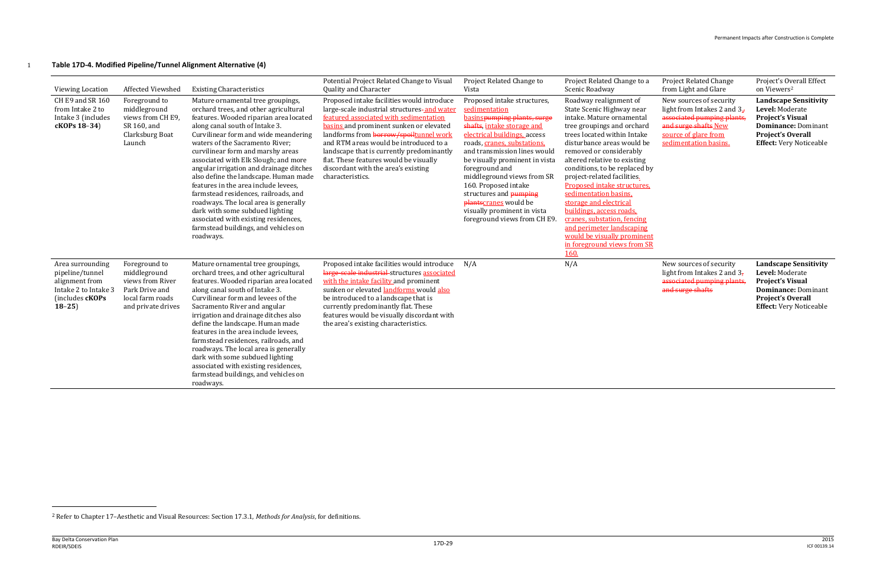**Table 17D-4. Modified Pipeline/Tunnel Alignment Alternative (4)**

| Viewing Location | Affected Viewshed | Existing Characteristics | Potential Project Related Change to Visual Quality and Character | Project Related Change to Vista | Project Related Change to a Scenic Roadway | Project Related Change from Light and Glare | Project's Overall Effect on Viewers[2] |
|---|---|---|---|---|---|---|---|
| CH E9 and SR 160 from Intake 2 to Intake 3 (includes **cKOPs 18–34**) | Foreground to middleground views from CH E9, SR 160, and Clarksburg Boat Launch | Mature ornamental tree groupings, orchard trees, and other agricultural features. Wooded riparian area located along canal south of Intake 3. Curvilinear form and wide meandering waters of the Sacramento River; curvilinear form and marshy areas associated with Elk Slough; and more angular irrigation and drainage ditches also define the landscape. Human made features in the area include levees, farmstead residences, railroads, and roadways. The local area is generally dark with some subdued lighting associated with existing residences, farmstead buildings, and vehicles on roadways. | Proposed intake facilities would introduce large-scale industrial structures~~-~~ and water featured associated with sedimentation basins and prominent sunken or elevated landforms from ~~borrow/spoil~~tunnel work and RTM areas would be introduced to a landscape that is currently predominantly flat. These features would be visually discordant with the area's existing characteristics. | Proposed intake structures, sedimentation basins~~pumping plants, surge shafts~~, intake storage and electrical buildings, access roads, cranes, substations, and transmission lines would be visually prominent in vista foreground and middleground views from SR 160. Proposed intake structures and ~~pumping plants~~cranes would be visually prominent in vista foreground views from CH E9. | Roadway realignment of State Scenic Highway near intake. Mature ornamental tree groupings and orchard trees located within Intake disturbance areas would be removed or considerably altered relative to existing conditions, to be replaced by project-related facilities. Proposed intake structures, sedimentation basins, storage and electrical buildings, access roads, cranes, substation, fencing and perimeter landscaping would be visually prominent in foreground views from SR 160. | New sources of security light from Intakes 2 and 3~~,~~ ~~associated pumping plants, and surge shafts~~ New source of glare from sedimentation basins. | **Landscape Sensitivity Level:** Moderate **Project's Visual Dominance:** Dominant **Project's Overall Effect:** Very Noticeable |
| Area surrounding pipeline/tunnel alignment from Intake 2 to Intake 3 (includes **cKOPs 18–25**) | Foreground to middleground views from River Park Drive and local farm roads and private drives | Mature ornamental tree groupings, orchard trees, and other agricultural features. Wooded riparian area located along canal south of Intake 3. Curvilinear form and levees of the Sacramento River and angular irrigation and drainage ditches also define the landscape. Human made features in the area include levees, farmstead residences, railroads, and roadways. The local area is generally dark with some subdued lighting associated with existing residences, farmstead buildings, and vehicles on roadways. | Proposed intake facilities would introduce ~~large-scale industrial~~ structures associated with the intake facility and prominent sunken or elevated landforms would also be introduced to a landscape that is currently predominantly flat. These features would be visually discordant with the area's existing characteristics. | N/A | N/A | New sources of security light from Intakes 2 and 3~~,~~ ~~associated pumping plants, and surge shafts~~ | **Landscape Sensitivity Level:** Moderate **Project's Visual Dominance:** Dominant **Project's Overall Effect:** Very Noticeable |

[2] Refer to Chapter 17–Aesthetic and Visual Resources: Section 17.3.1, *Methods for Analysis*, for definitions.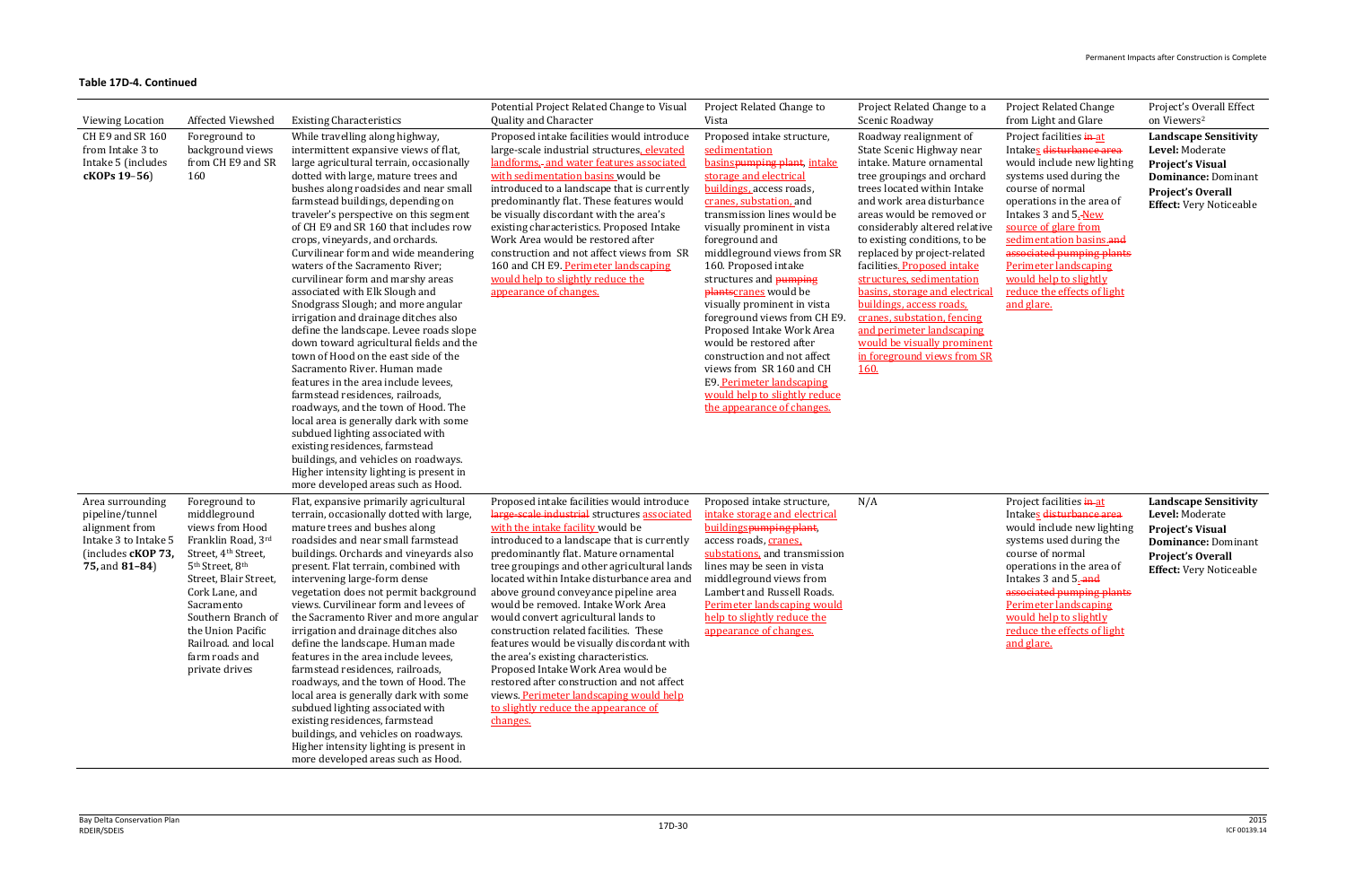**Table 17D-4. Continued**

| Viewing Location | Affected Viewshed | Existing Characteristics | Potential Project Related Change to Visual Quality and Character | Project Related Change to Vista | Project Related Change to a Scenic Roadway | Project Related Change from Light and Glare | Project's Overall Effect on Viewers[2] |
|---|---|---|---|---|---|---|---|
| CH E9 and SR 160 from Intake 3 to Intake 5 (includes **cKOPs 19–56**) | Foreground to background views from CH E9 and SR 160 | While travelling along highway, intermittent expansive views of flat, large agricultural terrain, occasionally dotted with large, mature trees and bushes along roadsides and near small farmstead buildings, depending on traveler's perspective on this segment of CH E9 and SR 160 that includes row crops, vineyards, and orchards. Curvilinear form and wide meandering waters of the Sacramento River; curvilinear form and marshy areas associated with Elk Slough and Snodgrass Slough; and more angular irrigation and drainage ditches also define the landscape. Levee roads slope down toward agricultural fields and the town of Hood on the east side of the Sacramento River. Human made features in the area include levees, farmstead residences, railroads, roadways, and the town of Hood. The local area is generally dark with some subdued lighting associated with existing residences, farmstead buildings, and vehicles on roadways. Higher intensity lighting is present in more developed areas such as Hood. | Proposed intake facilities would introduce large-scale industrial structures, elevated landforms, and water features associated with sedimentation basins would be introduced to a landscape that is currently predominantly flat. These features would be visually discordant with the area's existing characteristics. Proposed Intake Work Area would be restored after construction and not affect views from SR 160 and CH E9. Perimeter landscaping would help to slightly reduce the appearance of changes. | Proposed intake structure, sedimentation basins~~pumping plant~~, intake storage and electrical buildings, access roads, cranes, substation, and transmission lines would be visually prominent in vista foreground and middleground views from SR 160. Proposed intake structures and ~~pumping plants~~cranes would be visually prominent in vista foreground views from CH E9. Proposed Intake Work Area would be restored after construction and not affect views from SR 160 and CH E9. Perimeter landscaping would help to slightly reduce the appearance of changes. | Roadway realignment of State Scenic Highway near intake. Mature ornamental tree groupings and orchard trees located within Intake and work area disturbance areas would be removed or considerably altered relative to existing conditions, to be replaced by project-related facilities. Proposed intake structures, sedimentation basins, storage and electrical buildings, access roads, cranes, substation, fencing and perimeter landscaping would be visually prominent in foreground views from SR 160. | Project facilities ~~in~~ at Intakes ~~disturbance area~~ would include new lighting systems used during the course of normal operations in the area of Intakes 3 and 5. New source of glare from sedimentation basins ~~and associated pumping plants~~ Perimeter landscaping would help to slightly reduce the effects of light and glare. | **Landscape Sensitivity Level:** Moderate **Project's Visual Dominance:** Dominant **Project's Overall Effect:** Very Noticeable |
| Area surrounding pipeline/tunnel alignment from Intake 3 to Intake 5 (includes **cKOP 73, 75,** and **81–84**) | Foreground to middleground views from Hood Franklin Road, 3rd Street, 4th Street, 5th Street, 8th Street, Blair Street, Cork Lane, and Sacramento Southern Branch of the Union Pacific Railroad. and local farm roads and private drives | Flat, expansive primarily agricultural terrain, occasionally dotted with large, mature trees and bushes along roadsides and near small farmstead buildings. Orchards and vineyards also present. Flat terrain, combined with intervening large-form dense vegetation does not permit background views. Curvilinear form and levees of the Sacramento River and more angular irrigation and drainage ditches also define the landscape. Human made features in the area include levees, farmstead residences, railroads, roadways, and the town of Hood. The local area is generally dark with some subdued lighting associated with existing residences, farmstead buildings, and vehicles on roadways. Higher intensity lighting is present in more developed areas such as Hood. | Proposed intake facilities would introduce ~~large-scale industrial~~ structures associated with the intake facility would be introduced to a landscape that is currently predominantly flat. Mature ornamental tree groupings and other agricultural lands located within Intake disturbance area and above ground conveyance pipeline area would be removed. Intake Work Area would convert agricultural lands to construction related facilities. These features would be visually discordant with the area's existing characteristics. Proposed Intake Work Area would be restored after construction and not affect views. Perimeter landscaping would help to slightly reduce the appearance of changes. | Proposed intake structure, intake storage and electrical buildings~~pumping plant~~, access roads, cranes, substations, and transmission lines may be seen in vista middleground views from Lambert and Russell Roads. Perimeter landscaping would help to slightly reduce the appearance of changes. | N/A | Project facilities ~~in~~ at Intakes ~~disturbance area~~ would include new lighting systems used during the course of normal operations in the area of Intakes 3 and 5. ~~and associated pumping plants~~ Perimeter landscaping would help to slightly reduce the effects of light and glare. | **Landscape Sensitivity Level:** Moderate **Project's Visual Dominance:** Dominant **Project's Overall Effect:** Very Noticeable |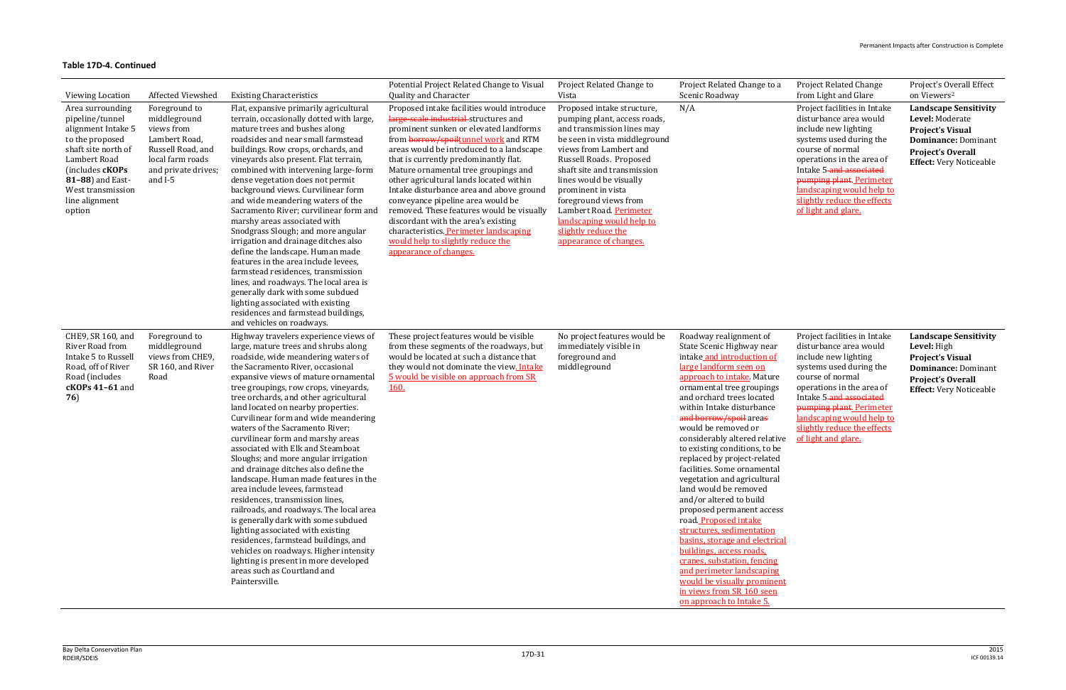**Table 17D-4. Continued**

| Viewing Location | Affected Viewshed | Existing Characteristics | Potential Project Related Change to Visual Quality and Character | Project Related Change to Vista | Project Related Change to a Scenic Roadway | Project Related Change from Light and Glare | Project's Overall Effect on Viewers[2] |
|---|---|---|---|---|---|---|---|
| Area surrounding pipeline/tunnel alignment Intake 5 to the proposed shaft site north of Lambert Road (includes **cKOPs 81–88**) and East-West transmission line alignment option | Foreground to middleground views from Lambert Road, Russell Road, and local farm roads and private drives; and I-5 | Flat, expansive primarily agricultural terrain, occasionally dotted with large, mature trees and bushes along roadsides and near small farmstead buildings. Row crops, orchards, and vineyards also present. Flat terrain, combined with intervening large-form dense vegetation does not permit background views. Curvilinear form and wide meandering waters of the Sacramento River; curvilinear form and marshy areas associated with Snodgrass Slough; and more angular irrigation and drainage ditches also define the landscape. Human made features in the area include levees, farmstead residences, transmission lines, and roadways. The local area is generally dark with some subdued lighting associated with existing residences and farmstead buildings, and vehicles on roadways. | Proposed intake facilities would introduce ~~large-scale industrial~~ structures and prominent sunken or elevated landforms from ~~borrow/spoil~~tunnel work and RTM areas would be introduced to a landscape that is currently predominantly flat. Mature ornamental tree groupings and other agricultural lands located within Intake disturbance area and above ground conveyance pipeline area would be removed. These features would be visually discordant with the area's existing characteristics. Perimeter landscaping would help to slightly reduce the appearance of changes. | Proposed intake structure, pumping plant, access roads, and transmission lines may be seen in vista middleground views from Lambert and Russell Roads. Proposed shaft site and transmission lines would be visually prominent in vista foreground views from Lambert Road. Perimeter landscaping would help to slightly reduce the appearance of changes. | N/A | Project facilities in Intake disturbance area would include new lighting systems used during the course of normal operations in the area of Intake 5 ~~and associated pumping plant~~. Perimeter landscaping would help to slightly reduce the effects of light and glare. | **Landscape Sensitivity Level:** Moderate **Project's Visual Dominance:** Dominant **Project's Overall Effect:** Very Noticeable |
| CHE9, SR 160, and River Road from Intake 5 to Russell Road, off of River Road (includes **cKOPs 41–61** and **76**) | Foreground to middleground views from CHE9, SR 160, and River Road | Highway travelers experience views of large, mature trees and shrubs along roadside, wide meandering waters of the Sacramento River, occasional expansive views of mature ornamental tree groupings, row crops, vineyards, tree orchards, and other agricultural land located on nearby properties. Curvilinear form and wide meandering waters of the Sacramento River; curvilinear form and marshy areas associated with Elk and Steamboat Sloughs; and more angular irrigation and drainage ditches also define the landscape. Human made features in the area include levees, farmstead residences, transmission lines, railroads, and roadways. The local area is generally dark with some subdued lighting associated with existing residences, farmstead buildings, and vehicles on roadways. Higher intensity lighting is present in more developed areas such as Courtland and Paintersville. | These project features would be visible from these segments of the roadways, but would be located at such a distance that they would not dominate the view. Intake 5 would be visible on approach from SR 160. | No project features would be immediately visible in foreground and middleground | Roadway realignment of State Scenic Highway near intake and introduction of large landform seen on approach to intake. Mature ornamental tree groupings and orchard trees located within Intake disturbance ~~and borrow/spoil~~ areas would be removed or considerably altered relative to existing conditions, to be replaced by project-related facilities. Some ornamental vegetation and agricultural land would be removed and/or altered to build proposed permanent access road. Proposed intake structures, sedimentation basins, storage and electrical buildings, access roads, cranes, substation, fencing and perimeter landscaping would be visually prominent in views from SR 160 seen on approach to Intake 5. | Project facilities in Intake disturbance area would include new lighting systems used during the course of normal operations in the area of Intake 5 ~~and associated pumping plant~~. Perimeter landscaping would help to slightly reduce the effects of light and glare. | **Landscape Sensitivity Level:** High **Project's Visual Dominance:** Dominant **Project's Overall Effect:** Very Noticeable |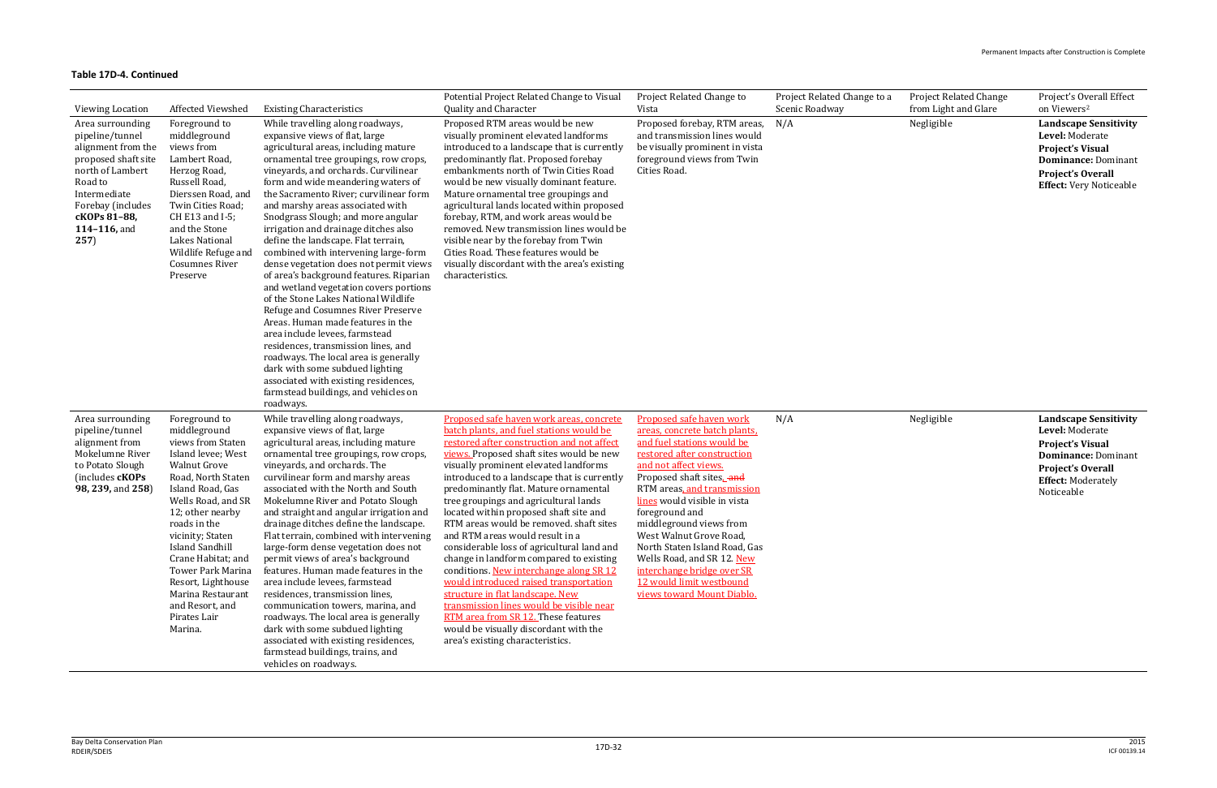**Table 17D-4. Continued**

| Viewing Location | Affected Viewshed | Existing Characteristics | Potential Project Related Change to Visual Quality and Character | Project Related Change to Vista | Project Related Change to a Scenic Roadway | Project Related Change from Light and Glare | Project's Overall Effect on Viewers[2] |
|---|---|---|---|---|---|---|---|
| Area surrounding pipeline/tunnel alignment from the proposed shaft site north of Lambert Road to Intermediate Forebay (includes **cKOPs 81–88, 114–116,** and **257**) | Foreground to middleground views from Lambert Road, Herzog Road, Russell Road, Dierssen Road, and Twin Cities Road; CH E13 and I-5; and the Stone Lakes National Wildlife Refuge and Cosumnes River Preserve | While travelling along roadways, expansive views of flat, large agricultural areas, including mature ornamental tree groupings, row crops, vineyards, and orchards. Curvilinear form and wide meandering waters of the Sacramento River; curvilinear form and marshy areas associated with Snodgrass Slough; and more angular irrigation and drainage ditches also define the landscape. Flat terrain, combined with intervening large-form dense vegetation does not permit views of area's background features. Riparian and wetland vegetation covers portions of the Stone Lakes National Wildlife Refuge and Cosumnes River Preserve Areas. Human made features in the area include levees, farmstead residences, transmission lines, and roadways. The local area is generally dark with some subdued lighting associated with existing residences, farmstead buildings, and vehicles on roadways. | Proposed RTM areas would be new visually prominent elevated landforms introduced to a landscape that is currently predominantly flat. Proposed forebay embankments north of Twin Cities Road would be new visually dominant feature. Mature ornamental tree groupings and agricultural lands located within proposed forebay, RTM, and work areas would be removed. New transmission lines would be visible near by the forebay from Twin Cities Road. These features would be visually discordant with the area's existing characteristics. | Proposed forebay, RTM areas, and transmission lines would be visually prominent in vista foreground views from Twin Cities Road. | N/A | Negligible | **Landscape Sensitivity Level:** Moderate **Project's Visual Dominance:** Dominant **Project's Overall Effect:** Very Noticeable |
| Area surrounding pipeline/tunnel alignment from Mokelumne River to Potato Slough (includes **cKOPs 98, 239,** and **258**) | Foreground to middleground views from Staten Island levee; West Walnut Grove Road, North Staten Island Road, Gas Wells Road, and SR 12; other nearby roads in the vicinity; Staten Island Sandhill Crane Habitat; and Tower Park Marina Resort, Lighthouse Marina Restaurant and Resort, and Pirates Lair Marina. | While travelling along roadways, expansive views of flat, large agricultural areas, including mature ornamental tree groupings, row crops, vineyards, and orchards. The curvilinear form and marshy areas associated with the North and South Mokelumne River and Potato Slough and straight and angular irrigation and drainage ditches define the landscape. Flat terrain, combined with intervening large-form dense vegetation does not permit views of area's background features. Human made features in the area include levees, farmstead residences, transmission lines, communication towers, marina, and roadways. The local area is generally dark with some subdued lighting associated with existing residences, farmstead buildings, trains, and vehicles on roadways. | Proposed safe haven work areas, concrete batch plants, and fuel stations would be restored after construction and not affect views. Proposed shaft sites would be new visually prominent elevated landforms introduced to a landscape that is currently predominantly flat. Mature ornamental tree groupings and agricultural lands located within proposed shaft site and RTM areas would be removed. shaft sites and RTM areas would result in a considerable loss of agricultural land and change in landform compared to existing conditions. New interchange along SR 12 would introduced raised transportation structure in flat landscape. New transmission lines would be visible near RTM area from SR 12. These features would be visually discordant with the area's existing characteristics. | Proposed safe haven work areas, concrete batch plants, and fuel stations would be restored after construction and not affect views. Proposed shaft sites, ~~and~~ RTM areas, and transmission lines would visible in vista foreground and middleground views from West Walnut Grove Road, North Staten Island Road, Gas Wells Road, and SR 12. New interchange bridge over SR 12 would limit westbound views toward Mount Diablo. | N/A | Negligible | **Landscape Sensitivity Level:** Moderate **Project's Visual Dominance:** Dominant **Project's Overall Effect:** Moderately Noticeable |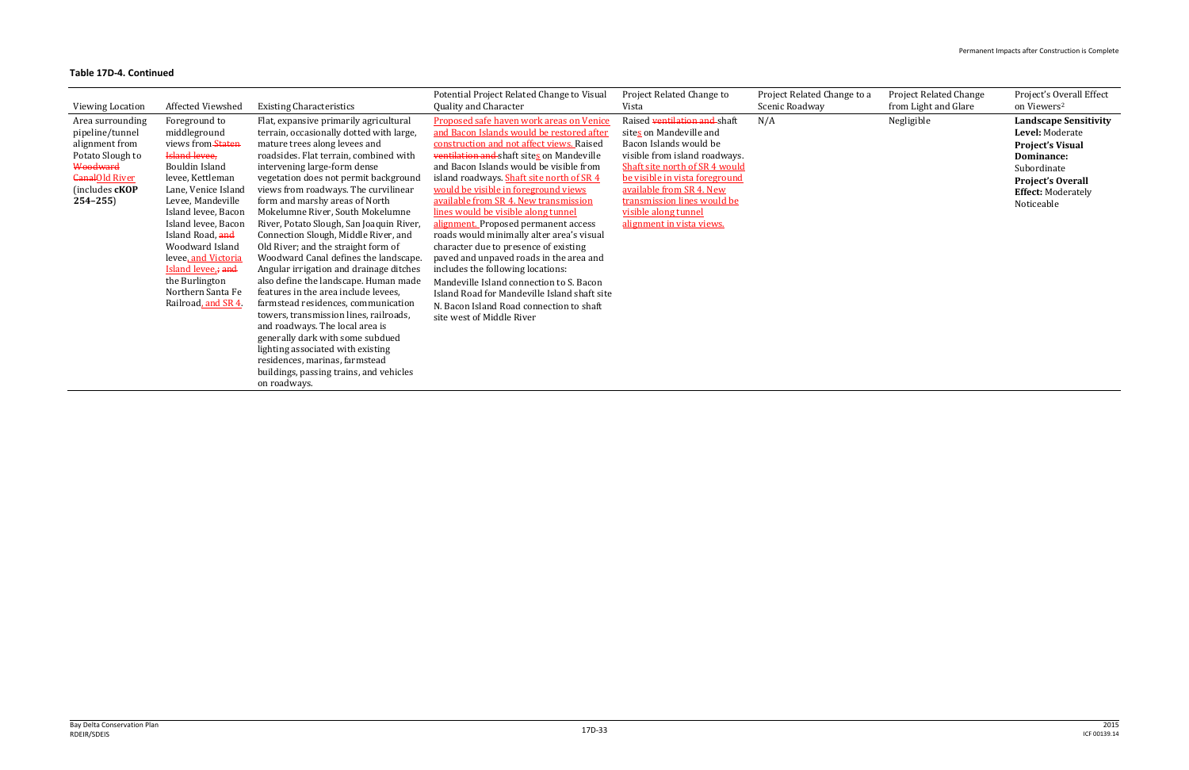**Table 17D-4. Continued**

| Viewing Location | Affected Viewshed | Existing Characteristics | Potential Project Related Change to Visual Quality and Character | Project Related Change to Vista | Project Related Change to a Scenic Roadway | Project Related Change from Light and Glare | Project's Overall Effect on Viewers[2] |
|---|---|---|---|---|---|---|---|
| Area surrounding pipeline/tunnel alignment from Potato Slough to Woodward CanalOld River (includes **cKOP 254–255**) | Foreground to middleground views from Staten Island levee, Bouldin Island levee, Kettleman Lane, Venice Island Levee, Mandeville Island levee, Bacon Island levee, Bacon Island Road, and Woodward Island levee, and Victoria Island levee,; and the Burlington Northern Santa Fe Railroad, and SR 4. | Flat, expansive primarily agricultural terrain, occasionally dotted with large, mature trees along levees and roadsides. Flat terrain, combined with intervening large-form dense vegetation does not permit background views from roadways. The curvilinear form and marshy areas of North Mokelumne River, South Mokelumne River, Potato Slough, San Joaquin River, Connection Slough, Middle River, and Old River; and the straight form of Woodward Canal defines the landscape. Angular irrigation and drainage ditches also define the landscape. Human made features in the area include levees, farmstead residences, communication towers, transmission lines, railroads, and roadways. The local area is generally dark with some subdued lighting associated with existing residences, marinas, farmstead buildings, passing trains, and vehicles on roadways. | Proposed safe haven work areas on Venice and Bacon Islands would be restored after construction and not affect views. Raised ventilation and shaft sites on Mandeville and Bacon Islands would be visible from island roadways. Shaft site north of SR 4 would be visible in foreground views available from SR 4. New transmission lines would be visible along tunnel alignment. Proposed permanent access roads would minimally alter area's visual character due to presence of existing paved and unpaved roads in the area and includes the following locations:<br>Mandeville Island connection to S. Bacon Island Road for Mandeville Island shaft site<br>N. Bacon Island Road connection to shaft site west of Middle River | Raised ventilation and shaft sites on Mandeville and Bacon Islands would be visible from island roadways. Shaft site north of SR 4 would be visible in vista foreground available from SR 4. New transmission lines would be visible along tunnel alignment in vista views. | N/A | Negligible | **Landscape Sensitivity Level:** Moderate<br>**Project's Visual Dominance:** Subordinate<br>**Project's Overall Effect:** Moderately Noticeable |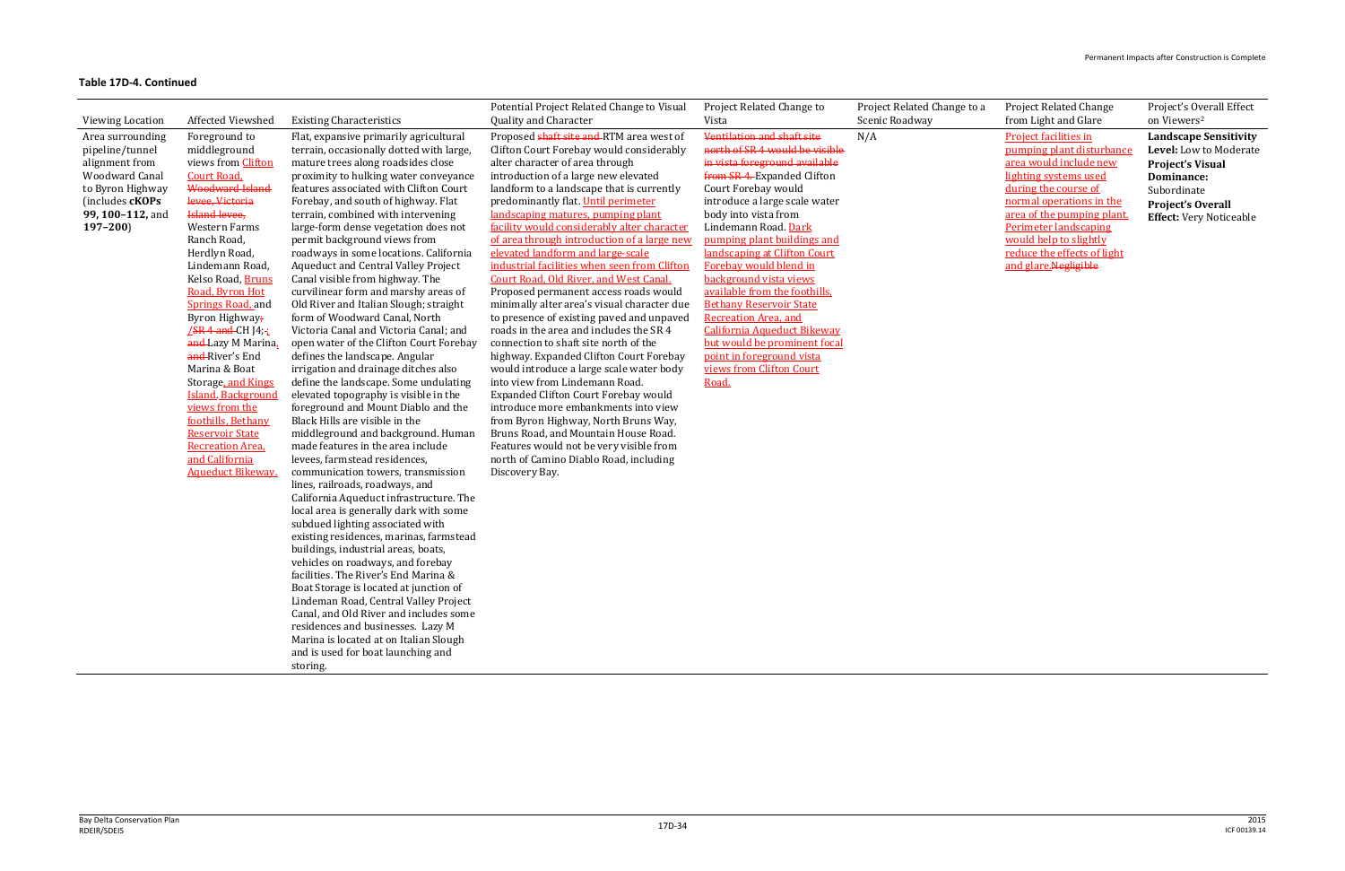**Table 17D-4. Continued**

| Viewing Location | Affected Viewshed | Existing Characteristics | Potential Project Related Change to Visual Quality and Character | Project Related Change to Vista | Project Related Change to a Scenic Roadway | Project Related Change from Light and Glare | Project's Overall Effect on Viewers[2] |
|---|---|---|---|---|---|---|---|
| Area surrounding pipeline/tunnel alignment from Woodward Canal to Byron Highway (includes **cKOPs 99, 100–112,** and **197–200**) | Foreground to middleground views from Clifton Court Road, Woodward Island levee, Victoria Island levee, Western Farms Ranch Road, Herdlyn Road, Lindemann Road, Kelso Road, Bruns Road, Byron Hot Springs Road, and Byron Highway, /SR 4 and CH J4; , and Lazy M Marina, and River's End Marina & Boat Storage, and Kings Island. Background views from the foothills, Bethany Reservoir State Recreation Area, and California Aqueduct Bikeway. | Flat, expansive primarily agricultural terrain, occasionally dotted with large, mature trees along roadsides close proximity to hulking water conveyance features associated with Clifton Court Forebay, and south of highway. Flat terrain, combined with intervening large-form dense vegetation does not permit background views from roadways in some locations. California Aqueduct and Central Valley Project Canal visible from highway. The curvilinear form and marshy areas of Old River and Italian Slough; straight form of Woodward Canal, North Victoria Canal and Victoria Canal; and open water of the Clifton Court Forebay defines the landscape. Angular irrigation and drainage ditches also define the landscape. Some undulating elevated topography is visible in the foreground and Mount Diablo and the Black Hills are visible in the middleground and background. Human made features in the area include levees, farmstead residences, communication towers, transmission lines, railroads, roadways, and California Aqueduct infrastructure. The local area is generally dark with some subdued lighting associated with existing residences, marinas, farmstead buildings, industrial areas, boats, vehicles on roadways, and forebay facilities. The River's End Marina & Boat Storage is located at junction of Lindeman Road, Central Valley Project Canal, and Old River and includes some residences and businesses. Lazy M Marina is located at on Italian Slough and is used for boat launching and storing. | Proposed shaft site and RTM area west of Clifton Court Forebay would considerably alter character of area through introduction of a large new elevated landform to a landscape that is currently predominantly flat. Until perimeter landscaping matures, pumping plant facility would considerably alter character of area through introduction of a large new elevated landform and large-scale industrial facilities when seen from Clifton Court Road, Old River, and West Canal. Proposed permanent access roads would minimally alter area's visual character due to presence of existing paved and unpaved roads in the area and includes the SR 4 connection to shaft site north of the highway. Expanded Clifton Court Forebay would introduce a large scale water body into view from Lindemann Road. Expanded Clifton Court Forebay would introduce more embankments into view from Byron Highway, North Bruns Way, Bruns Road, and Mountain House Road. Features would not be very visible from north of Camino Diablo Road, including Discovery Bay. | Ventilation and shaft site north of SR 4 would be visible in vista foreground available from SR 4. Expanded Clifton Court Forebay would introduce a large scale water body into vista from Lindemann Road. Dark pumping plant buildings and landscaping at Clifton Court Forebay would blend in background vista views available from the foothills, Bethany Reservoir State Recreation Area, and California Aqueduct Bikeway but would be prominent focal point in foreground vista views from Clifton Court Road. | N/A | Project facilities in pumping plant disturbance area would include new lighting systems used during the course of normal operations in the area of the pumping plant. Perimeter landscaping would help to slightly reduce the effects of light and glare. Negligible | **Landscape Sensitivity Level:** Low to Moderate **Project's Visual Dominance:** Subordinate **Project's Overall Effect:** Very Noticeable |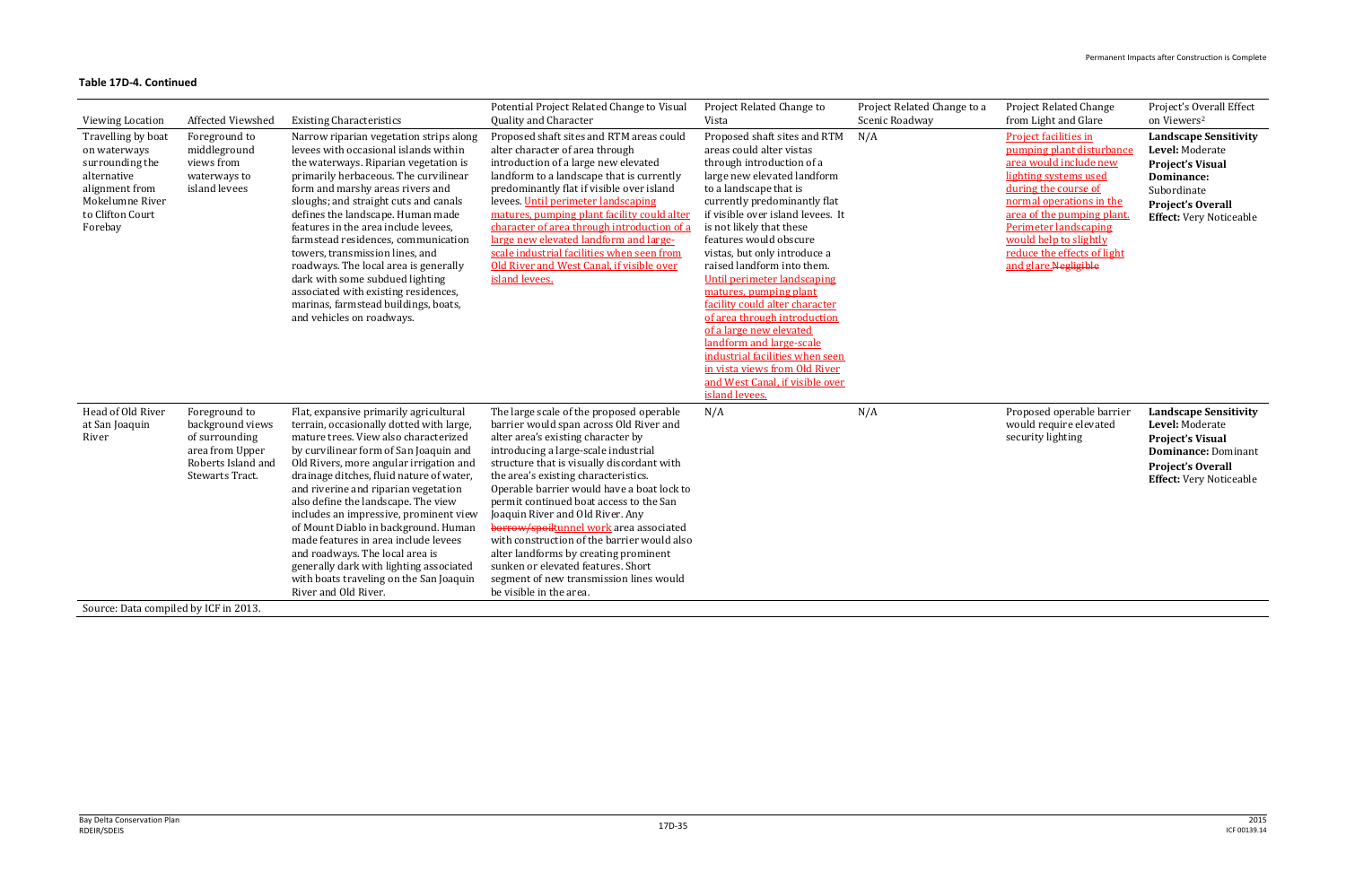**Table 17D-4. Continued**

| Viewing Location | Affected Viewshed | Existing Characteristics | Potential Project Related Change to Visual Quality and Character | Project Related Change to Vista | Project Related Change to a Scenic Roadway | Project Related Change from Light and Glare | Project's Overall Effect on Viewers[2] |
|---|---|---|---|---|---|---|---|
| Travelling by boat on waterways surrounding the alternative alignment from Mokelumne River to Clifton Court Forebay | Foreground to middleground views from waterways to island levees | Narrow riparian vegetation strips along levees with occasional islands within the waterways. Riparian vegetation is primarily herbaceous. The curvilinear form and marshy areas rivers and sloughs; and straight cuts and canals defines the landscape. Human made features in the area include levees, farmstead residences, communication towers, transmission lines, and roadways. The local area is generally dark with some subdued lighting associated with existing residences, marinas, farmstead buildings, boats, and vehicles on roadways. | Proposed shaft sites and RTM areas could alter character of area through introduction of a large new elevated landform to a landscape that is currently predominantly flat if visible over island levees. Until perimeter landscaping matures, pumping plant facility could alter character of area through introduction of a large new elevated landform and large-scale industrial facilities when seen from Old River and West Canal, if visible over island levees. | Proposed shaft sites and RTM areas could alter vistas through introduction of a large new elevated landform to a landscape that is currently predominantly flat if visible over island levees. It is not likely that these features would obscure vistas, but only introduce a raised landform into them. Until perimeter landscaping matures, pumping plant facility could alter character of area through introduction of a large new elevated landform and large-scale industrial facilities when seen in vista views from Old River and West Canal, if visible over island levees. | N/A | Project facilities in pumping plant disturbance area would include new lighting systems used during the course of normal operations in the area of the pumping plant. Perimeter landscaping would help to slightly reduce the effects of light and glare. ~~Negligible~~ | **Landscape Sensitivity Level:** Moderate **Project's Visual Dominance:** Subordinate **Project's Overall Effect:** Very Noticeable |
| Head of Old River at San Joaquin River | Foreground to background views of surrounding area from Upper Roberts Island and Stewarts Tract. | Flat, expansive primarily agricultural terrain, occasionally dotted with large, mature trees. View also characterized by curvilinear form of San Joaquin and Old Rivers, more angular irrigation and drainage ditches, fluid nature of water, and riverine and riparian vegetation also define the landscape. The view includes an impressive, prominent view of Mount Diablo in background. Human made features in area include levees and roadways. The local area is generally dark with lighting associated with boats traveling on the San Joaquin River and Old River. | The large scale of the proposed operable barrier would span across Old River and alter area's existing character by introducing a large-scale industrial structure that is visually discordant with the area's existing characteristics. Operable barrier would have a boat lock to permit continued boat access to the San Joaquin River and Old River. Any ~~borrow/spoil~~tunnel work area associated with construction of the barrier would also alter landforms by creating prominent sunken or elevated features. Short segment of new transmission lines would be visible in the area. | N/A | N/A | Proposed operable barrier would require elevated security lighting | **Landscape Sensitivity Level:** Moderate **Project's Visual Dominance:** Dominant **Project's Overall Effect:** Very Noticeable |

Source: Data compiled by ICF in 2013.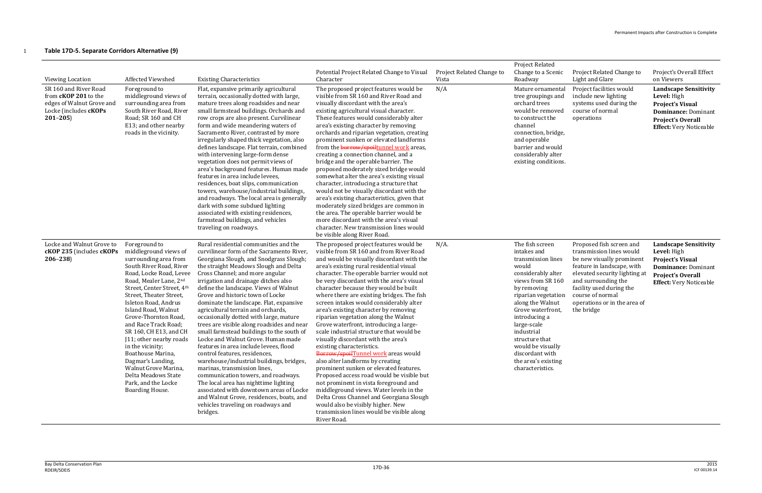**Table 17D-5. Separate Corridors Alternative (9)**

| Viewing Location | Affected Viewshed | Existing Characteristics | Potential Project Related Change to Visual Character | Project Related Change to Vista | Project Related Change to a Scenic Roadway | Project Related Change to Light and Glare | Project's Overall Effect on Viewers |
|---|---|---|---|---|---|---|---|
| SR 160 and River Road from **cKOP 201** to the edges of Walnut Grove and Locke (includes **cKOPs 201–205**) | Foreground to middleground views of surrounding area from South River Road, River Road; SR 160 and CH E13; and other nearby roads in the vicinity. | Flat, expansive primarily agricultural terrain, occasionally dotted with large, mature trees along roadsides and near small farmstead buildings. Orchards and row crops are also present. Curvilinear form and wide meandering waters of Sacramento River, contrasted by more irregularly shaped thick vegetation, also defines landscape. Flat terrain, combined with intervening large-form dense vegetation does not permit views of area's background features. Human made features in area include levees, residences, boat slips, communication towers, warehouse/industrial buildings, and roadways. The local area is generally dark with some subdued lighting associated with existing residences, farmstead buildings, and vehicles traveling on roadways. | The proposed project features would be visible from SR 160 and River Road and visually discordant with the area's existing agricultural visual character. These features would considerably alter the area's existing character by removing orchards and riparian vegetation, creating prominent sunken or elevated landforms from the ~~borrow/spoil~~tunnel work areas, creating a connection channel, and a bridge and the operable barrier. The proposed moderately sized bridge would somewhat alter the area's existing visual character, introducing a structure that would not be visually discordant with the area's existing characteristics, given that moderately sized bridges are common in the area. The operable barrier would be more discordant with the area's visual character. New transmission lines would be visible along River Road. | N/A | Mature ornamental tree groupings and orchard trees would be removed to construct the channel connection, bridge, and operable barrier and would considerably alter existing conditions. | Project facilities would include new lighting systems used during the course of normal operations | **Landscape Sensitivity Level:** High<br>**Project's Visual Dominance:** Dominant<br>**Project's Overall Effect:** Very Noticeable |
| Locke and Walnut Grove to **cKOP 235** (includes **cKOPs 206–238**) | Foreground to middleground views of surrounding area from South River Road, River Road, Locke Road, Levee Road, Mealer Lane, 2nd Street, Center Street, 4th Street, Theater Street, Isleton Road, Andrus Island Road, Walnut Grove-Thornton Road, and Race Track Road; SR 160, CH E13, and CH J11; other nearby roads in the vicinity; Boathouse Marina, Dagmar's Landing, Walnut Grove Marina, Delta Meadows State Park, and the Locke Boarding House. | Rural residential communities and the curvilinear form of the Sacramento River, Georgiana Slough, and Snodgrass Slough; the straight Meadows Slough and Delta Cross Channel; and more angular irrigation and drainage ditches also define the landscape. Views of Walnut Grove and historic town of Locke dominate the landscape. Flat, expansive agricultural terrain and orchards, occasionally dotted with large, mature trees are visible along roadsides and near small farmstead buildings to the south of Locke and Walnut Grove. Human made features in area include levees, flood control features, residences, warehouse/industrial buildings, bridges, marinas, transmission lines, communication towers, and roadways. The local area has nighttime lighting associated with downtown areas of Locke and Walnut Grove, residences, boats, and vehicles traveling on roadways and bridges. | The proposed project features would be visible from SR 160 and from River Road and would be visually discordant with the area's existing rural residential visual character. The operable barrier would not be very discordant with the area's visual character because they would be built where there are existing bridges. The fish screen intakes would considerably alter the area's existing character by removing riparian vegetation along the Walnut Grove waterfront, introducing a large-scale industrial structure that would be visually discordant with the area's existing characteristics. ~~Borrow/spoil~~Tunnel work areas would also alter landforms by creating prominent sunken or elevated features. Proposed access road would be visible but not prominent in vista foreground and middleground views. Water levels in the Delta Cross Channel and Georgiana Slough would also be visibly higher. New transmission lines would be visible along River Road. | N/A. | The fish screen intakes and transmission lines would considerably alter views from SR 160 by removing riparian vegetation along the Walnut Grove waterfront, introducing a large-scale industrial structure that would be visually discordant with the area's existing characteristics. | Proposed fish screen and transmission lines would be new visually prominent feature in landscape, with elevated security lighting at and surrounding the facility used during the course of normal operations or in the area of the bridge | **Landscape Sensitivity Level:** High<br>**Project's Visual Dominance:** Dominant<br>**Project's Overall Effect:** Very Noticeable |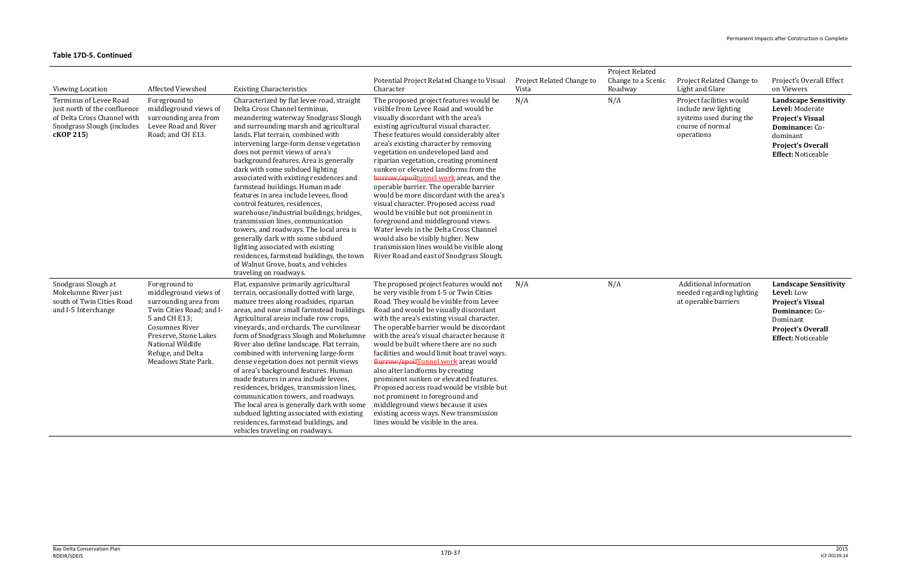**Table 17D-5. Continued**

| Viewing Location | Affected Viewshed | Existing Characteristics | Potential Project Related Change to Visual Character | Project Related Change to Vista | Project Related Change to a Scenic Roadway | Project Related Change to Light and Glare | Project's Overall Effect on Viewers |
|---|---|---|---|---|---|---|---|
| Terminus of Levee Road just north of the confluence of Delta Cross Channel with Snodgrass Slough (includes **cKOP 215**) | Foreground to middleground views of surrounding area from Levee Road and River Road; and CH E13. | Characterized by flat levee road, straight Delta Cross Channel terminus, meandering waterway Snodgrass Slough and surrounding marsh and agricultural lands. Flat terrain, combined with intervening large-form dense vegetation does not permit views of area's background features. Area is generally dark with some subdued lighting associated with existing residences and farmstead buildings. Human made features in area include levees, flood control features, residences, warehouse/industrial buildings, bridges, transmission lines, communication towers, and roadways. The local area is generally dark with some subdued lighting associated with existing residences, farmstead buildings, the town of Walnut Grove, boats, and vehicles traveling on roadways. | The proposed project features would be visible from Levee Road and would be visually discordant with the area's existing agricultural visual character. These features would considerably alter area's existing character by removing vegetation on undeveloped land and riparian vegetation, creating prominent sunken or elevated landforms from the ~~borrow/spoil~~tunnel work areas, and the operable barrier. The operable barrier would be more discordant with the area's visual character. Proposed access road would be visible but not prominent in foreground and middleground views. Water levels in the Delta Cross Channel would also be visibly higher. New transmission lines would be visible along River Road and east of Snodgrass Slough. | N/A | N/A | Project facilities would include new lighting systems used during the course of normal operations | **Landscape Sensitivity Level:** Moderate<br>**Project's Visual Dominance:** Co-dominant<br>**Project's Overall Effect:** Noticeable |
| Snodgrass Slough at Mokelumne River just south of Twin Cities Road and I-5 Interchange | Foreground to middleground views of surrounding area from Twin Cities Road; and I-5 and CH E13; Cosumnes River Preserve, Stone Lakes National Wildlife Refuge, and Delta Meadows State Park. | Flat, expansive primarily agricultural terrain, occasionally dotted with large, mature trees along roadsides, riparian areas, and near small farmstead buildings. Agricultural areas include row crops, vineyards, and orchards. The curvilinear form of Snodgrass Slough and Mokelumne River also define landscape. Flat terrain, combined with intervening large-form dense vegetation does not permit views of area's background features. Human made features in area include levees, residences, bridges, transmission lines, communication towers, and roadways. The local area is generally dark with some subdued lighting associated with existing residences, farmstead buildings, and vehicles traveling on roadways. | The proposed project features would not be very visible from I-5 or Twin Cities Road. They would be visible from Levee Road and would be visually discordant with the area's existing visual character. The operable barrier would be discordant with the area's visual character because it would be built where there are no such facilities and would limit boat travel ways. ~~Borrow/spoil~~Tunnel work areas would also alter landforms by creating prominent sunken or elevated features. Proposed access road would be visible but not prominent in foreground and middleground views because it uses existing access ways. New transmission lines would be visible in the area. | N/A | N/A | Additional information needed regarding lighting at operable barriers | **Landscape Sensitivity Level:** Low<br>**Project's Visual Dominance:** Co-Dominant<br>**Project's Overall Effect:** Noticeable |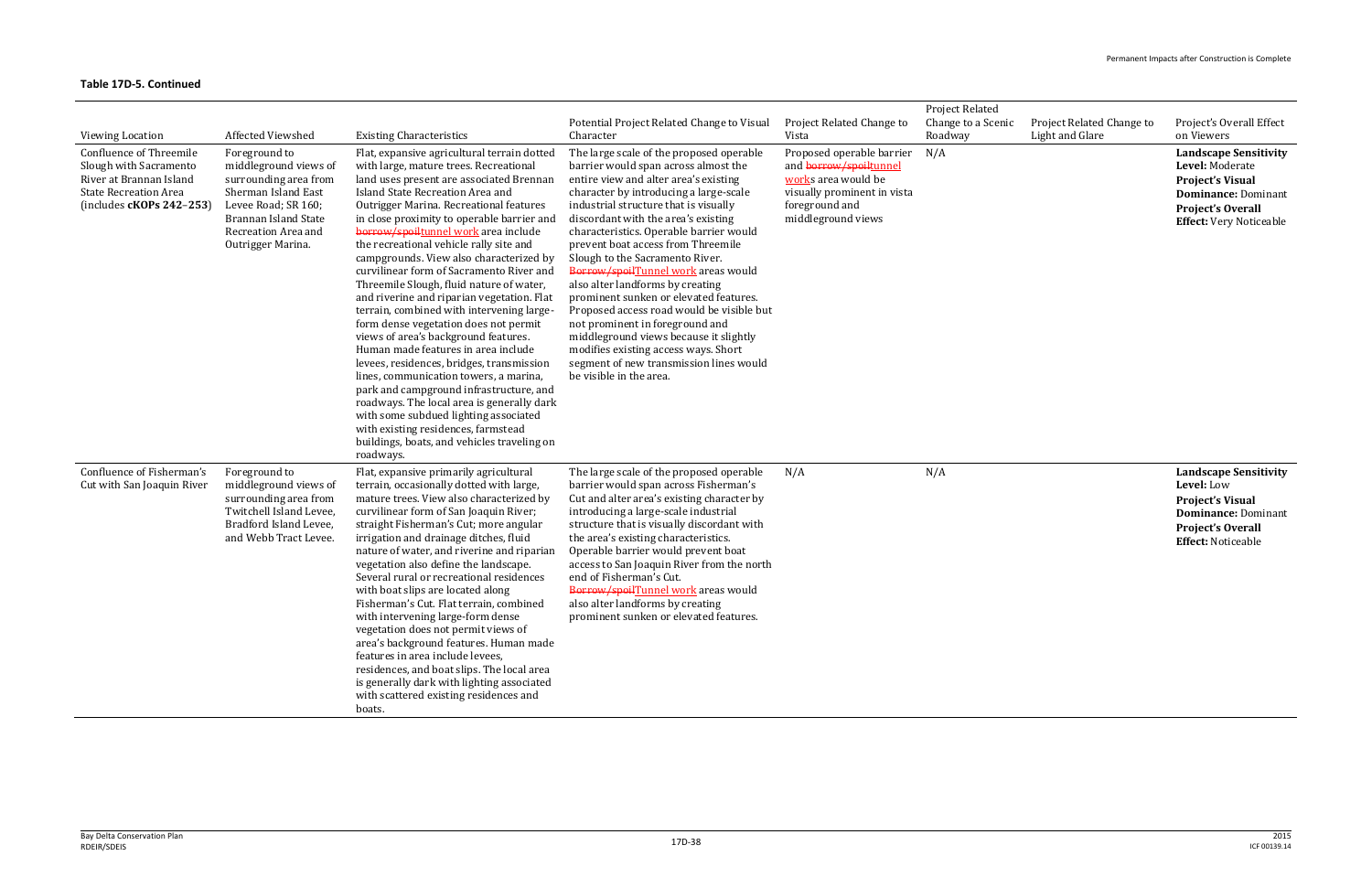**Table 17D-5. Continued**

| Viewing Location | Affected Viewshed | Existing Characteristics | Potential Project Related Change to Visual Character | Project Related Change to Vista | Project Related Change to a Scenic Roadway | Project Related Change to Light and Glare | Project's Overall Effect on Viewers |
|---|---|---|---|---|---|---|---|
| Confluence of Threemile Slough with Sacramento River at Brannan Island State Recreation Area (includes **cKOPs 242–253**) | Foreground to middleground views of surrounding area from Sherman Island East Levee Road; SR 160; Brannan Island State Recreation Area and Outrigger Marina. | Flat, expansive agricultural terrain dotted with large, mature trees. Recreational land uses present are associated Brennan Island State Recreation Area and Outrigger Marina. Recreational features in close proximity to operable barrier and ~~borrow/spoil~~tunnel work area include the recreational vehicle rally site and campgrounds. View also characterized by curvilinear form of Sacramento River and Threemile Slough, fluid nature of water, and riverine and riparian vegetation. Flat terrain, combined with intervening large-form dense vegetation does not permit views of area's background features. Human made features in area include levees, residences, bridges, transmission lines, communication towers, a marina, park and campground infrastructure, and roadways. The local area is generally dark with some subdued lighting associated with existing residences, farmstead buildings, boats, and vehicles traveling on roadways. | The large scale of the proposed operable barrier would span across almost the entire view and alter area's existing character by introducing a large-scale industrial structure that is visually discordant with the area's existing characteristics. Operable barrier would prevent boat access from Threemile Slough to the Sacramento River. ~~Borrow/spoil~~Tunnel work areas would also alter landforms by creating prominent sunken or elevated features. Proposed access road would be visible but not prominent in foreground and middleground views because it slightly modifies existing access ways. Short segment of new transmission lines would be visible in the area. | Proposed operable barrier and ~~borrow/spoil~~tunnel works area would be visually prominent in vista foreground and middleground views | N/A | | **Landscape Sensitivity Level:** Moderate **Project's Visual Dominance:** Dominant **Project's Overall Effect:** Very Noticeable |
| Confluence of Fisherman's Cut with San Joaquin River | Foreground to middleground views of surrounding area from Twitchell Island Levee, Bradford Island Levee, and Webb Tract Levee. | Flat, expansive primarily agricultural terrain, occasionally dotted with large, mature trees. View also characterized by curvilinear form of San Joaquin River; straight Fisherman's Cut; more angular irrigation and drainage ditches, fluid nature of water, and riverine and riparian vegetation also define the landscape. Several rural or recreational residences with boat slips are located along Fisherman's Cut. Flat terrain, combined with intervening large-form dense vegetation does not permit views of area's background features. Human made features in area include levees, residences, and boat slips. The local area is generally dark with lighting associated with scattered existing residences and boats. | The large scale of the proposed operable barrier would span across Fisherman's Cut and alter area's existing character by introducing a large-scale industrial structure that is visually discordant with the area's existing characteristics. Operable barrier would prevent boat access to San Joaquin River from the north end of Fisherman's Cut. ~~Borrow/spoil~~Tunnel work areas would also alter landforms by creating prominent sunken or elevated features. | N/A | N/A | | **Landscape Sensitivity Level:** Low **Project's Visual Dominance:** Dominant **Project's Overall Effect:** Noticeable |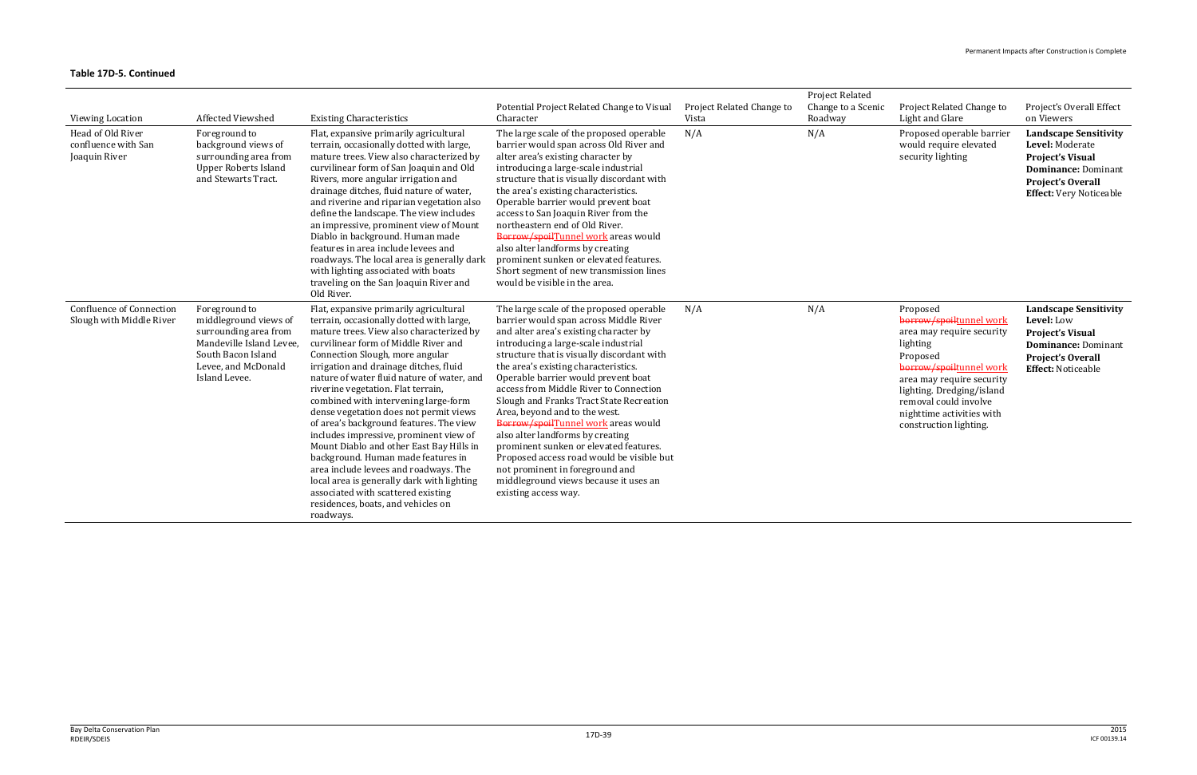**Table 17D-5. Continued**

| Viewing Location | Affected Viewshed | Existing Characteristics | Potential Project Related Change to Visual Character | Project Related Change to Vista | Project Related Change to a Scenic Roadway | Project Related Change to Light and Glare | Project's Overall Effect on Viewers |
|---|---|---|---|---|---|---|---|
| Head of Old River confluence with San Joaquin River | Foreground to background views of surrounding area from Upper Roberts Island and Stewarts Tract. | Flat, expansive primarily agricultural terrain, occasionally dotted with large, mature trees. View also characterized by curvilinear form of San Joaquin and Old Rivers, more angular irrigation and drainage ditches, fluid nature of water, and riverine and riparian vegetation also define the landscape. The view includes an impressive, prominent view of Mount Diablo in background. Human made features in area include levees and roadways. The local area is generally dark with lighting associated with boats traveling on the San Joaquin River and Old River. | The large scale of the proposed operable barrier would span across Old River and alter area's existing character by introducing a large-scale industrial structure that is visually discordant with the area's existing characteristics. Operable barrier would prevent boat access to San Joaquin River from the northeastern end of Old River. ~~Borrow/spoil~~Tunnel work areas would also alter landforms by creating prominent sunken or elevated features. Short segment of new transmission lines would be visible in the area. | N/A | N/A | Proposed operable barrier would require elevated security lighting | **Landscape Sensitivity Level:** Moderate **Project's Visual Dominance:** Dominant **Project's Overall Effect:** Very Noticeable |
| Confluence of Connection Slough with Middle River | Foreground to middleground views of surrounding area from Mandeville Island Levee, South Bacon Island Levee, and McDonald Island Levee. | Flat, expansive primarily agricultural terrain, occasionally dotted with large, mature trees. View also characterized by curvilinear form of Middle River and Connection Slough, more angular irrigation and drainage ditches, fluid nature of water fluid nature of water, and riverine vegetation. Flat terrain, combined with intervening large-form dense vegetation does not permit views of area's background features. The view includes impressive, prominent view of Mount Diablo and other East Bay Hills in background. Human made features in area include levees and roadways. The local area is generally dark with lighting associated with scattered existing residences, boats, and vehicles on roadways. | The large scale of the proposed operable barrier would span across Middle River and alter area's existing character by introducing a large-scale industrial structure that is visually discordant with the area's existing characteristics. Operable barrier would prevent boat access from Middle River to Connection Slough and Franks Tract State Recreation Area, beyond and to the west. ~~Borrow/spoil~~Tunnel work areas would also alter landforms by creating prominent sunken or elevated features. Proposed access road would be visible but not prominent in foreground and middleground views because it uses an existing access way. | N/A | N/A | Proposed ~~borrow/spoil~~tunnel work area may require security lighting Proposed ~~borrow/spoil~~tunnel work area may require security lighting. Dredging/island removal could involve nighttime activities with construction lighting. | **Landscape Sensitivity Level:** Low **Project's Visual Dominance:** Dominant **Project's Overall Effect:** Noticeable |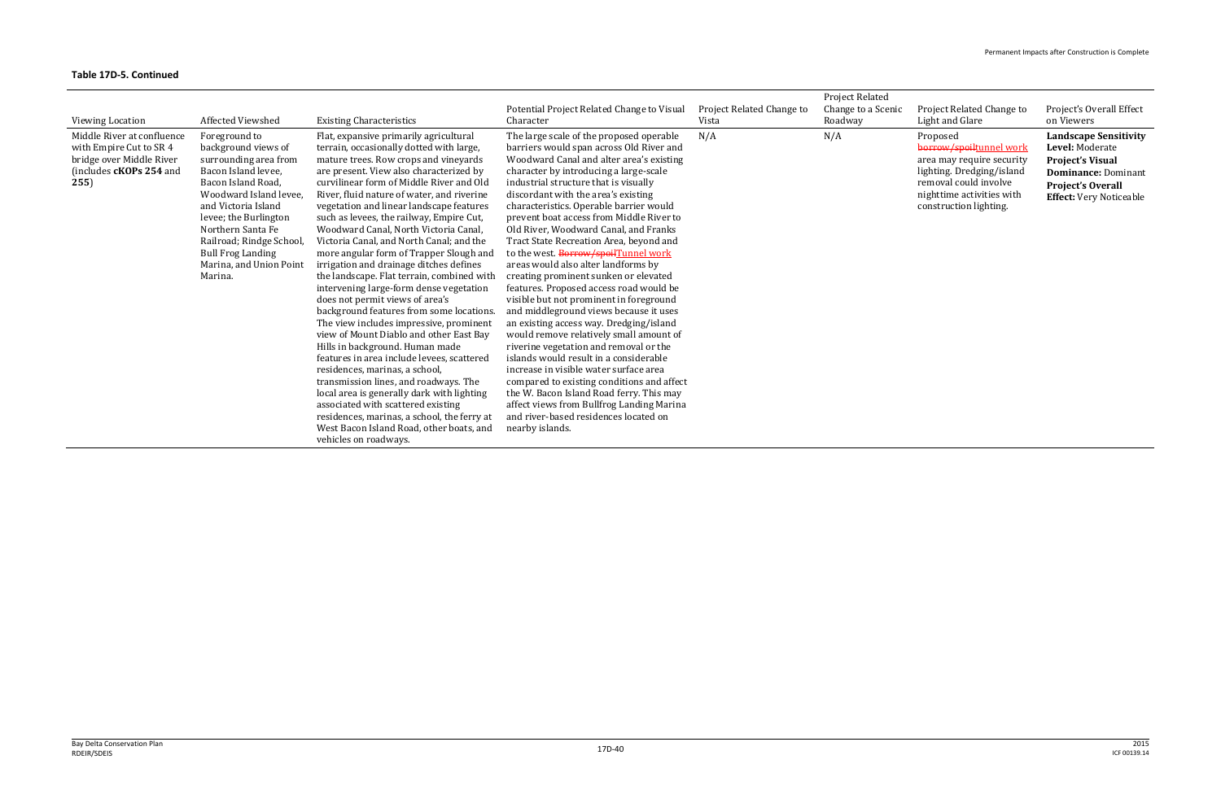**Table 17D-5. Continued**

| Viewing Location | Affected Viewshed | Existing Characteristics | Potential Project Related Change to Visual Character | Project Related Change to Vista | Project Related Change to a Scenic Roadway | Project Related Change to Light and Glare | Project's Overall Effect on Viewers |
|---|---|---|---|---|---|---|---|
| Middle River at confluence with Empire Cut to SR 4 bridge over Middle River (includes **cKOPs 254** and **255**) | Foreground to background views of surrounding area from Bacon Island levee, Bacon Island Road, Woodward Island levee, and Victoria Island levee; the Burlington Northern Santa Fe Railroad; Rindge School, Bull Frog Landing Marina, and Union Point Marina. | Flat, expansive primarily agricultural terrain, occasionally dotted with large, mature trees. Row crops and vineyards are present. View also characterized by curvilinear form of Middle River and Old River, fluid nature of water, and riverine vegetation and linear landscape features such as levees, the railway, Empire Cut, Woodward Canal, North Victoria Canal, Victoria Canal, and North Canal; and the more angular form of Trapper Slough and irrigation and drainage ditches defines the landscape. Flat terrain, combined with intervening large-form dense vegetation does not permit views of area's background features from some locations. The view includes impressive, prominent view of Mount Diablo and other East Bay Hills in background. Human made features in area include levees, scattered residences, marinas, a school, transmission lines, and roadways. The local area is generally dark with lighting associated with scattered existing residences, marinas, a school, the ferry at West Bacon Island Road, other boats, and vehicles on roadways. | The large scale of the proposed operable barriers would span across Old River and Woodward Canal and alter area's existing character by introducing a large-scale industrial structure that is visually discordant with the area's existing characteristics. Operable barrier would prevent boat access from Middle River to Old River, Woodward Canal, and Franks Tract State Recreation Area, beyond and to the west. ~~Borrow/spoil~~Tunnel work areas would also alter landforms by creating prominent sunken or elevated features. Proposed access road would be visible but not prominent in foreground and middleground views because it uses an existing access way. Dredging/island would remove relatively small amount of riverine vegetation and removal or the islands would result in a considerable increase in visible water surface area compared to existing conditions and affect the W. Bacon Island Road ferry. This may affect views from Bullfrog Landing Marina and river-based residences located on nearby islands. | N/A | N/A | Proposed ~~borrow/spoil~~tunnel work area may require security lighting. Dredging/island removal could involve nighttime activities with construction lighting. | **Landscape Sensitivity Level:** Moderate<br>**Project's Visual Dominance:** Dominant<br>**Project's Overall Effect:** Very Noticeable |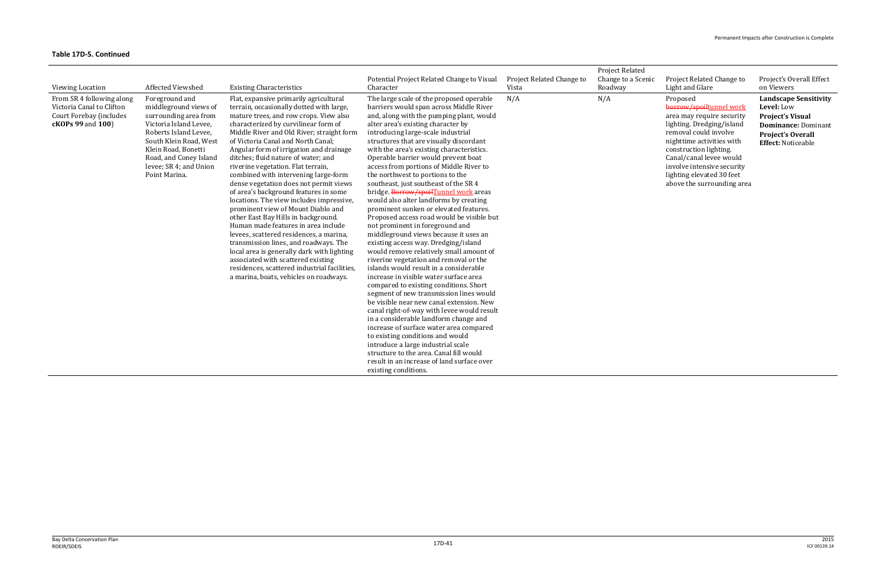**Table 17D-5. Continued**

| Viewing Location | Affected Viewshed | Existing Characteristics | Potential Project Related Change to Visual Character | Project Related Change to Vista | Project Related Change to a Scenic Roadway | Project Related Change to Light and Glare | Project's Overall Effect on Viewers |
|---|---|---|---|---|---|---|---|
| From SR 4 following along Victoria Canal to Clifton Court Forebay (includes **cKOPs 99** and **100**) | Foreground and middleground views of surrounding area from Victoria Island Levee, Roberts Island Levee, South Klein Road, West Klein Road, Bonetti Road, and Coney Island levee; SR 4; and Union Point Marina. | Flat, expansive primarily agricultural terrain, occasionally dotted with large, mature trees, and row crops. View also characterized by curvilinear form of Middle River and Old River; straight form of Victoria Canal and North Canal; Angular form of irrigation and drainage ditches; fluid nature of water; and riverine vegetation. Flat terrain, combined with intervening large-form dense vegetation does not permit views of area's background features in some locations. The view includes impressive, prominent view of Mount Diablo and other East Bay Hills in background. Human made features in area include levees, scattered residences, a marina, transmission lines, and roadways. The local area is generally dark with lighting associated with scattered existing residences, scattered industrial facilities, a marina, boats, vehicles on roadways. | The large scale of the proposed operable barriers would span across Middle River and, along with the pumping plant, would alter area's existing character by introducing large-scale industrial structures that are visually discordant with the area's existing characteristics. Operable barrier would prevent boat access from portions of Middle River to the northwest to portions to the southeast, just southeast of the SR 4 bridge. ~~Borrow/spoil~~Tunnel work areas would also alter landforms by creating prominent sunken or elevated features. Proposed access road would be visible but not prominent in foreground and middleground views because it uses an existing access way. Dredging/island would remove relatively small amount of riverine vegetation and removal or the islands would result in a considerable increase in visible water surface area compared to existing conditions. Short segment of new transmission lines would be visible near new canal extension. New canal right-of-way with levee would result in a considerable landform change and increase of surface water area compared to existing conditions and would introduce a large industrial scale structure to the area. Canal fill would result in an increase of land surface over existing conditions. | N/A | N/A | Proposed ~~borrow/spoil~~tunnel work area may require security lighting. Dredging/island removal could involve nighttime activities with construction lighting. Canal/canal levee would involve intensive security lighting elevated 30 feet above the surrounding area | **Landscape Sensitivity Level:** Low<br>**Project's Visual Dominance:** Dominant<br>**Project's Overall Effect:** Noticeable |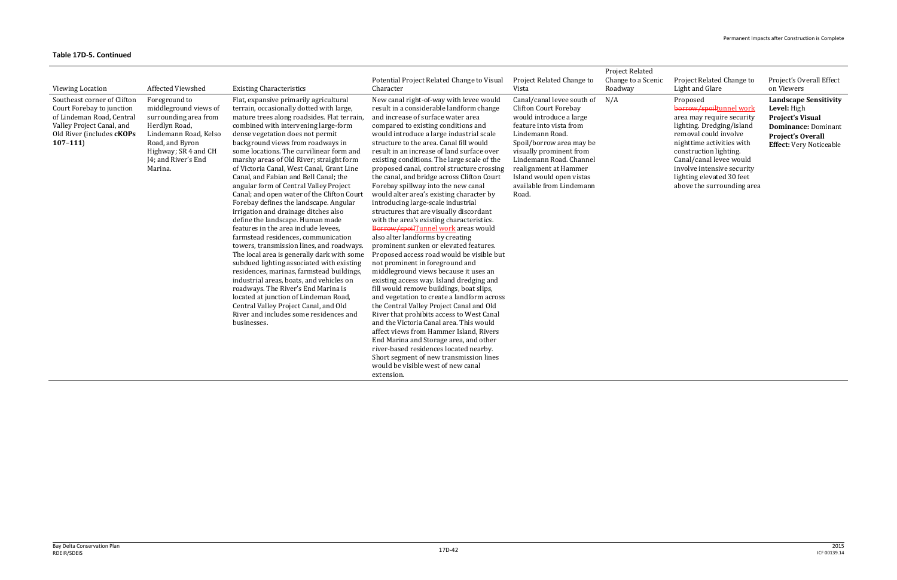**Table 17D-5. Continued**

| Viewing Location | Affected Viewshed | Existing Characteristics | Potential Project Related Change to Visual Character | Project Related Change to Vista | Project Related Change to a Scenic Roadway | Project Related Change to Light and Glare | Project's Overall Effect on Viewers |
|---|---|---|---|---|---|---|---|
| Southeast corner of Clifton Court Forebay to junction of Lindeman Road, Central Valley Project Canal, and Old River (includes **cKOPs 107–111**) | Foreground to middleground views of surrounding area from Herdlyn Road, Lindemann Road, Kelso Road, and Byron Highway; SR 4 and CH J4; and River's End Marina. | Flat, expansive primarily agricultural terrain, occasionally dotted with large, mature trees along roadsides. Flat terrain, combined with intervening large-form dense vegetation does not permit background views from roadways in some locations. The curvilinear form and marshy areas of Old River; straight form of Victoria Canal, West Canal, Grant Line Canal, and Fabian and Bell Canal; the angular form of Central Valley Project Canal; and open water of the Clifton Court Forebay defines the landscape. Angular irrigation and drainage ditches also define the landscape. Human made features in the area include levees, farmstead residences, communication towers, transmission lines, and roadways. The local area is generally dark with some subdued lighting associated with existing residences, marinas, farmstead buildings, industrial areas, boats, and vehicles on roadways. The River's End Marina is located at junction of Lindeman Road, Central Valley Project Canal, and Old River and includes some residences and businesses. | New canal right-of-way with levee would result in a considerable landform change and increase of surface water area compared to existing conditions and would introduce a large industrial scale structure to the area. Canal fill would result in an increase of land surface over existing conditions. The large scale of the proposed canal, control structure crossing the canal, and bridge across Clifton Court Forebay spillway into the new canal would alter area's existing character by introducing large-scale industrial structures that are visually discordant with the area's existing characteristics. ~~Borrow/spoil~~Tunnel work areas would also alter landforms by creating prominent sunken or elevated features. Proposed access road would be visible but not prominent in foreground and middleground views because it uses an existing access way. Island dredging and fill would remove buildings, boat slips, and vegetation to create a landform across the Central Valley Project Canal and Old River that prohibits access to West Canal and the Victoria Canal area. This would affect views from Hammer Island, Rivers End Marina and Storage area, and other river-based residences located nearby. Short segment of new transmission lines would be visible west of new canal extension. | Canal/canal levee south of Clifton Court Forebay would introduce a large feature into vista from Lindemann Road. Spoil/borrow area may be visually prominent from Lindemann Road. Channel realignment at Hammer Island would open vistas available from Lindemann Road. | N/A | Proposed ~~borrow/spoil~~tunnel work area may require security lighting. Dredging/island removal could involve nighttime activities with construction lighting. Canal/canal levee would involve intensive security lighting elevated 30 feet above the surrounding area | **Landscape Sensitivity Level:** High<br>**Project's Visual Dominance:** Dominant<br>**Project's Overall Effect:** Very Noticeable |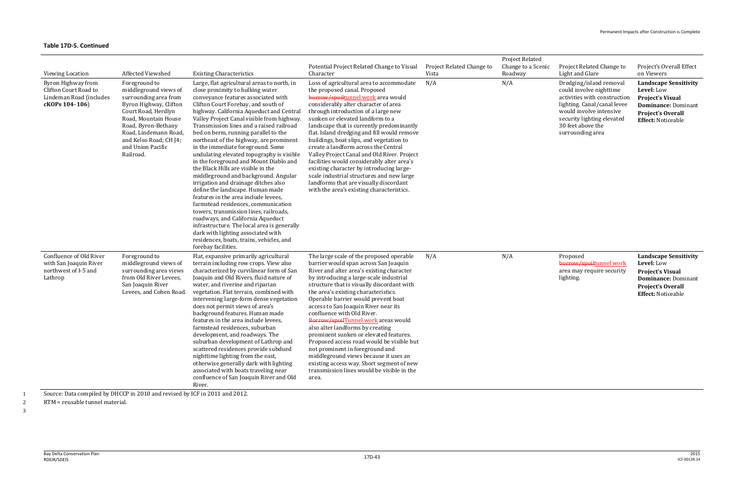**Table 17D-5. Continued**

| Viewing Location | Affected Viewshed | Existing Characteristics | Potential Project Related Change to Visual Character | Project Related Change to Vista | Project Related Change to a Scenic Roadway | Project Related Change to Light and Glare | Project's Overall Effect on Viewers |
|---|---|---|---|---|---|---|---|
| Byron Highway from Clifton Court Road to Lindeman Road (includes **cKOPs 104–106**) | Foreground to middleground views of surrounding area from Byron Highway, Clifton Court Road, Herdlyn Road, Mountain House Road, Byron-Bethany Road, Lindemann Road, and Kelso Road; CH J4; and Union Pacific Railroad. | Large, flat agricultural areas to north, in close proximity to hulking water conveyance features associated with Clifton Court Forebay, and south of highway. California Aqueduct and Central Valley Project Canal visible from highway. Transmission lines and a raised railroad bed on berm, running parallel to the northeast of the highway, are prominent in the immediate foreground. Some undulating elevated topography is visible in the foreground and Mount Diablo and the Black Hills are visible in the middleground and background. Angular irrigation and drainage ditches also define the landscape. Human made features in the area include levees, farmstead residences, communication towers, transmission lines, railroads, roadways, and California Aqueduct infrastructure. The local area is generally dark with lighting associated with residences, boats, trains, vehicles, and forebay facilities. | Loss of agricultural area to accommodate the proposed canal. Proposed ~~borrow/spoil~~tunnel work area would considerably alter character of area through introduction of a large new sunken or elevated landform to a landscape that is currently predominantly flat. Island dredging and fill would remove buildings, boat slips, and vegetation to create a landform across the Central Valley Project Canal and Old River. Project facilities would considerably alter area's existing character by introducing large-scale industrial structures and new large landforms that are visually discordant with the area's existing characteristics. | N/A | N/A | Dredging/island removal could involve nighttime activities with construction lighting. Canal/canal levee would involve intensive security lighting elevated 30 feet above the surrounding area | **Landscape Sensitivity Level:** Low **Project's Visual Dominance:** Dominant **Project's Overall Effect:** Noticeable |
| Confluence of Old River with San Joaquin River northwest of I-5 and Lathrop | Foreground to middleground views of surrounding area views from Old River Levees, San Joaquin River Levees, and Cohen Road. | Flat, expansive primarily agricultural terrain including row crops. View also characterized by curvilinear form of San Joaquin and Old Rivers, fluid nature of water, and riverine and riparian vegetation. Flat terrain, combined with intervening large-form dense vegetation does not permit views of area's background features. Human made features in the area include levees, farmstead residences, suburban development, and roadways. The suburban development of Lathrop and scattered residences provide subdued nighttime lighting from the east, otherwise generally dark with lighting associated with boats traveling near confluence of San Joaquin River and Old River. | The large scale of the proposed operable barrier would span across San Joaquin River and alter area's existing character by introducing a large-scale industrial structure that is visually discordant with the area's existing characteristics. Operable barrier would prevent boat access to San Joaquin River near its confluence with Old River. ~~Borrow/spoil~~Tunnel work areas would also alter landforms by creating prominent sunken or elevated features. Proposed access road would be visible but not prominent in foreground and middleground views because it uses an existing access way. Short segment of new transmission lines would be visible in the area. | N/A | N/A | Proposed ~~borrow/spoil~~tunnel work area may require security lighting. | **Landscape Sensitivity Level:** Low **Project's Visual Dominance:** Dominant **Project's Overall Effect:** Noticeable |

Source: Data compiled by DHCCP in 2010 and revised by ICF in 2011 and 2012.

RTM = reusable tunnel material.